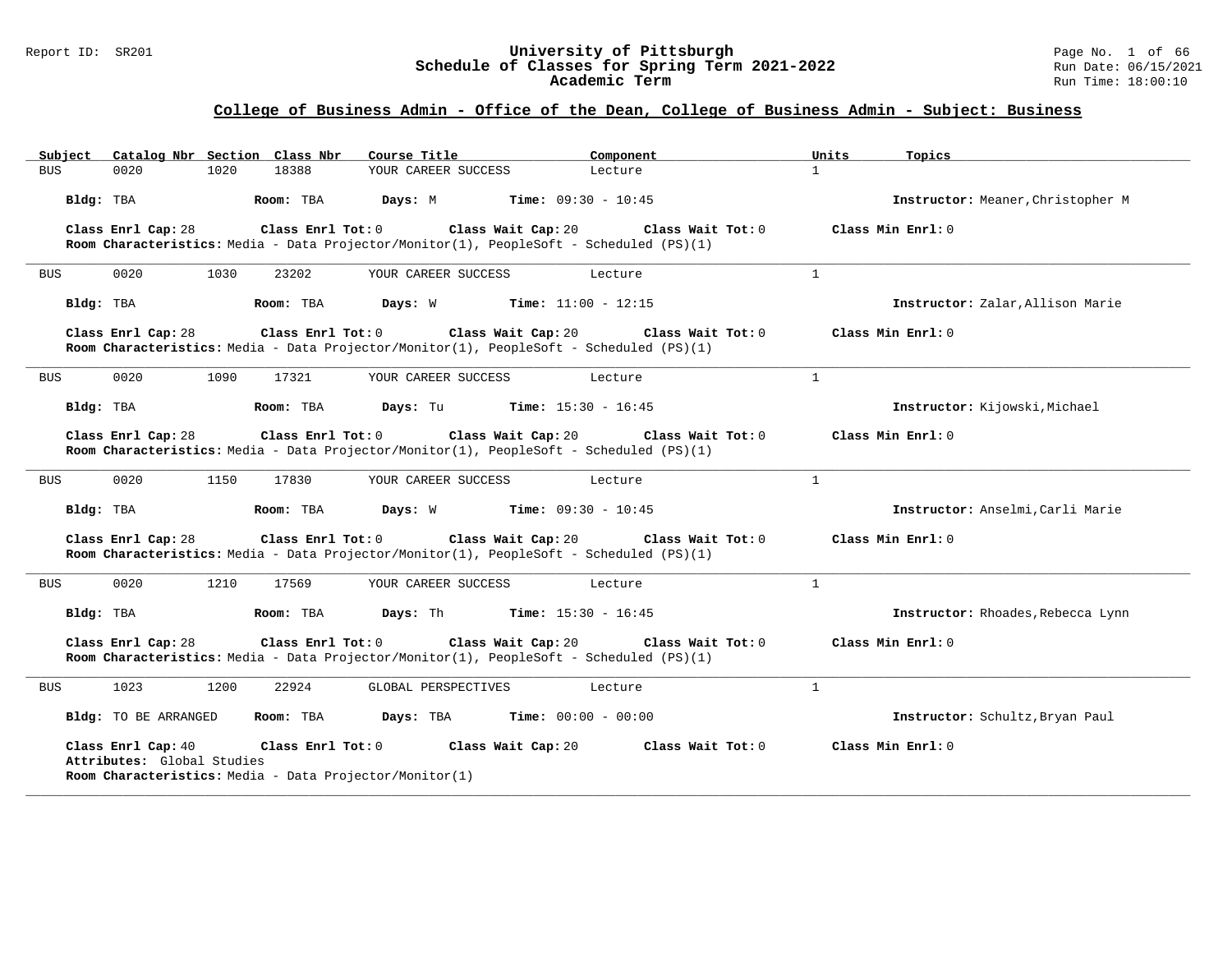# University of Pittsburgh
## Schedule of Classes for Spring Term 2021-2022
### Academic Term

Report ID: SR201

Run Date: 06/15/2021
Run Time: 18:00:10

## College of Business Admin - Office of the Dean, College of Business Admin - Subject: Business

| Subject | Catalog Nbr | Section | Class Nbr | Course Title | Component | Units | Topics |
|---|---|---|---|---|---|---|---|
| BUS | 0020 | 1020 | 18388 | YOUR CAREER SUCCESS | Lecture | 1 | |

**Bldg:** TBA **Room:** TBA **Days:** M **Time:** 09:30 - 10:45 **Instructor:** Meaner,Christopher M

**Class Enrl Cap:** 28 **Class Enrl Tot:** 0 **Class Wait Cap:** 20 **Class Wait Tot:** 0 **Class Min Enrl:** 0
**Room Characteristics:** Media - Data Projector/Monitor(1), PeopleSoft - Scheduled (PS)(1)

---

| Subject | Catalog Nbr | Section | Class Nbr | Course Title | Component | Units | Topics |
|---|---|---|---|---|---|---|---|
| BUS | 0020 | 1030 | 23202 | YOUR CAREER SUCCESS | Lecture | 1 | |

**Bldg:** TBA **Room:** TBA **Days:** W **Time:** 11:00 - 12:15 **Instructor:** Zalar,Allison Marie

**Class Enrl Cap:** 28 **Class Enrl Tot:** 0 **Class Wait Cap:** 20 **Class Wait Tot:** 0 **Class Min Enrl:** 0
**Room Characteristics:** Media - Data Projector/Monitor(1), PeopleSoft - Scheduled (PS)(1)

---

| Subject | Catalog Nbr | Section | Class Nbr | Course Title | Component | Units | Topics |
|---|---|---|---|---|---|---|---|
| BUS | 0020 | 1090 | 17321 | YOUR CAREER SUCCESS | Lecture | 1 | |

**Bldg:** TBA **Room:** TBA **Days:** Tu **Time:** 15:30 - 16:45 **Instructor:** Kijowski,Michael

**Class Enrl Cap:** 28 **Class Enrl Tot:** 0 **Class Wait Cap:** 20 **Class Wait Tot:** 0 **Class Min Enrl:** 0
**Room Characteristics:** Media - Data Projector/Monitor(1), PeopleSoft - Scheduled (PS)(1)

---

| Subject | Catalog Nbr | Section | Class Nbr | Course Title | Component | Units | Topics |
|---|---|---|---|---|---|---|---|
| BUS | 0020 | 1150 | 17830 | YOUR CAREER SUCCESS | Lecture | 1 | |

**Bldg:** TBA **Room:** TBA **Days:** W **Time:** 09:30 - 10:45 **Instructor:** Anselmi,Carli Marie

**Class Enrl Cap:** 28 **Class Enrl Tot:** 0 **Class Wait Cap:** 20 **Class Wait Tot:** 0 **Class Min Enrl:** 0
**Room Characteristics:** Media - Data Projector/Monitor(1), PeopleSoft - Scheduled (PS)(1)

---

| Subject | Catalog Nbr | Section | Class Nbr | Course Title | Component | Units | Topics |
|---|---|---|---|---|---|---|---|
| BUS | 0020 | 1210 | 17569 | YOUR CAREER SUCCESS | Lecture | 1 | |

**Bldg:** TBA **Room:** TBA **Days:** Th **Time:** 15:30 - 16:45 **Instructor:** Rhoades,Rebecca Lynn

**Class Enrl Cap:** 28 **Class Enrl Tot:** 0 **Class Wait Cap:** 20 **Class Wait Tot:** 0 **Class Min Enrl:** 0
**Room Characteristics:** Media - Data Projector/Monitor(1), PeopleSoft - Scheduled (PS)(1)

---

| Subject | Catalog Nbr | Section | Class Nbr | Course Title | Component | Units | Topics |
|---|---|---|---|---|---|---|---|
| BUS | 1023 | 1200 | 22924 | GLOBAL PERSPECTIVES | Lecture | 1 | |

**Bldg:** TO BE ARRANGED **Room:** TBA **Days:** TBA **Time:** 00:00 - 00:00 **Instructor:** Schultz,Bryan Paul

**Class Enrl Cap:** 40 **Class Enrl Tot:** 0 **Class Wait Cap:** 20 **Class Wait Tot:** 0 **Class Min Enrl:** 0
**Attributes:** Global Studies
**Room Characteristics:** Media - Data Projector/Monitor(1)

---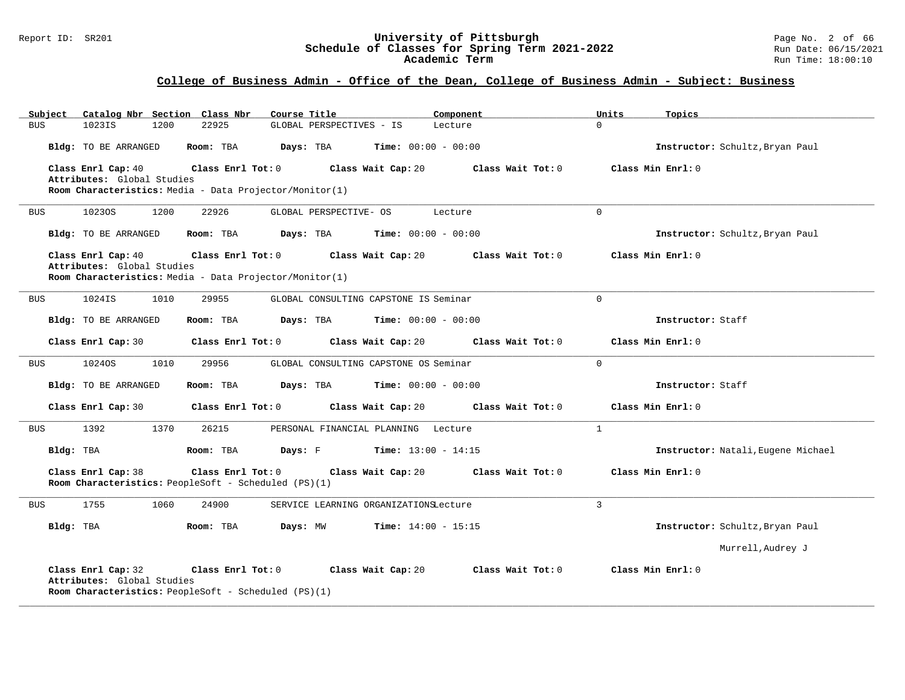## College of Business Admin - Office of the Dean, College of Business Admin - Subject: Business

| Subject | Catalog Nbr | Section | Class Nbr | Course Title | Component | Units | Topics |
|---|---|---|---|---|---|---|---|
| BUS | 1023IS | 1200 | 22925 | GLOBAL PERSPECTIVES - IS | Lecture | 0 | |

**Bldg:** TO BE ARRANGED **Room:** TBA **Days:** TBA **Time:** 00:00 - 00:00 **Instructor:** Schultz,Bryan Paul

**Class Enrl Cap:** 40 **Class Enrl Tot:** 0 **Class Wait Cap:** 20 **Class Wait Tot:** 0 **Class Min Enrl:** 0

**Attributes:** Global Studies

**Room Characteristics:** Media - Data Projector/Monitor(1)

---

| Subject | Catalog Nbr | Section | Class Nbr | Course Title | Component | Units | Topics |
|---|---|---|---|---|---|---|---|
| BUS | 1023OS | 1200 | 22926 | GLOBAL PERSPECTIVE- OS | Lecture | 0 | |

**Bldg:** TO BE ARRANGED **Room:** TBA **Days:** TBA **Time:** 00:00 - 00:00 **Instructor:** Schultz,Bryan Paul

**Class Enrl Cap:** 40 **Class Enrl Tot:** 0 **Class Wait Cap:** 20 **Class Wait Tot:** 0 **Class Min Enrl:** 0

**Attributes:** Global Studies

**Room Characteristics:** Media - Data Projector/Monitor(1)

---

| Subject | Catalog Nbr | Section | Class Nbr | Course Title | Component | Units | Topics |
|---|---|---|---|---|---|---|---|
| BUS | 1024IS | 1010 | 29955 | GLOBAL CONSULTING CAPSTONE IS | Seminar | 0 | |

**Bldg:** TO BE ARRANGED **Room:** TBA **Days:** TBA **Time:** 00:00 - 00:00 **Instructor:** Staff

**Class Enrl Cap:** 30 **Class Enrl Tot:** 0 **Class Wait Cap:** 20 **Class Wait Tot:** 0 **Class Min Enrl:** 0

---

| Subject | Catalog Nbr | Section | Class Nbr | Course Title | Component | Units | Topics |
|---|---|---|---|---|---|---|---|
| BUS | 1024OS | 1010 | 29956 | GLOBAL CONSULTING CAPSTONE OS | Seminar | 0 | |

**Bldg:** TO BE ARRANGED **Room:** TBA **Days:** TBA **Time:** 00:00 - 00:00 **Instructor:** Staff

**Class Enrl Cap:** 30 **Class Enrl Tot:** 0 **Class Wait Cap:** 20 **Class Wait Tot:** 0 **Class Min Enrl:** 0

---

| Subject | Catalog Nbr | Section | Class Nbr | Course Title | Component | Units | Topics |
|---|---|---|---|---|---|---|---|
| BUS | 1392 | 1370 | 26215 | PERSONAL FINANCIAL PLANNING | Lecture | 1 | |

**Bldg:** TBA **Room:** TBA **Days:** F **Time:** 13:00 - 14:15 **Instructor:** Natali,Eugene Michael

**Class Enrl Cap:** 38 **Class Enrl Tot:** 0 **Class Wait Cap:** 20 **Class Wait Tot:** 0 **Class Min Enrl:** 0

**Room Characteristics:** PeopleSoft - Scheduled (PS)(1)

---

| Subject | Catalog Nbr | Section | Class Nbr | Course Title | Component | Units | Topics |
|---|---|---|---|---|---|---|---|
| BUS | 1755 | 1060 | 24900 | SERVICE LEARNING ORGANIZATIONS | Lecture | 3 | |

**Bldg:** TBA **Room:** TBA **Days:** MW **Time:** 14:00 - 15:15 **Instructor:** Schultz,Bryan Paul; Murrell,Audrey J

**Class Enrl Cap:** 32 **Class Enrl Tot:** 0 **Class Wait Cap:** 20 **Class Wait Tot:** 0 **Class Min Enrl:** 0

**Attributes:** Global Studies

**Room Characteristics:** PeopleSoft - Scheduled (PS)(1)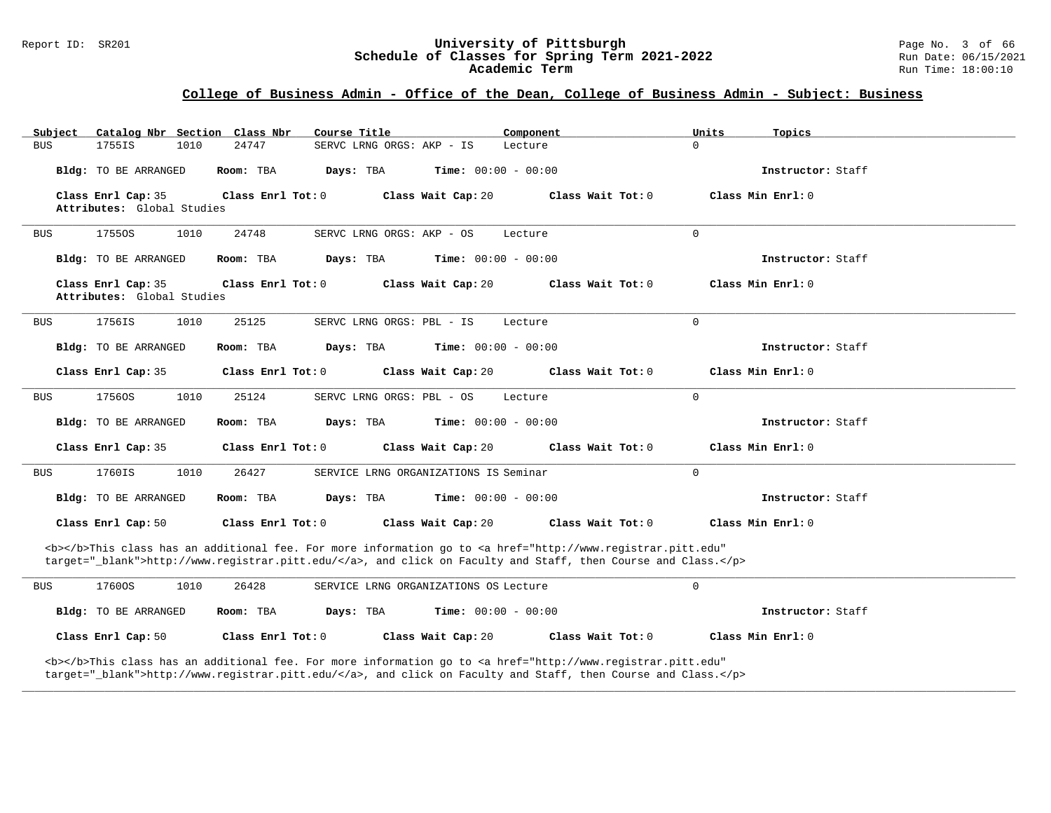## College of Business Admin - Office of the Dean, College of Business Admin - Subject: Business

| Subject | Catalog Nbr | Section | Class Nbr | Course Title | Component | Units | Topics |
|---|---|---|---|---|---|---|---|
| BUS | 1755IS | 1010 | 24747 | SERVC LRNG ORGS: AKP - IS | Lecture | 0 | |

**Bldg:** TO BE ARRANGED **Room:** TBA **Days:** TBA **Time:** 00:00 - 00:00 **Instructor:** Staff

**Class Enrl Cap:** 35 **Class Enrl Tot:** 0 **Class Wait Cap:** 20 **Class Wait Tot:** 0 **Class Min Enrl:** 0

**Attributes:** Global Studies

---

| Subject | Catalog Nbr | Section | Class Nbr | Course Title | Component | Units | Topics |
|---|---|---|---|---|---|---|---|
| BUS | 1755OS | 1010 | 24748 | SERVC LRNG ORGS: AKP - OS | Lecture | 0 | |

**Bldg:** TO BE ARRANGED **Room:** TBA **Days:** TBA **Time:** 00:00 - 00:00 **Instructor:** Staff

**Class Enrl Cap:** 35 **Class Enrl Tot:** 0 **Class Wait Cap:** 20 **Class Wait Tot:** 0 **Class Min Enrl:** 0

**Attributes:** Global Studies

---

| Subject | Catalog Nbr | Section | Class Nbr | Course Title | Component | Units | Topics |
|---|---|---|---|---|---|---|---|
| BUS | 1756IS | 1010 | 25125 | SERVC LRNG ORGS: PBL - IS | Lecture | 0 | |

**Bldg:** TO BE ARRANGED **Room:** TBA **Days:** TBA **Time:** 00:00 - 00:00 **Instructor:** Staff

**Class Enrl Cap:** 35 **Class Enrl Tot:** 0 **Class Wait Cap:** 20 **Class Wait Tot:** 0 **Class Min Enrl:** 0

---

| Subject | Catalog Nbr | Section | Class Nbr | Course Title | Component | Units | Topics |
|---|---|---|---|---|---|---|---|
| BUS | 1756OS | 1010 | 25124 | SERVC LRNG ORGS: PBL - OS | Lecture | 0 | |

**Bldg:** TO BE ARRANGED **Room:** TBA **Days:** TBA **Time:** 00:00 - 00:00 **Instructor:** Staff

**Class Enrl Cap:** 35 **Class Enrl Tot:** 0 **Class Wait Cap:** 20 **Class Wait Tot:** 0 **Class Min Enrl:** 0

---

| Subject | Catalog Nbr | Section | Class Nbr | Course Title | Component | Units | Topics |
|---|---|---|---|---|---|---|---|
| BUS | 1760IS | 1010 | 26427 | SERVICE LRNG ORGANIZATIONS IS | Seminar | 0 | |

**Bldg:** TO BE ARRANGED **Room:** TBA **Days:** TBA **Time:** 00:00 - 00:00 **Instructor:** Staff

**Class Enrl Cap:** 50 **Class Enrl Tot:** 0 **Class Wait Cap:** 20 **Class Wait Tot:** 0 **Class Min Enrl:** 0

<b></b>This class has an additional fee. For more information go to <a href="http://www.registrar.pitt.edu" target="_blank">http://www.registrar.pitt.edu/</a>, and click on Faculty and Staff, then Course and Class.</p>

---

| Subject | Catalog Nbr | Section | Class Nbr | Course Title | Component | Units | Topics |
|---|---|---|---|---|---|---|---|
| BUS | 1760OS | 1010 | 26428 | SERVICE LRNG ORGANIZATIONS OS | Lecture | 0 | |

**Bldg:** TO BE ARRANGED **Room:** TBA **Days:** TBA **Time:** 00:00 - 00:00 **Instructor:** Staff

**Class Enrl Cap:** 50 **Class Enrl Tot:** 0 **Class Wait Cap:** 20 **Class Wait Tot:** 0 **Class Min Enrl:** 0

<b></b>This class has an additional fee. For more information go to <a href="http://www.registrar.pitt.edu" target="_blank">http://www.registrar.pitt.edu/</a>, and click on Faculty and Staff, then Course and Class.</p>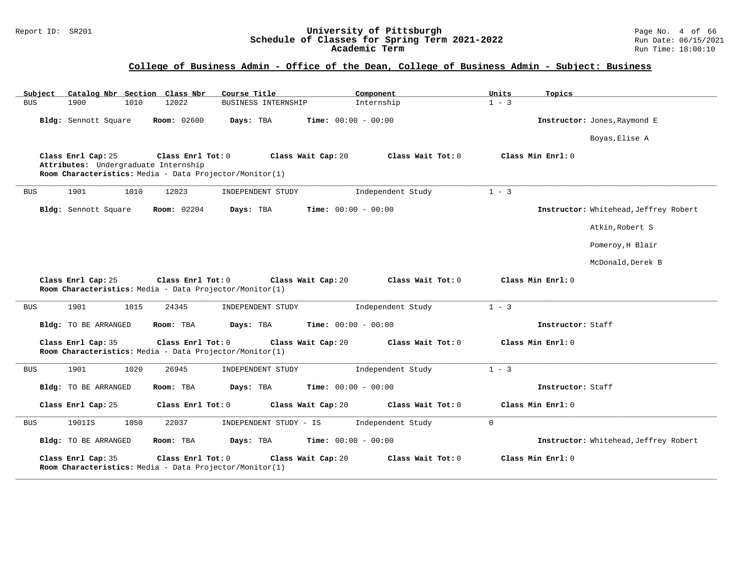## College of Business Admin - Office of the Dean, College of Business Admin - Subject: Business

| Subject | Catalog Nbr | Section | Class Nbr | Course Title | Component | Units | Topics |
|---|---|---|---|---|---|---|---|
| BUS | 1900 | 1010 | 12022 | BUSINESS INTERNSHIP | Internship | 1 - 3 | |

**Bldg:** Sennott Square **Room:** 02600 **Days:** TBA **Time:** 00:00 - 00:00 **Instructor:** Jones,Raymond E; Boyas,Elise A

**Class Enrl Cap:** 25 **Class Enrl Tot:** 0 **Class Wait Cap:** 20 **Class Wait Tot:** 0 **Class Min Enrl:** 0

**Attributes:** Undergraduate Internship

**Room Characteristics:** Media - Data Projector/Monitor(1)

---

| Subject | Catalog Nbr | Section | Class Nbr | Course Title | Component | Units | Topics |
|---|---|---|---|---|---|---|---|
| BUS | 1901 | 1010 | 12023 | INDEPENDENT STUDY | Independent Study | 1 - 3 | |

**Bldg:** Sennott Square **Room:** 02204 **Days:** TBA **Time:** 00:00 - 00:00 **Instructor:** Whitehead,Jeffrey Robert; Atkin,Robert S; Pomeroy,H Blair; McDonald,Derek B

**Class Enrl Cap:** 25 **Class Enrl Tot:** 0 **Class Wait Cap:** 20 **Class Wait Tot:** 0 **Class Min Enrl:** 0

**Room Characteristics:** Media - Data Projector/Monitor(1)

---

| Subject | Catalog Nbr | Section | Class Nbr | Course Title | Component | Units | Topics |
|---|---|---|---|---|---|---|---|
| BUS | 1901 | 1015 | 24345 | INDEPENDENT STUDY | Independent Study | 1 - 3 | |

**Bldg:** TO BE ARRANGED **Room:** TBA **Days:** TBA **Time:** 00:00 - 00:00 **Instructor:** Staff

**Class Enrl Cap:** 35 **Class Enrl Tot:** 0 **Class Wait Cap:** 20 **Class Wait Tot:** 0 **Class Min Enrl:** 0

**Room Characteristics:** Media - Data Projector/Monitor(1)

---

| Subject | Catalog Nbr | Section | Class Nbr | Course Title | Component | Units | Topics |
|---|---|---|---|---|---|---|---|
| BUS | 1901 | 1020 | 26945 | INDEPENDENT STUDY | Independent Study | 1 - 3 | |

**Bldg:** TO BE ARRANGED **Room:** TBA **Days:** TBA **Time:** 00:00 - 00:00 **Instructor:** Staff

**Class Enrl Cap:** 25 **Class Enrl Tot:** 0 **Class Wait Cap:** 20 **Class Wait Tot:** 0 **Class Min Enrl:** 0

---

| Subject | Catalog Nbr | Section | Class Nbr | Course Title | Component | Units | Topics |
|---|---|---|---|---|---|---|---|
| BUS | 1901IS | 1050 | 22037 | INDEPENDENT STUDY - IS | Independent Study | 0 | |

**Bldg:** TO BE ARRANGED **Room:** TBA **Days:** TBA **Time:** 00:00 - 00:00 **Instructor:** Whitehead,Jeffrey Robert

**Class Enrl Cap:** 35 **Class Enrl Tot:** 0 **Class Wait Cap:** 20 **Class Wait Tot:** 0 **Class Min Enrl:** 0

**Room Characteristics:** Media - Data Projector/Monitor(1)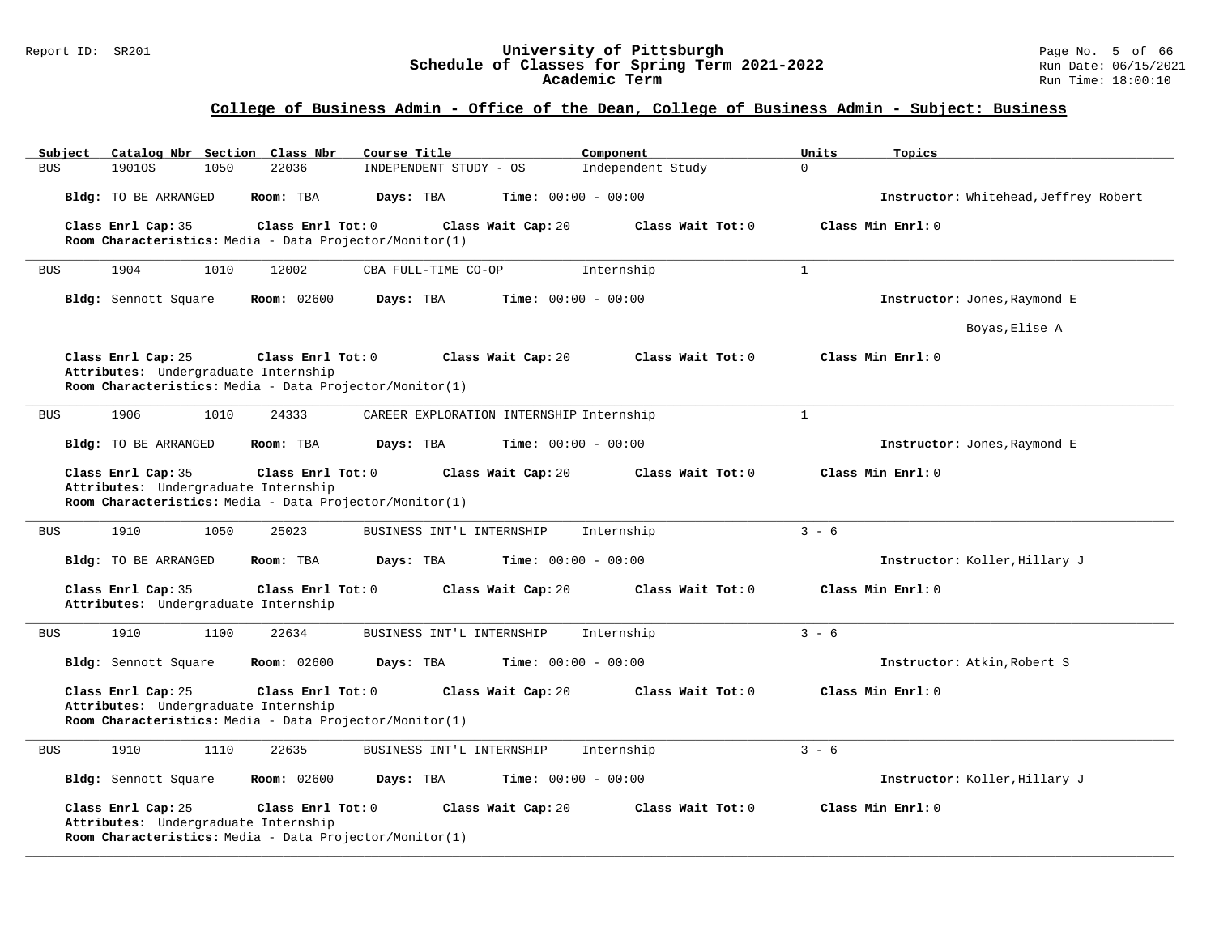## College of Business Admin - Office of the Dean, College of Business Admin - Subject: Business

| Subject | Catalog Nbr | Section | Class Nbr | Course Title | Component | Units | Topics |
|---|---|---|---|---|---|---|---|
| BUS | 1901OS | 1050 | 22036 | INDEPENDENT STUDY - OS | Independent Study | 0 | |

**Bldg:** TO BE ARRANGED **Room:** TBA **Days:** TBA **Time:** 00:00 - 00:00 **Instructor:** Whitehead,Jeffrey Robert

**Class Enrl Cap:** 35 **Class Enrl Tot:** 0 **Class Wait Cap:** 20 **Class Wait Tot:** 0 **Class Min Enrl:** 0

**Room Characteristics:** Media - Data Projector/Monitor(1)

---

| Subject | Catalog Nbr | Section | Class Nbr | Course Title | Component | Units | Topics |
|---|---|---|---|---|---|---|---|
| BUS | 1904 | 1010 | 12002 | CBA FULL-TIME CO-OP | Internship | 1 | |

**Bldg:** Sennott Square **Room:** 02600 **Days:** TBA **Time:** 00:00 - 00:00 **Instructor:** Jones,Raymond E

Boyas,Elise A

**Class Enrl Cap:** 25 **Class Enrl Tot:** 0 **Class Wait Cap:** 20 **Class Wait Tot:** 0 **Class Min Enrl:** 0

**Attributes:** Undergraduate Internship

**Room Characteristics:** Media - Data Projector/Monitor(1)

---

| Subject | Catalog Nbr | Section | Class Nbr | Course Title | Component | Units | Topics |
|---|---|---|---|---|---|---|---|
| BUS | 1906 | 1010 | 24333 | CAREER EXPLORATION INTERNSHIP | Internship | 1 | |

**Bldg:** TO BE ARRANGED **Room:** TBA **Days:** TBA **Time:** 00:00 - 00:00 **Instructor:** Jones,Raymond E

**Class Enrl Cap:** 35 **Class Enrl Tot:** 0 **Class Wait Cap:** 20 **Class Wait Tot:** 0 **Class Min Enrl:** 0

**Attributes:** Undergraduate Internship

**Room Characteristics:** Media - Data Projector/Monitor(1)

---

| Subject | Catalog Nbr | Section | Class Nbr | Course Title | Component | Units | Topics |
|---|---|---|---|---|---|---|---|
| BUS | 1910 | 1050 | 25023 | BUSINESS INT'L INTERNSHIP | Internship | 3 - 6 | |

**Bldg:** TO BE ARRANGED **Room:** TBA **Days:** TBA **Time:** 00:00 - 00:00 **Instructor:** Koller,Hillary J

**Class Enrl Cap:** 35 **Class Enrl Tot:** 0 **Class Wait Cap:** 20 **Class Wait Tot:** 0 **Class Min Enrl:** 0

**Attributes:** Undergraduate Internship

---

| Subject | Catalog Nbr | Section | Class Nbr | Course Title | Component | Units | Topics |
|---|---|---|---|---|---|---|---|
| BUS | 1910 | 1100 | 22634 | BUSINESS INT'L INTERNSHIP | Internship | 3 - 6 | |

**Bldg:** Sennott Square **Room:** 02600 **Days:** TBA **Time:** 00:00 - 00:00 **Instructor:** Atkin,Robert S

**Class Enrl Cap:** 25 **Class Enrl Tot:** 0 **Class Wait Cap:** 20 **Class Wait Tot:** 0 **Class Min Enrl:** 0

**Attributes:** Undergraduate Internship

**Room Characteristics:** Media - Data Projector/Monitor(1)

---

| Subject | Catalog Nbr | Section | Class Nbr | Course Title | Component | Units | Topics |
|---|---|---|---|---|---|---|---|
| BUS | 1910 | 1110 | 22635 | BUSINESS INT'L INTERNSHIP | Internship | 3 - 6 | |

**Bldg:** Sennott Square **Room:** 02600 **Days:** TBA **Time:** 00:00 - 00:00 **Instructor:** Koller,Hillary J

**Class Enrl Cap:** 25 **Class Enrl Tot:** 0 **Class Wait Cap:** 20 **Class Wait Tot:** 0 **Class Min Enrl:** 0

**Attributes:** Undergraduate Internship

**Room Characteristics:** Media - Data Projector/Monitor(1)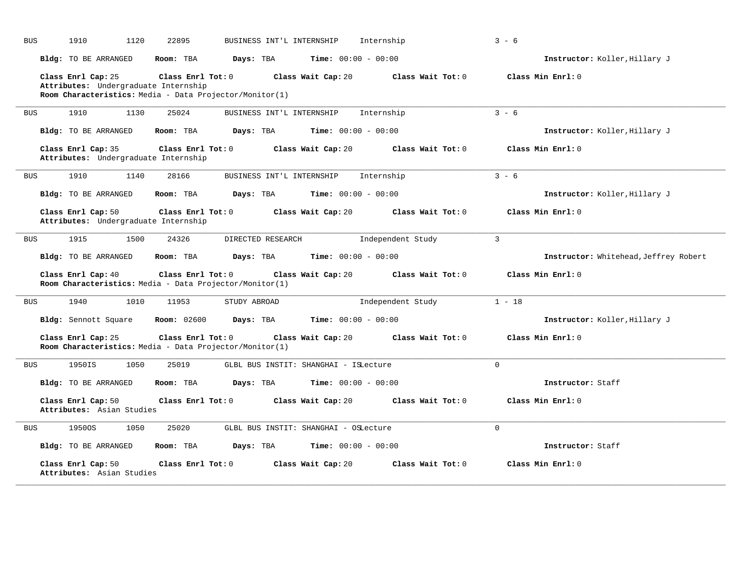BUS 1910 1120 22895 BUSINESS INT'L INTERNSHIP Internship 3 - 6

**Bldg:** TO BE ARRANGED **Room:** TBA **Days:** TBA **Time:** 00:00 - 00:00 **Instructor:** Koller,Hillary J

**Class Enrl Cap:** 25 **Class Enrl Tot:** 0 **Class Wait Cap:** 20 **Class Wait Tot:** 0 **Class Min Enrl:** 0
**Attributes:** Undergraduate Internship
**Room Characteristics:** Media - Data Projector/Monitor(1)

---

BUS 1910 1130 25024 BUSINESS INT'L INTERNSHIP Internship 3 - 6

**Bldg:** TO BE ARRANGED **Room:** TBA **Days:** TBA **Time:** 00:00 - 00:00 **Instructor:** Koller,Hillary J

**Class Enrl Cap:** 35 **Class Enrl Tot:** 0 **Class Wait Cap:** 20 **Class Wait Tot:** 0 **Class Min Enrl:** 0
**Attributes:** Undergraduate Internship

---

BUS 1910 1140 28166 BUSINESS INT'L INTERNSHIP Internship 3 - 6

**Bldg:** TO BE ARRANGED **Room:** TBA **Days:** TBA **Time:** 00:00 - 00:00 **Instructor:** Koller,Hillary J

**Class Enrl Cap:** 50 **Class Enrl Tot:** 0 **Class Wait Cap:** 20 **Class Wait Tot:** 0 **Class Min Enrl:** 0
**Attributes:** Undergraduate Internship

---

BUS 1915 1500 24326 DIRECTED RESEARCH Independent Study 3

**Bldg:** TO BE ARRANGED **Room:** TBA **Days:** TBA **Time:** 00:00 - 00:00 **Instructor:** Whitehead,Jeffrey Robert

**Class Enrl Cap:** 40 **Class Enrl Tot:** 0 **Class Wait Cap:** 20 **Class Wait Tot:** 0 **Class Min Enrl:** 0
**Room Characteristics:** Media - Data Projector/Monitor(1)

---

BUS 1940 1010 11953 STUDY ABROAD Independent Study 1 - 18

**Bldg:** Sennott Square **Room:** 02600 **Days:** TBA **Time:** 00:00 - 00:00 **Instructor:** Koller,Hillary J

**Class Enrl Cap:** 25 **Class Enrl Tot:** 0 **Class Wait Cap:** 20 **Class Wait Tot:** 0 **Class Min Enrl:** 0
**Room Characteristics:** Media - Data Projector/Monitor(1)

---

BUS 1950IS 1050 25019 GLBL BUS INSTIT: SHANGHAI - IS Lecture 0

**Bldg:** TO BE ARRANGED **Room:** TBA **Days:** TBA **Time:** 00:00 - 00:00 **Instructor:** Staff

**Class Enrl Cap:** 50 **Class Enrl Tot:** 0 **Class Wait Cap:** 20 **Class Wait Tot:** 0 **Class Min Enrl:** 0
**Attributes:** Asian Studies

---

BUS 1950OS 1050 25020 GLBL BUS INSTIT: SHANGHAI - OS Lecture 0

**Bldg:** TO BE ARRANGED **Room:** TBA **Days:** TBA **Time:** 00:00 - 00:00 **Instructor:** Staff

**Class Enrl Cap:** 50 **Class Enrl Tot:** 0 **Class Wait Cap:** 20 **Class Wait Tot:** 0 **Class Min Enrl:** 0
**Attributes:** Asian Studies

---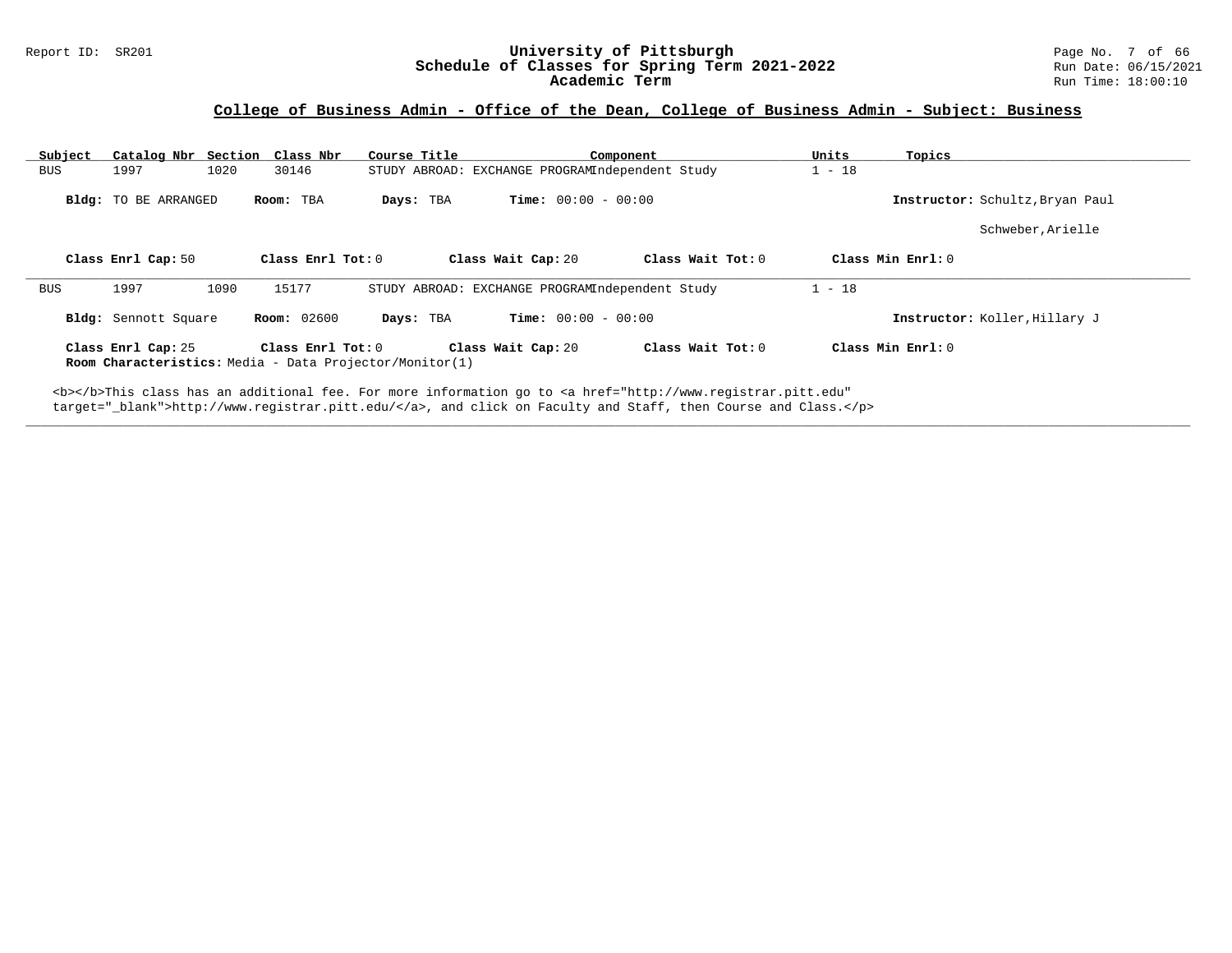## College of Business Admin - Office of the Dean, College of Business Admin - Subject: Business

| Subject | Catalog Nbr | Section | Class Nbr | Course Title | Component | Units | Topics |
|---|---|---|---|---|---|---|---|
| BUS | 1997 | 1020 | 30146 | STUDY ABROAD: EXCHANGE PROGRAM | Independent Study | 1 - 18 | |

**Bldg:** TO BE ARRANGED **Room:** TBA **Days:** TBA **Time:** 00:00 - 00:00 **Instructor:** Schultz,Bryan Paul

Schweber,Arielle

**Class Enrl Cap:** 50 **Class Enrl Tot:** 0 **Class Wait Cap:** 20 **Class Wait Tot:** 0 **Class Min Enrl:** 0

---

| Subject | Catalog Nbr | Section | Class Nbr | Course Title | Component | Units | Topics |
|---|---|---|---|---|---|---|---|
| BUS | 1997 | 1090 | 15177 | STUDY ABROAD: EXCHANGE PROGRAM | Independent Study | 1 - 18 | |

**Bldg:** Sennott Square **Room:** 02600 **Days:** TBA **Time:** 00:00 - 00:00 **Instructor:** Koller,Hillary J

**Class Enrl Cap:** 25 **Class Enrl Tot:** 0 **Class Wait Cap:** 20 **Class Wait Tot:** 0 **Class Min Enrl:** 0

**Room Characteristics:** Media - Data Projector/Monitor(1)

<b></b>This class has an additional fee. For more information go to <a href="http://www.registrar.pitt.edu" target="_blank">http://www.registrar.pitt.edu/</a>, and click on Faculty and Staff, then Course and Class.</p>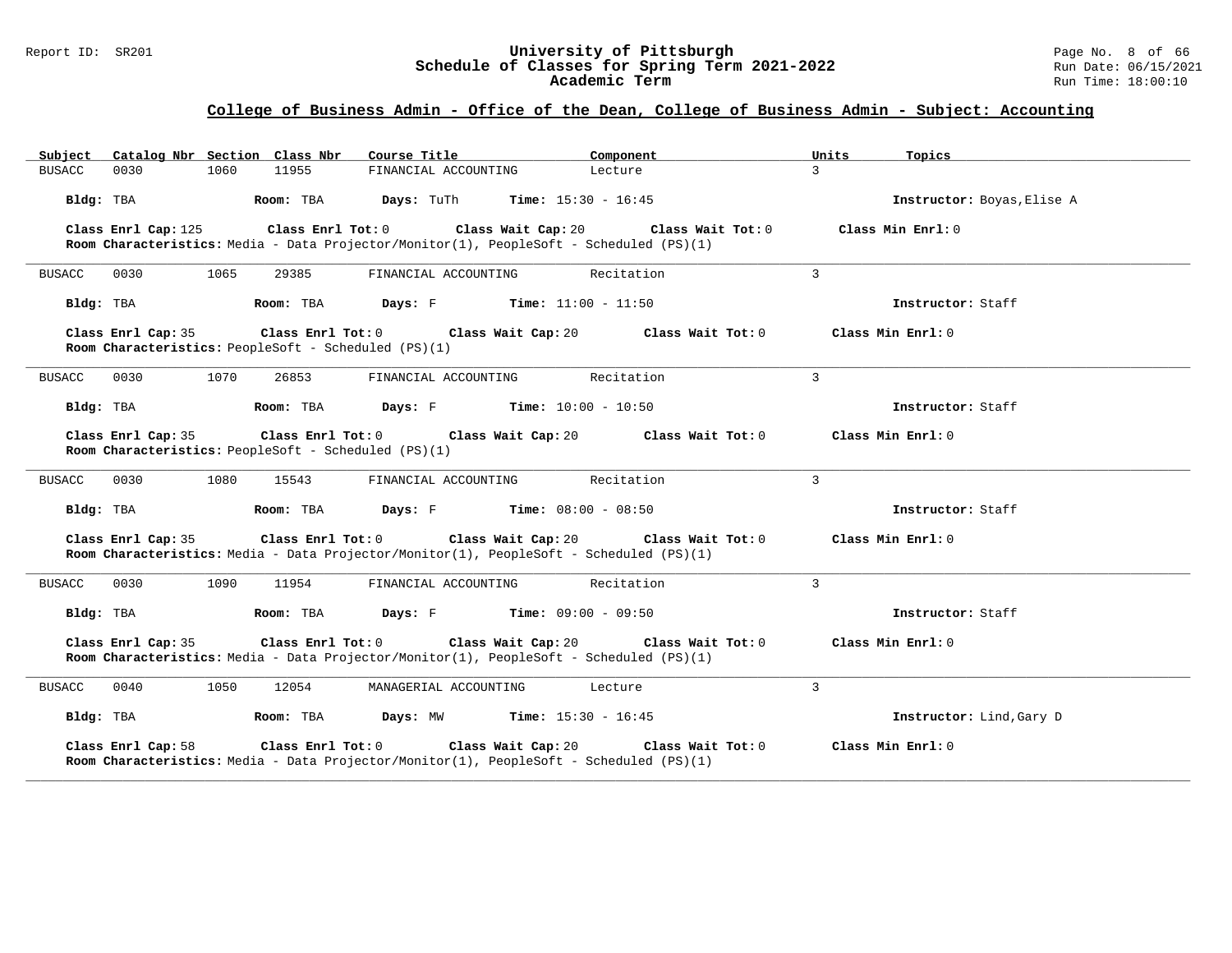## College of Business Admin - Office of the Dean, College of Business Admin - Subject: Accounting

| Subject | Catalog Nbr | Section | Class Nbr | Course Title | Component | Units | Topics |
|---|---|---|---|---|---|---|---|
| BUSACC | 0030 | 1060 | 11955 | FINANCIAL ACCOUNTING | Lecture | 3 | |

**Bldg:** TBA **Room:** TBA **Days:** TuTh **Time:** 15:30 - 16:45 **Instructor:** Boyas,Elise A

**Class Enrl Cap:** 125 **Class Enrl Tot:** 0 **Class Wait Cap:** 20 **Class Wait Tot:** 0 **Class Min Enrl:** 0
**Room Characteristics:** Media - Data Projector/Monitor(1), PeopleSoft - Scheduled (PS)(1)

---

| Subject | Catalog Nbr | Section | Class Nbr | Course Title | Component | Units | Topics |
|---|---|---|---|---|---|---|---|
| BUSACC | 0030 | 1065 | 29385 | FINANCIAL ACCOUNTING | Recitation | 3 | |

**Bldg:** TBA **Room:** TBA **Days:** F **Time:** 11:00 - 11:50 **Instructor:** Staff

**Class Enrl Cap:** 35 **Class Enrl Tot:** 0 **Class Wait Cap:** 20 **Class Wait Tot:** 0 **Class Min Enrl:** 0
**Room Characteristics:** PeopleSoft - Scheduled (PS)(1)

---

| Subject | Catalog Nbr | Section | Class Nbr | Course Title | Component | Units | Topics |
|---|---|---|---|---|---|---|---|
| BUSACC | 0030 | 1070 | 26853 | FINANCIAL ACCOUNTING | Recitation | 3 | |

**Bldg:** TBA **Room:** TBA **Days:** F **Time:** 10:00 - 10:50 **Instructor:** Staff

**Class Enrl Cap:** 35 **Class Enrl Tot:** 0 **Class Wait Cap:** 20 **Class Wait Tot:** 0 **Class Min Enrl:** 0
**Room Characteristics:** PeopleSoft - Scheduled (PS)(1)

---

| Subject | Catalog Nbr | Section | Class Nbr | Course Title | Component | Units | Topics |
|---|---|---|---|---|---|---|---|
| BUSACC | 0030 | 1080 | 15543 | FINANCIAL ACCOUNTING | Recitation | 3 | |

**Bldg:** TBA **Room:** TBA **Days:** F **Time:** 08:00 - 08:50 **Instructor:** Staff

**Class Enrl Cap:** 35 **Class Enrl Tot:** 0 **Class Wait Cap:** 20 **Class Wait Tot:** 0 **Class Min Enrl:** 0
**Room Characteristics:** Media - Data Projector/Monitor(1), PeopleSoft - Scheduled (PS)(1)

---

| Subject | Catalog Nbr | Section | Class Nbr | Course Title | Component | Units | Topics |
|---|---|---|---|---|---|---|---|
| BUSACC | 0030 | 1090 | 11954 | FINANCIAL ACCOUNTING | Recitation | 3 | |

**Bldg:** TBA **Room:** TBA **Days:** F **Time:** 09:00 - 09:50 **Instructor:** Staff

**Class Enrl Cap:** 35 **Class Enrl Tot:** 0 **Class Wait Cap:** 20 **Class Wait Tot:** 0 **Class Min Enrl:** 0
**Room Characteristics:** Media - Data Projector/Monitor(1), PeopleSoft - Scheduled (PS)(1)

---

| Subject | Catalog Nbr | Section | Class Nbr | Course Title | Component | Units | Topics |
|---|---|---|---|---|---|---|---|
| BUSACC | 0040 | 1050 | 12054 | MANAGERIAL ACCOUNTING | Lecture | 3 | |

**Bldg:** TBA **Room:** TBA **Days:** MW **Time:** 15:30 - 16:45 **Instructor:** Lind,Gary D

**Class Enrl Cap:** 58 **Class Enrl Tot:** 0 **Class Wait Cap:** 20 **Class Wait Tot:** 0 **Class Min Enrl:** 0
**Room Characteristics:** Media - Data Projector/Monitor(1), PeopleSoft - Scheduled (PS)(1)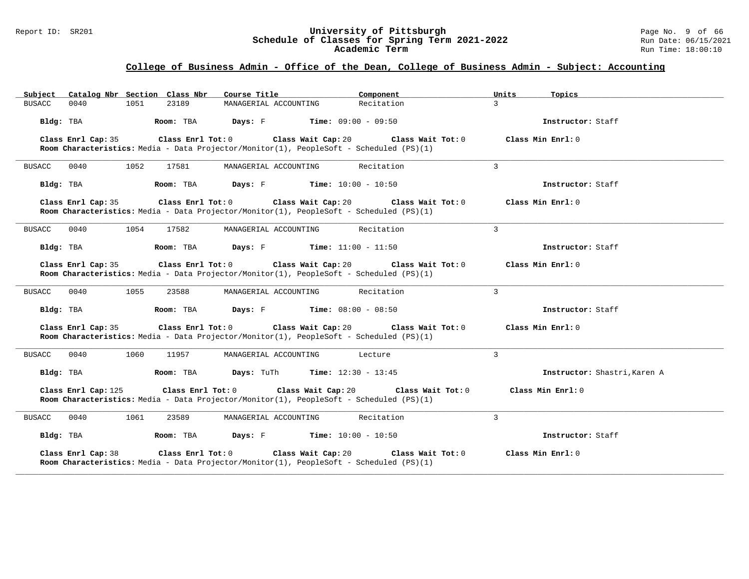## College of Business Admin - Office of the Dean, College of Business Admin - Subject: Accounting

| Subject | Catalog Nbr | Section | Class Nbr | Course Title | Component | Units | Topics |
|---|---|---|---|---|---|---|---|
| BUSACC | 0040 | 1051 | 23189 | MANAGERIAL ACCOUNTING | Recitation | 3 | |

**Bldg:** TBA **Room:** TBA **Days:** F **Time:** 09:00 - 09:50 **Instructor:** Staff

**Class Enrl Cap:** 35 **Class Enrl Tot:** 0 **Class Wait Cap:** 20 **Class Wait Tot:** 0 **Class Min Enrl:** 0
**Room Characteristics:** Media - Data Projector/Monitor(1), PeopleSoft - Scheduled (PS)(1)

---

| Subject | Catalog Nbr | Section | Class Nbr | Course Title | Component | Units | Topics |
|---|---|---|---|---|---|---|---|
| BUSACC | 0040 | 1052 | 17581 | MANAGERIAL ACCOUNTING | Recitation | 3 | |

**Bldg:** TBA **Room:** TBA **Days:** F **Time:** 10:00 - 10:50 **Instructor:** Staff

**Class Enrl Cap:** 35 **Class Enrl Tot:** 0 **Class Wait Cap:** 20 **Class Wait Tot:** 0 **Class Min Enrl:** 0
**Room Characteristics:** Media - Data Projector/Monitor(1), PeopleSoft - Scheduled (PS)(1)

---

| Subject | Catalog Nbr | Section | Class Nbr | Course Title | Component | Units | Topics |
|---|---|---|---|---|---|---|---|
| BUSACC | 0040 | 1054 | 17582 | MANAGERIAL ACCOUNTING | Recitation | 3 | |

**Bldg:** TBA **Room:** TBA **Days:** F **Time:** 11:00 - 11:50 **Instructor:** Staff

**Class Enrl Cap:** 35 **Class Enrl Tot:** 0 **Class Wait Cap:** 20 **Class Wait Tot:** 0 **Class Min Enrl:** 0
**Room Characteristics:** Media - Data Projector/Monitor(1), PeopleSoft - Scheduled (PS)(1)

---

| Subject | Catalog Nbr | Section | Class Nbr | Course Title | Component | Units | Topics |
|---|---|---|---|---|---|---|---|
| BUSACC | 0040 | 1055 | 23588 | MANAGERIAL ACCOUNTING | Recitation | 3 | |

**Bldg:** TBA **Room:** TBA **Days:** F **Time:** 08:00 - 08:50 **Instructor:** Staff

**Class Enrl Cap:** 35 **Class Enrl Tot:** 0 **Class Wait Cap:** 20 **Class Wait Tot:** 0 **Class Min Enrl:** 0
**Room Characteristics:** Media - Data Projector/Monitor(1), PeopleSoft - Scheduled (PS)(1)

---

| Subject | Catalog Nbr | Section | Class Nbr | Course Title | Component | Units | Topics |
|---|---|---|---|---|---|---|---|
| BUSACC | 0040 | 1060 | 11957 | MANAGERIAL ACCOUNTING | Lecture | 3 | |

**Bldg:** TBA **Room:** TBA **Days:** TuTh **Time:** 12:30 - 13:45 **Instructor:** Shastri,Karen A

**Class Enrl Cap:** 125 **Class Enrl Tot:** 0 **Class Wait Cap:** 20 **Class Wait Tot:** 0 **Class Min Enrl:** 0
**Room Characteristics:** Media - Data Projector/Monitor(1), PeopleSoft - Scheduled (PS)(1)

---

| Subject | Catalog Nbr | Section | Class Nbr | Course Title | Component | Units | Topics |
|---|---|---|---|---|---|---|---|
| BUSACC | 0040 | 1061 | 23589 | MANAGERIAL ACCOUNTING | Recitation | 3 | |

**Bldg:** TBA **Room:** TBA **Days:** F **Time:** 10:00 - 10:50 **Instructor:** Staff

**Class Enrl Cap:** 38 **Class Enrl Tot:** 0 **Class Wait Cap:** 20 **Class Wait Tot:** 0 **Class Min Enrl:** 0
**Room Characteristics:** Media - Data Projector/Monitor(1), PeopleSoft - Scheduled (PS)(1)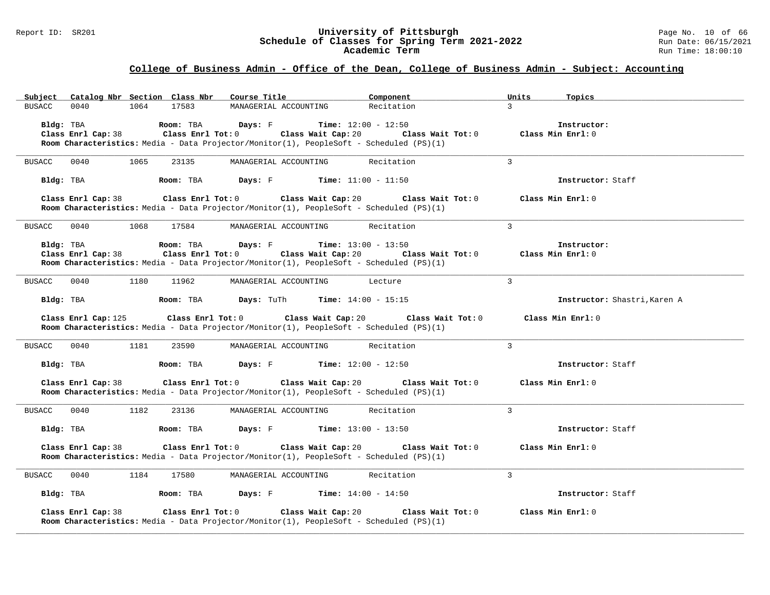## College of Business Admin - Office of the Dean, College of Business Admin - Subject: Accounting

| Subject | Catalog Nbr | Section | Class Nbr | Course Title | Component | Units | Topics |
|---|---|---|---|---|---|---|---|
| BUSACC | 0040 | 1064 | 17583 | MANAGERIAL ACCOUNTING | Recitation | 3 | |

**Bldg:** TBA **Room:** TBA **Days:** F **Time:** 12:00 - 12:50 **Instructor:**
**Class Enrl Cap:** 38 **Class Enrl Tot:** 0 **Class Wait Cap:** 20 **Class Wait Tot:** 0 **Class Min Enrl:** 0
**Room Characteristics:** Media - Data Projector/Monitor(1), PeopleSoft - Scheduled (PS)(1)

---

| Subject | Catalog Nbr | Section | Class Nbr | Course Title | Component | Units | Topics |
|---|---|---|---|---|---|---|---|
| BUSACC | 0040 | 1065 | 23135 | MANAGERIAL ACCOUNTING | Recitation | 3 | |

**Bldg:** TBA **Room:** TBA **Days:** F **Time:** 11:00 - 11:50 **Instructor:** Staff
**Class Enrl Cap:** 38 **Class Enrl Tot:** 0 **Class Wait Cap:** 20 **Class Wait Tot:** 0 **Class Min Enrl:** 0
**Room Characteristics:** Media - Data Projector/Monitor(1), PeopleSoft - Scheduled (PS)(1)

---

| Subject | Catalog Nbr | Section | Class Nbr | Course Title | Component | Units | Topics |
|---|---|---|---|---|---|---|---|
| BUSACC | 0040 | 1068 | 17584 | MANAGERIAL ACCOUNTING | Recitation | 3 | |

**Bldg:** TBA **Room:** TBA **Days:** F **Time:** 13:00 - 13:50 **Instructor:**
**Class Enrl Cap:** 38 **Class Enrl Tot:** 0 **Class Wait Cap:** 20 **Class Wait Tot:** 0 **Class Min Enrl:** 0
**Room Characteristics:** Media - Data Projector/Monitor(1), PeopleSoft - Scheduled (PS)(1)

---

| Subject | Catalog Nbr | Section | Class Nbr | Course Title | Component | Units | Topics |
|---|---|---|---|---|---|---|---|
| BUSACC | 0040 | 1180 | 11962 | MANAGERIAL ACCOUNTING | Lecture | 3 | |

**Bldg:** TBA **Room:** TBA **Days:** TuTh **Time:** 14:00 - 15:15 **Instructor:** Shastri,Karen A
**Class Enrl Cap:** 125 **Class Enrl Tot:** 0 **Class Wait Cap:** 20 **Class Wait Tot:** 0 **Class Min Enrl:** 0
**Room Characteristics:** Media - Data Projector/Monitor(1), PeopleSoft - Scheduled (PS)(1)

---

| Subject | Catalog Nbr | Section | Class Nbr | Course Title | Component | Units | Topics |
|---|---|---|---|---|---|---|---|
| BUSACC | 0040 | 1181 | 23590 | MANAGERIAL ACCOUNTING | Recitation | 3 | |

**Bldg:** TBA **Room:** TBA **Days:** F **Time:** 12:00 - 12:50 **Instructor:** Staff
**Class Enrl Cap:** 38 **Class Enrl Tot:** 0 **Class Wait Cap:** 20 **Class Wait Tot:** 0 **Class Min Enrl:** 0
**Room Characteristics:** Media - Data Projector/Monitor(1), PeopleSoft - Scheduled (PS)(1)

---

| Subject | Catalog Nbr | Section | Class Nbr | Course Title | Component | Units | Topics |
|---|---|---|---|---|---|---|---|
| BUSACC | 0040 | 1182 | 23136 | MANAGERIAL ACCOUNTING | Recitation | 3 | |

**Bldg:** TBA **Room:** TBA **Days:** F **Time:** 13:00 - 13:50 **Instructor:** Staff
**Class Enrl Cap:** 38 **Class Enrl Tot:** 0 **Class Wait Cap:** 20 **Class Wait Tot:** 0 **Class Min Enrl:** 0
**Room Characteristics:** Media - Data Projector/Monitor(1), PeopleSoft - Scheduled (PS)(1)

---

| Subject | Catalog Nbr | Section | Class Nbr | Course Title | Component | Units | Topics |
|---|---|---|---|---|---|---|---|
| BUSACC | 0040 | 1184 | 17580 | MANAGERIAL ACCOUNTING | Recitation | 3 | |

**Bldg:** TBA **Room:** TBA **Days:** F **Time:** 14:00 - 14:50 **Instructor:** Staff
**Class Enrl Cap:** 38 **Class Enrl Tot:** 0 **Class Wait Cap:** 20 **Class Wait Tot:** 0 **Class Min Enrl:** 0
**Room Characteristics:** Media - Data Projector/Monitor(1), PeopleSoft - Scheduled (PS)(1)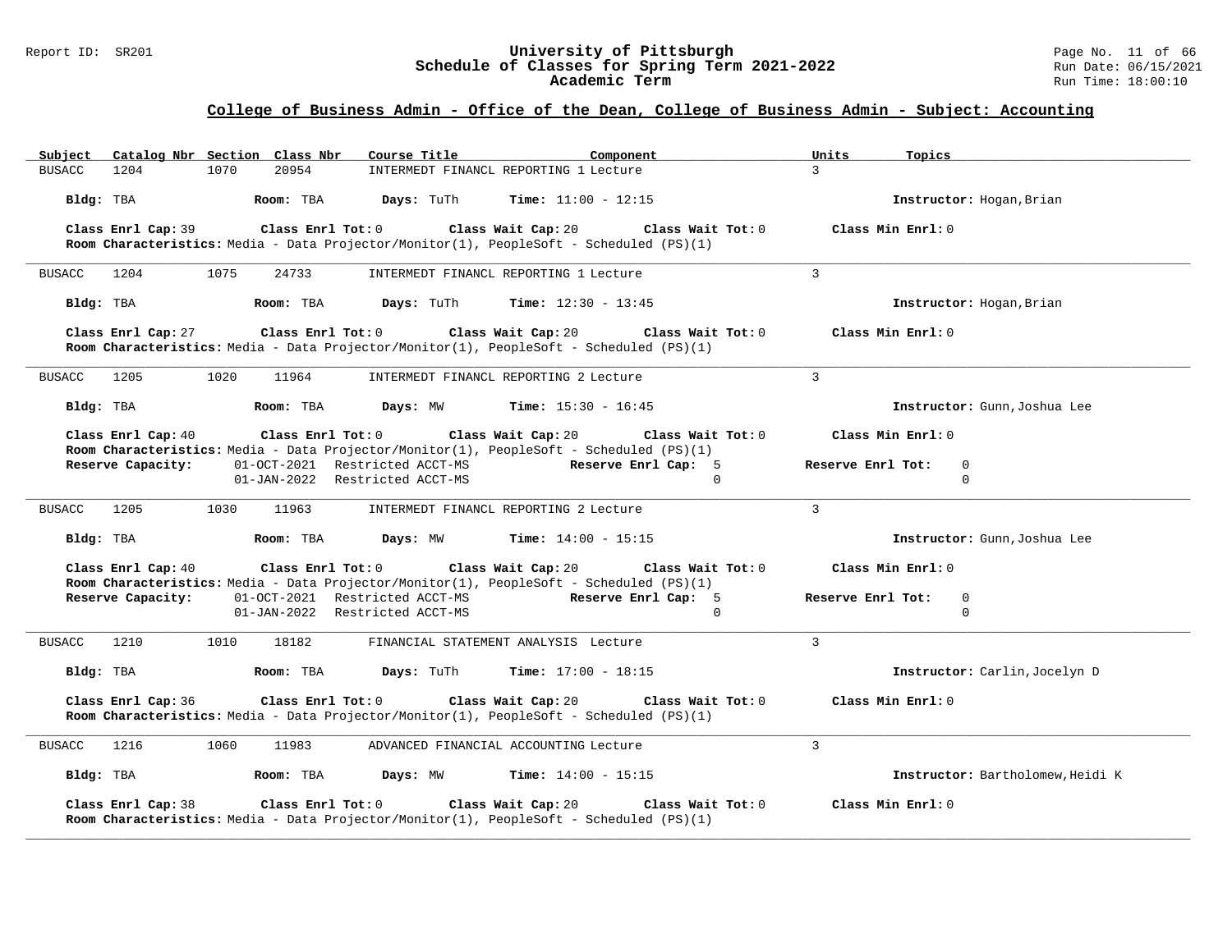## College of Business Admin - Office of the Dean, College of Business Admin - Subject: Accounting

| Subject | Catalog Nbr | Section | Class Nbr | Course Title | Component | Units | Topics |
|---|---|---|---|---|---|---|---|
| BUSACC | 1204 | 1070 | 20954 | INTERMEDT FINANCL REPORTING 1 | Lecture | 3 | |

**Bldg:** TBA **Room:** TBA **Days:** TuTh **Time:** 11:00 - 12:15 **Instructor:** Hogan,Brian

**Class Enrl Cap:** 39 **Class Enrl Tot:** 0 **Class Wait Cap:** 20 **Class Wait Tot:** 0 **Class Min Enrl:** 0
**Room Characteristics:** Media - Data Projector/Monitor(1), PeopleSoft - Scheduled (PS)(1)

---

| Subject | Catalog Nbr | Section | Class Nbr | Course Title | Component | Units | Topics |
|---|---|---|---|---|---|---|---|
| BUSACC | 1204 | 1075 | 24733 | INTERMEDT FINANCL REPORTING 1 | Lecture | 3 | |

**Bldg:** TBA **Room:** TBA **Days:** TuTh **Time:** 12:30 - 13:45 **Instructor:** Hogan,Brian

**Class Enrl Cap:** 27 **Class Enrl Tot:** 0 **Class Wait Cap:** 20 **Class Wait Tot:** 0 **Class Min Enrl:** 0
**Room Characteristics:** Media - Data Projector/Monitor(1), PeopleSoft - Scheduled (PS)(1)

---

| Subject | Catalog Nbr | Section | Class Nbr | Course Title | Component | Units | Topics |
|---|---|---|---|---|---|---|---|
| BUSACC | 1205 | 1020 | 11964 | INTERMEDT FINANCL REPORTING 2 | Lecture | 3 | |

**Bldg:** TBA **Room:** TBA **Days:** MW **Time:** 15:30 - 16:45 **Instructor:** Gunn,Joshua Lee

**Class Enrl Cap:** 40 **Class Enrl Tot:** 0 **Class Wait Cap:** 20 **Class Wait Tot:** 0 **Class Min Enrl:** 0
**Room Characteristics:** Media - Data Projector/Monitor(1), PeopleSoft - Scheduled (PS)(1)

| Reserve Capacity: | | Reserve Enrl Cap: | Reserve Enrl Tot: |
|---|---|---|---|
| 01-OCT-2021 | Restricted ACCT-MS | 5 | 0 |
| 01-JAN-2022 | Restricted ACCT-MS | 0 | 0 |

---

| Subject | Catalog Nbr | Section | Class Nbr | Course Title | Component | Units | Topics |
|---|---|---|---|---|---|---|---|
| BUSACC | 1205 | 1030 | 11963 | INTERMEDT FINANCL REPORTING 2 | Lecture | 3 | |

**Bldg:** TBA **Room:** TBA **Days:** MW **Time:** 14:00 - 15:15 **Instructor:** Gunn,Joshua Lee

**Class Enrl Cap:** 40 **Class Enrl Tot:** 0 **Class Wait Cap:** 20 **Class Wait Tot:** 0 **Class Min Enrl:** 0
**Room Characteristics:** Media - Data Projector/Monitor(1), PeopleSoft - Scheduled (PS)(1)

| Reserve Capacity: | | Reserve Enrl Cap: | Reserve Enrl Tot: |
|---|---|---|---|
| 01-OCT-2021 | Restricted ACCT-MS | 5 | 0 |
| 01-JAN-2022 | Restricted ACCT-MS | 0 | 0 |

---

| Subject | Catalog Nbr | Section | Class Nbr | Course Title | Component | Units | Topics |
|---|---|---|---|---|---|---|---|
| BUSACC | 1210 | 1010 | 18182 | FINANCIAL STATEMENT ANALYSIS | Lecture | 3 | |

**Bldg:** TBA **Room:** TBA **Days:** TuTh **Time:** 17:00 - 18:15 **Instructor:** Carlin,Jocelyn D

**Class Enrl Cap:** 36 **Class Enrl Tot:** 0 **Class Wait Cap:** 20 **Class Wait Tot:** 0 **Class Min Enrl:** 0
**Room Characteristics:** Media - Data Projector/Monitor(1), PeopleSoft - Scheduled (PS)(1)

---

| Subject | Catalog Nbr | Section | Class Nbr | Course Title | Component | Units | Topics |
|---|---|---|---|---|---|---|---|
| BUSACC | 1216 | 1060 | 11983 | ADVANCED FINANCIAL ACCOUNTING | Lecture | 3 | |

**Bldg:** TBA **Room:** TBA **Days:** MW **Time:** 14:00 - 15:15 **Instructor:** Bartholomew,Heidi K

**Class Enrl Cap:** 38 **Class Enrl Tot:** 0 **Class Wait Cap:** 20 **Class Wait Tot:** 0 **Class Min Enrl:** 0
**Room Characteristics:** Media - Data Projector/Monitor(1), PeopleSoft - Scheduled (PS)(1)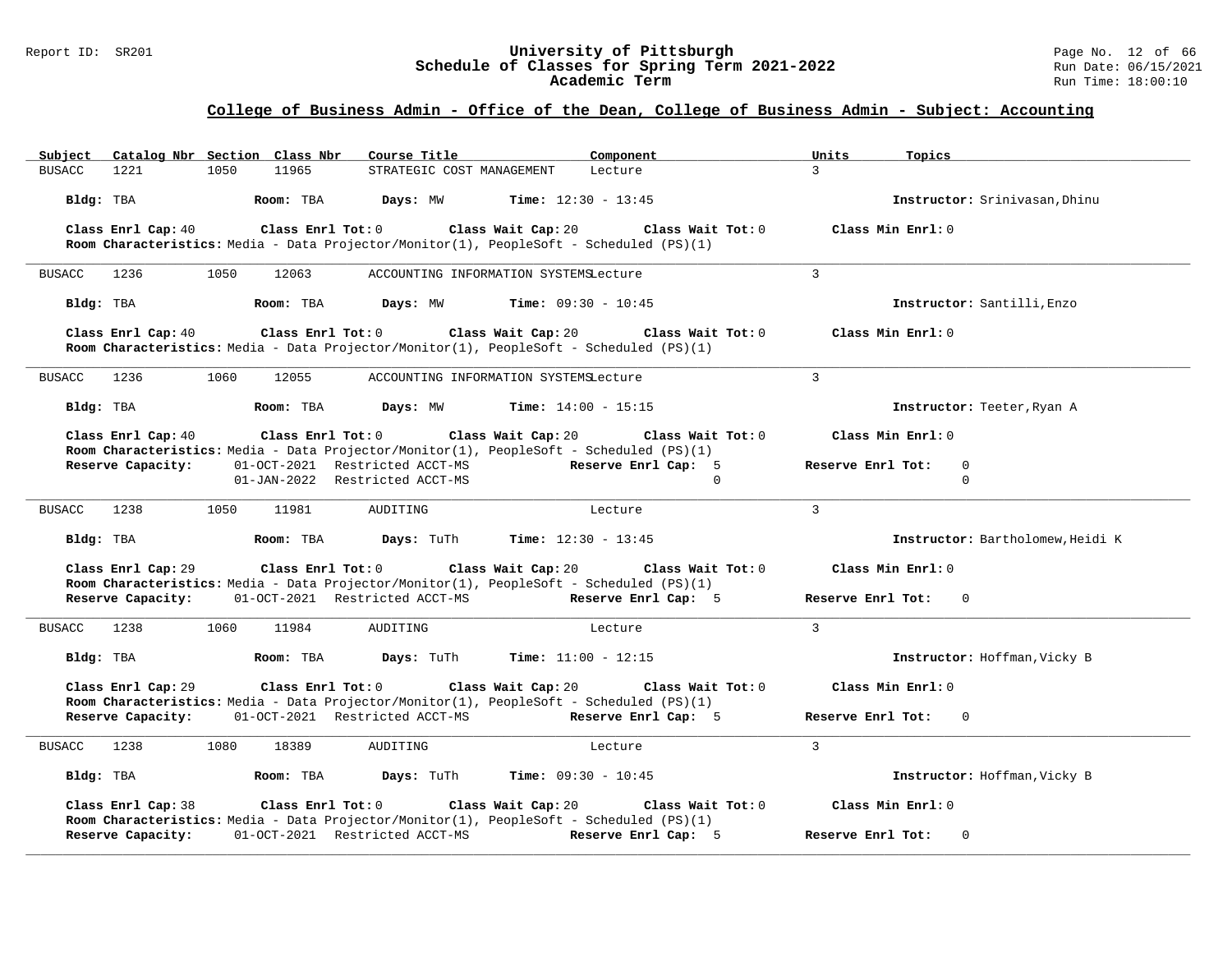## College of Business Admin - Office of the Dean, College of Business Admin - Subject: Accounting

| Subject | Catalog Nbr | Section | Class Nbr | Course Title | Component | Units | Topics |
|---|---|---|---|---|---|---|---|
| BUSACC | 1221 | 1050 | 11965 | STRATEGIC COST MANAGEMENT | Lecture | 3 | |

**Bldg:** TBA **Room:** TBA **Days:** MW **Time:** 12:30 - 13:45 **Instructor:** Srinivasan,Dhinu

**Class Enrl Cap:** 40 **Class Enrl Tot:** 0 **Class Wait Cap:** 20 **Class Wait Tot:** 0 **Class Min Enrl:** 0
**Room Characteristics:** Media - Data Projector/Monitor(1), PeopleSoft - Scheduled (PS)(1)

---

| Subject | Catalog Nbr | Section | Class Nbr | Course Title | Component | Units | Topics |
|---|---|---|---|---|---|---|---|
| BUSACC | 1236 | 1050 | 12063 | ACCOUNTING INFORMATION SYSTEMS | Lecture | 3 | |

**Bldg:** TBA **Room:** TBA **Days:** MW **Time:** 09:30 - 10:45 **Instructor:** Santilli,Enzo

**Class Enrl Cap:** 40 **Class Enrl Tot:** 0 **Class Wait Cap:** 20 **Class Wait Tot:** 0 **Class Min Enrl:** 0
**Room Characteristics:** Media - Data Projector/Monitor(1), PeopleSoft - Scheduled (PS)(1)

---

| Subject | Catalog Nbr | Section | Class Nbr | Course Title | Component | Units | Topics |
|---|---|---|---|---|---|---|---|
| BUSACC | 1236 | 1060 | 12055 | ACCOUNTING INFORMATION SYSTEMS | Lecture | 3 | |

**Bldg:** TBA **Room:** TBA **Days:** MW **Time:** 14:00 - 15:15 **Instructor:** Teeter,Ryan A

**Class Enrl Cap:** 40 **Class Enrl Tot:** 0 **Class Wait Cap:** 20 **Class Wait Tot:** 0 **Class Min Enrl:** 0
**Room Characteristics:** Media - Data Projector/Monitor(1), PeopleSoft - Scheduled (PS)(1)

| Reserve Capacity: | Date | Restriction | Reserve Enrl Cap | Reserve Enrl Tot |
|---|---|---|---|---|
| | 01-OCT-2021 | Restricted ACCT-MS | 5 | 0 |
| | 01-JAN-2022 | Restricted ACCT-MS | 0 | 0 |

---

| Subject | Catalog Nbr | Section | Class Nbr | Course Title | Component | Units | Topics |
|---|---|---|---|---|---|---|---|
| BUSACC | 1238 | 1050 | 11981 | AUDITING | Lecture | 3 | |

**Bldg:** TBA **Room:** TBA **Days:** TuTh **Time:** 12:30 - 13:45 **Instructor:** Bartholomew,Heidi K

**Class Enrl Cap:** 29 **Class Enrl Tot:** 0 **Class Wait Cap:** 20 **Class Wait Tot:** 0 **Class Min Enrl:** 0
**Room Characteristics:** Media - Data Projector/Monitor(1), PeopleSoft - Scheduled (PS)(1)
**Reserve Capacity:** 01-OCT-2021 Restricted ACCT-MS **Reserve Enrl Cap:** 5 **Reserve Enrl Tot:** 0

---

| Subject | Catalog Nbr | Section | Class Nbr | Course Title | Component | Units | Topics |
|---|---|---|---|---|---|---|---|
| BUSACC | 1238 | 1060 | 11984 | AUDITING | Lecture | 3 | |

**Bldg:** TBA **Room:** TBA **Days:** TuTh **Time:** 11:00 - 12:15 **Instructor:** Hoffman,Vicky B

**Class Enrl Cap:** 29 **Class Enrl Tot:** 0 **Class Wait Cap:** 20 **Class Wait Tot:** 0 **Class Min Enrl:** 0
**Room Characteristics:** Media - Data Projector/Monitor(1), PeopleSoft - Scheduled (PS)(1)
**Reserve Capacity:** 01-OCT-2021 Restricted ACCT-MS **Reserve Enrl Cap:** 5 **Reserve Enrl Tot:** 0

---

| Subject | Catalog Nbr | Section | Class Nbr | Course Title | Component | Units | Topics |
|---|---|---|---|---|---|---|---|
| BUSACC | 1238 | 1080 | 18389 | AUDITING | Lecture | 3 | |

**Bldg:** TBA **Room:** TBA **Days:** TuTh **Time:** 09:30 - 10:45 **Instructor:** Hoffman,Vicky B

**Class Enrl Cap:** 38 **Class Enrl Tot:** 0 **Class Wait Cap:** 20 **Class Wait Tot:** 0 **Class Min Enrl:** 0
**Room Characteristics:** Media - Data Projector/Monitor(1), PeopleSoft - Scheduled (PS)(1)
**Reserve Capacity:** 01-OCT-2021 Restricted ACCT-MS **Reserve Enrl Cap:** 5 **Reserve Enrl Tot:** 0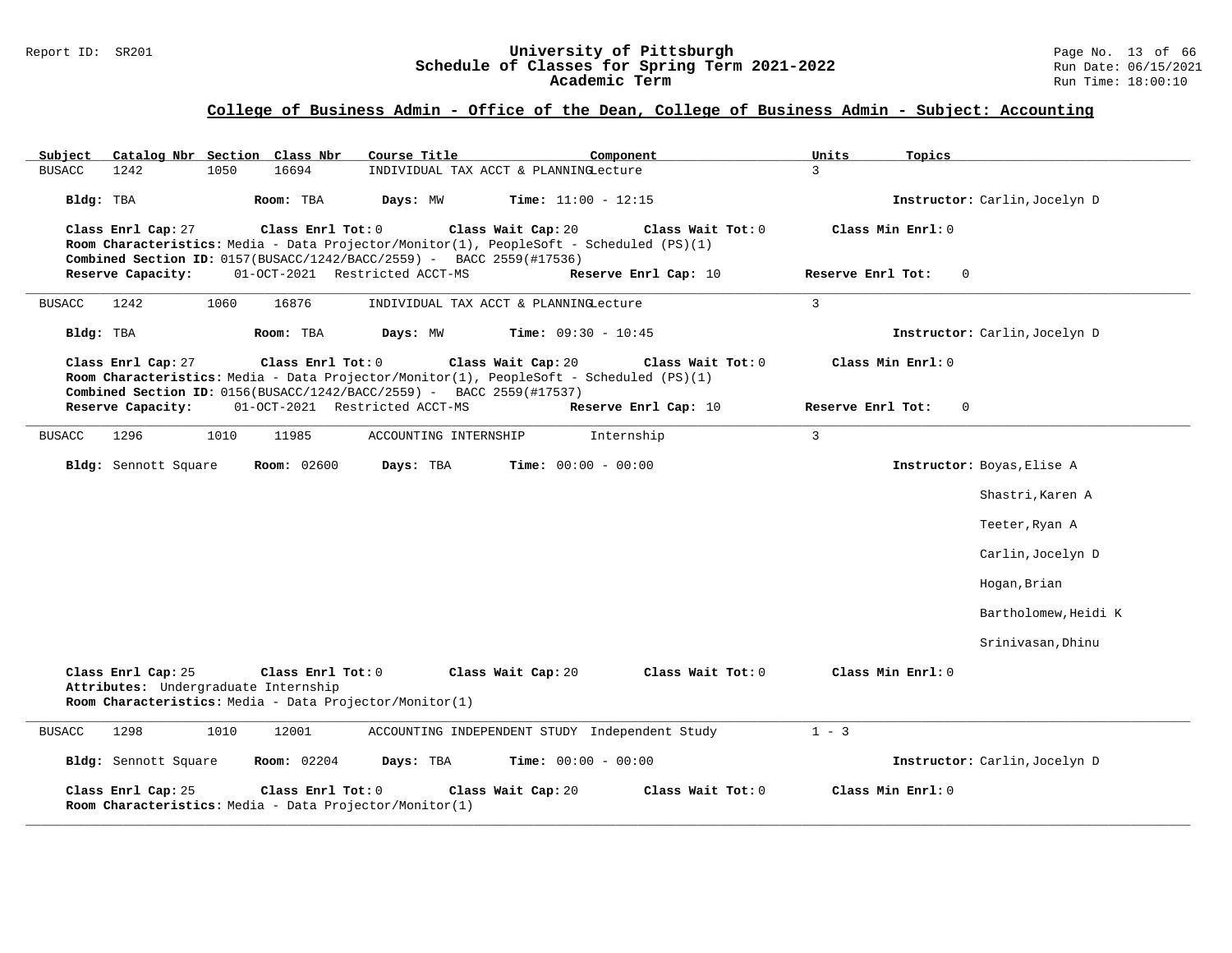## College of Business Admin - Office of the Dean, College of Business Admin - Subject: Accounting

| Subject | Catalog Nbr | Section | Class Nbr | Course Title | Component | Units | Topics |
|---|---|---|---|---|---|---|---|
| BUSACC | 1242 | 1050 | 16694 | INDIVIDUAL TAX ACCT & PLANNING | Lecture | 3 | |

**Bldg:** TBA **Room:** TBA **Days:** MW **Time:** 11:00 - 12:15 **Instructor:** Carlin,Jocelyn D

**Class Enrl Cap:** 27 **Class Enrl Tot:** 0 **Class Wait Cap:** 20 **Class Wait Tot:** 0 **Class Min Enrl:** 0
**Room Characteristics:** Media - Data Projector/Monitor(1), PeopleSoft - Scheduled (PS)(1)
**Combined Section ID:** 0157(BUSACC/1242/BACC/2559) - BACC 2559(#17536)
**Reserve Capacity:** 01-OCT-2021 Restricted ACCT-MS **Reserve Enrl Cap:** 10 **Reserve Enrl Tot:** 0

---

| Subject | Catalog Nbr | Section | Class Nbr | Course Title | Component | Units | Topics |
|---|---|---|---|---|---|---|---|
| BUSACC | 1242 | 1060 | 16876 | INDIVIDUAL TAX ACCT & PLANNING | Lecture | 3 | |

**Bldg:** TBA **Room:** TBA **Days:** MW **Time:** 09:30 - 10:45 **Instructor:** Carlin,Jocelyn D

**Class Enrl Cap:** 27 **Class Enrl Tot:** 0 **Class Wait Cap:** 20 **Class Wait Tot:** 0 **Class Min Enrl:** 0
**Room Characteristics:** Media - Data Projector/Monitor(1), PeopleSoft - Scheduled (PS)(1)
**Combined Section ID:** 0156(BUSACC/1242/BACC/2559) - BACC 2559(#17537)
**Reserve Capacity:** 01-OCT-2021 Restricted ACCT-MS **Reserve Enrl Cap:** 10 **Reserve Enrl Tot:** 0

---

| Subject | Catalog Nbr | Section | Class Nbr | Course Title | Component | Units | Topics |
|---|---|---|---|---|---|---|---|
| BUSACC | 1296 | 1010 | 11985 | ACCOUNTING INTERNSHIP | Internship | 3 | |

**Bldg:** Sennott Square **Room:** 02600 **Days:** TBA **Time:** 00:00 - 00:00 **Instructor:** Boyas,Elise A
Shastri,Karen A
Teeter,Ryan A
Carlin,Jocelyn D
Hogan,Brian
Bartholomew,Heidi K
Srinivasan,Dhinu

**Class Enrl Cap:** 25 **Class Enrl Tot:** 0 **Class Wait Cap:** 20 **Class Wait Tot:** 0 **Class Min Enrl:** 0
**Attributes:** Undergraduate Internship
**Room Characteristics:** Media - Data Projector/Monitor(1)

---

| Subject | Catalog Nbr | Section | Class Nbr | Course Title | Component | Units | Topics |
|---|---|---|---|---|---|---|---|
| BUSACC | 1298 | 1010 | 12001 | ACCOUNTING INDEPENDENT STUDY | Independent Study | 1 - 3 | |

**Bldg:** Sennott Square **Room:** 02204 **Days:** TBA **Time:** 00:00 - 00:00 **Instructor:** Carlin,Jocelyn D

**Class Enrl Cap:** 25 **Class Enrl Tot:** 0 **Class Wait Cap:** 20 **Class Wait Tot:** 0 **Class Min Enrl:** 0
**Room Characteristics:** Media - Data Projector/Monitor(1)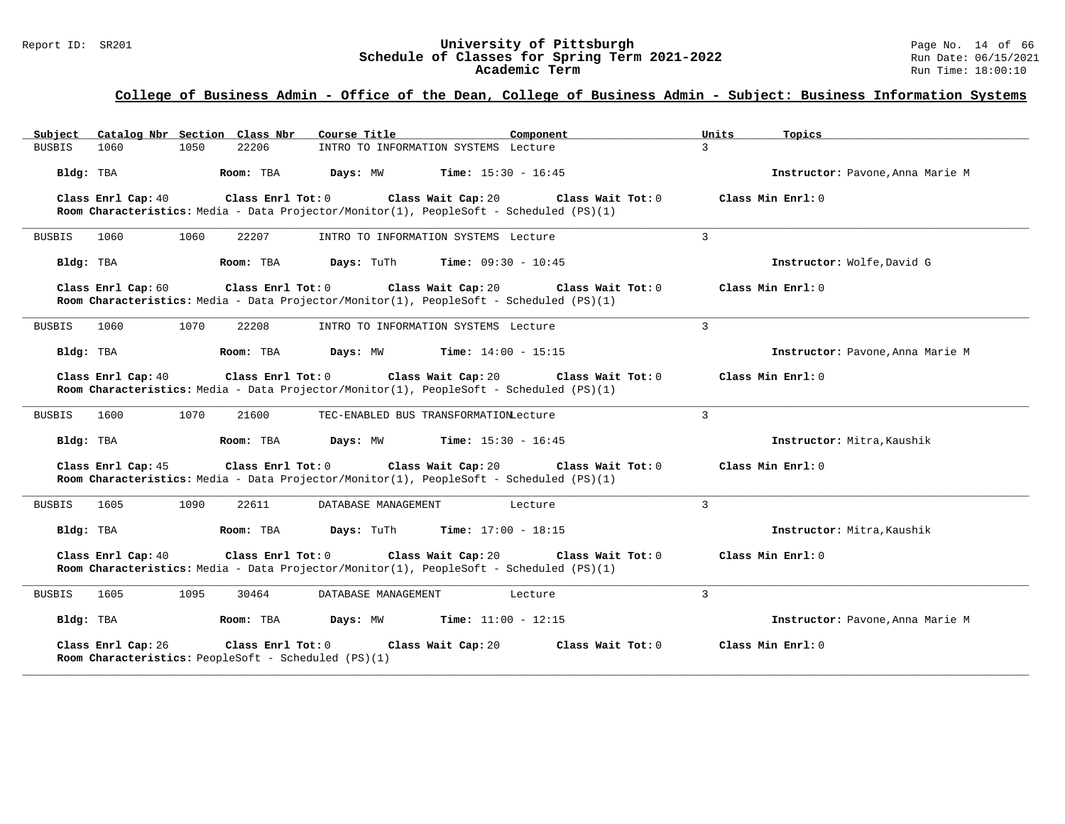## College of Business Admin - Office of the Dean, College of Business Admin - Subject: Business Information Systems

| Subject | Catalog Nbr | Section | Class Nbr | Course Title | Component | Units | Topics |
|---|---|---|---|---|---|---|---|
| BUSBIS | 1060 | 1050 | 22206 | INTRO TO INFORMATION SYSTEMS | Lecture | 3 | |

**Bldg:** TBA **Room:** TBA **Days:** MW **Time:** 15:30 - 16:45 **Instructor:** Pavone,Anna Marie M

**Class Enrl Cap:** 40 **Class Enrl Tot:** 0 **Class Wait Cap:** 20 **Class Wait Tot:** 0 **Class Min Enrl:** 0
**Room Characteristics:** Media - Data Projector/Monitor(1), PeopleSoft - Scheduled (PS)(1)

---

| Subject | Catalog Nbr | Section | Class Nbr | Course Title | Component | Units | Topics |
|---|---|---|---|---|---|---|---|
| BUSBIS | 1060 | 1060 | 22207 | INTRO TO INFORMATION SYSTEMS | Lecture | 3 | |

**Bldg:** TBA **Room:** TBA **Days:** TuTh **Time:** 09:30 - 10:45 **Instructor:** Wolfe,David G

**Class Enrl Cap:** 60 **Class Enrl Tot:** 0 **Class Wait Cap:** 20 **Class Wait Tot:** 0 **Class Min Enrl:** 0
**Room Characteristics:** Media - Data Projector/Monitor(1), PeopleSoft - Scheduled (PS)(1)

---

| Subject | Catalog Nbr | Section | Class Nbr | Course Title | Component | Units | Topics |
|---|---|---|---|---|---|---|---|
| BUSBIS | 1060 | 1070 | 22208 | INTRO TO INFORMATION SYSTEMS | Lecture | 3 | |

**Bldg:** TBA **Room:** TBA **Days:** MW **Time:** 14:00 - 15:15 **Instructor:** Pavone,Anna Marie M

**Class Enrl Cap:** 40 **Class Enrl Tot:** 0 **Class Wait Cap:** 20 **Class Wait Tot:** 0 **Class Min Enrl:** 0
**Room Characteristics:** Media - Data Projector/Monitor(1), PeopleSoft - Scheduled (PS)(1)

---

| Subject | Catalog Nbr | Section | Class Nbr | Course Title | Component | Units | Topics |
|---|---|---|---|---|---|---|---|
| BUSBIS | 1600 | 1070 | 21600 | TEC-ENABLED BUS TRANSFORMATION | Lecture | 3 | |

**Bldg:** TBA **Room:** TBA **Days:** MW **Time:** 15:30 - 16:45 **Instructor:** Mitra,Kaushik

**Class Enrl Cap:** 45 **Class Enrl Tot:** 0 **Class Wait Cap:** 20 **Class Wait Tot:** 0 **Class Min Enrl:** 0
**Room Characteristics:** Media - Data Projector/Monitor(1), PeopleSoft - Scheduled (PS)(1)

---

| Subject | Catalog Nbr | Section | Class Nbr | Course Title | Component | Units | Topics |
|---|---|---|---|---|---|---|---|
| BUSBIS | 1605 | 1090 | 22611 | DATABASE MANAGEMENT | Lecture | 3 | |

**Bldg:** TBA **Room:** TBA **Days:** TuTh **Time:** 17:00 - 18:15 **Instructor:** Mitra,Kaushik

**Class Enrl Cap:** 40 **Class Enrl Tot:** 0 **Class Wait Cap:** 20 **Class Wait Tot:** 0 **Class Min Enrl:** 0
**Room Characteristics:** Media - Data Projector/Monitor(1), PeopleSoft - Scheduled (PS)(1)

---

| Subject | Catalog Nbr | Section | Class Nbr | Course Title | Component | Units | Topics |
|---|---|---|---|---|---|---|---|
| BUSBIS | 1605 | 1095 | 30464 | DATABASE MANAGEMENT | Lecture | 3 | |

**Bldg:** TBA **Room:** TBA **Days:** MW **Time:** 11:00 - 12:15 **Instructor:** Pavone,Anna Marie M

**Class Enrl Cap:** 26 **Class Enrl Tot:** 0 **Class Wait Cap:** 20 **Class Wait Tot:** 0 **Class Min Enrl:** 0
**Room Characteristics:** PeopleSoft - Scheduled (PS)(1)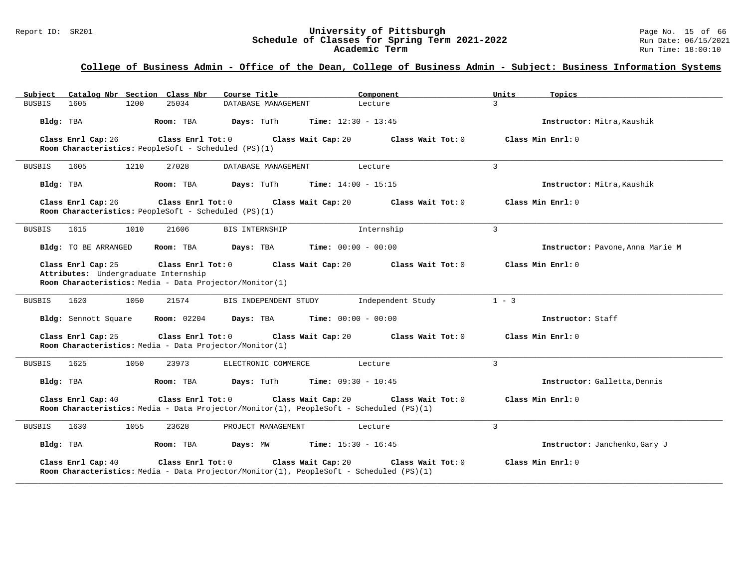## College of Business Admin - Office of the Dean, College of Business Admin - Subject: Business Information Systems

| Subject | Catalog Nbr | Section | Class Nbr | Course Title | Component | Units | Topics |
|---|---|---|---|---|---|---|---|
| BUSBIS | 1605 | 1200 | 25034 | DATABASE MANAGEMENT | Lecture | 3 | |

**Bldg:** TBA **Room:** TBA **Days:** TuTh **Time:** 12:30 - 13:45 **Instructor:** Mitra,Kaushik

**Class Enrl Cap:** 26 **Class Enrl Tot:** 0 **Class Wait Cap:** 20 **Class Wait Tot:** 0 **Class Min Enrl:** 0
**Room Characteristics:** PeopleSoft - Scheduled (PS)(1)

---

| Subject | Catalog Nbr | Section | Class Nbr | Course Title | Component | Units | Topics |
|---|---|---|---|---|---|---|---|
| BUSBIS | 1605 | 1210 | 27028 | DATABASE MANAGEMENT | Lecture | 3 | |

**Bldg:** TBA **Room:** TBA **Days:** TuTh **Time:** 14:00 - 15:15 **Instructor:** Mitra,Kaushik

**Class Enrl Cap:** 26 **Class Enrl Tot:** 0 **Class Wait Cap:** 20 **Class Wait Tot:** 0 **Class Min Enrl:** 0
**Room Characteristics:** PeopleSoft - Scheduled (PS)(1)

---

| Subject | Catalog Nbr | Section | Class Nbr | Course Title | Component | Units | Topics |
|---|---|---|---|---|---|---|---|
| BUSBIS | 1615 | 1010 | 21606 | BIS INTERNSHIP | Internship | 3 | |

**Bldg:** TO BE ARRANGED **Room:** TBA **Days:** TBA **Time:** 00:00 - 00:00 **Instructor:** Pavone,Anna Marie M

**Class Enrl Cap:** 25 **Class Enrl Tot:** 0 **Class Wait Cap:** 20 **Class Wait Tot:** 0 **Class Min Enrl:** 0
**Attributes:** Undergraduate Internship
**Room Characteristics:** Media - Data Projector/Monitor(1)

---

| Subject | Catalog Nbr | Section | Class Nbr | Course Title | Component | Units | Topics |
|---|---|---|---|---|---|---|---|
| BUSBIS | 1620 | 1050 | 21574 | BIS INDEPENDENT STUDY | Independent Study | 1 - 3 | |

**Bldg:** Sennott Square **Room:** 02204 **Days:** TBA **Time:** 00:00 - 00:00 **Instructor:** Staff

**Class Enrl Cap:** 25 **Class Enrl Tot:** 0 **Class Wait Cap:** 20 **Class Wait Tot:** 0 **Class Min Enrl:** 0
**Room Characteristics:** Media - Data Projector/Monitor(1)

---

| Subject | Catalog Nbr | Section | Class Nbr | Course Title | Component | Units | Topics |
|---|---|---|---|---|---|---|---|
| BUSBIS | 1625 | 1050 | 23973 | ELECTRONIC COMMERCE | Lecture | 3 | |

**Bldg:** TBA **Room:** TBA **Days:** TuTh **Time:** 09:30 - 10:45 **Instructor:** Galletta,Dennis

**Class Enrl Cap:** 40 **Class Enrl Tot:** 0 **Class Wait Cap:** 20 **Class Wait Tot:** 0 **Class Min Enrl:** 0
**Room Characteristics:** Media - Data Projector/Monitor(1), PeopleSoft - Scheduled (PS)(1)

---

| Subject | Catalog Nbr | Section | Class Nbr | Course Title | Component | Units | Topics |
|---|---|---|---|---|---|---|---|
| BUSBIS | 1630 | 1055 | 23628 | PROJECT MANAGEMENT | Lecture | 3 | |

**Bldg:** TBA **Room:** TBA **Days:** MW **Time:** 15:30 - 16:45 **Instructor:** Janchenko,Gary J

**Class Enrl Cap:** 40 **Class Enrl Tot:** 0 **Class Wait Cap:** 20 **Class Wait Tot:** 0 **Class Min Enrl:** 0
**Room Characteristics:** Media - Data Projector/Monitor(1), PeopleSoft - Scheduled (PS)(1)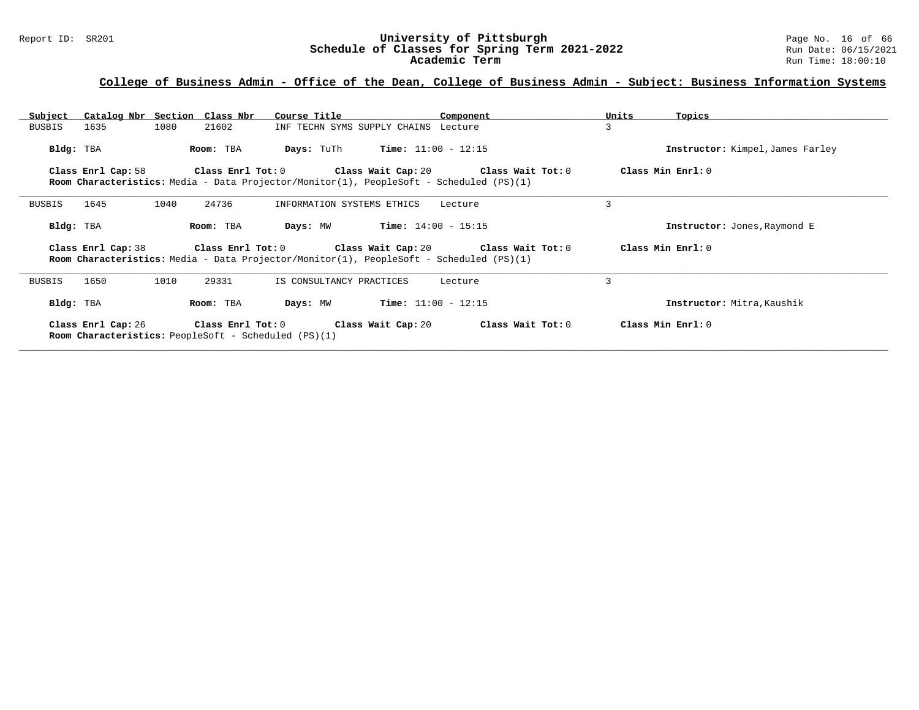## College of Business Admin - Office of the Dean, College of Business Admin - Subject: Business Information Systems

| Subject | Catalog Nbr | Section | Class Nbr | Course Title | Component | Units | Topics |
|---|---|---|---|---|---|---|---|
| BUSBIS | 1635 | 1080 | 21602 | INF TECHN SYMS SUPPLY CHAINS | Lecture | 3 | |

**Bldg:** TBA **Room:** TBA **Days:** TuTh **Time:** 11:00 - 12:15 **Instructor:** Kimpel,James Farley

**Class Enrl Cap:** 58 **Class Enrl Tot:** 0 **Class Wait Cap:** 20 **Class Wait Tot:** 0 **Class Min Enrl:** 0

**Room Characteristics:** Media - Data Projector/Monitor(1), PeopleSoft - Scheduled (PS)(1)

---

| Subject | Catalog Nbr | Section | Class Nbr | Course Title | Component | Units | Topics |
|---|---|---|---|---|---|---|---|
| BUSBIS | 1645 | 1040 | 24736 | INFORMATION SYSTEMS ETHICS | Lecture | 3 | |

**Bldg:** TBA **Room:** TBA **Days:** MW **Time:** 14:00 - 15:15 **Instructor:** Jones,Raymond E

**Class Enrl Cap:** 38 **Class Enrl Tot:** 0 **Class Wait Cap:** 20 **Class Wait Tot:** 0 **Class Min Enrl:** 0

**Room Characteristics:** Media - Data Projector/Monitor(1), PeopleSoft - Scheduled (PS)(1)

---

| Subject | Catalog Nbr | Section | Class Nbr | Course Title | Component | Units | Topics |
|---|---|---|---|---|---|---|---|
| BUSBIS | 1650 | 1010 | 29331 | IS CONSULTANCY PRACTICES | Lecture | 3 | |

**Bldg:** TBA **Room:** TBA **Days:** MW **Time:** 11:00 - 12:15 **Instructor:** Mitra,Kaushik

**Class Enrl Cap:** 26 **Class Enrl Tot:** 0 **Class Wait Cap:** 20 **Class Wait Tot:** 0 **Class Min Enrl:** 0

**Room Characteristics:** PeopleSoft - Scheduled (PS)(1)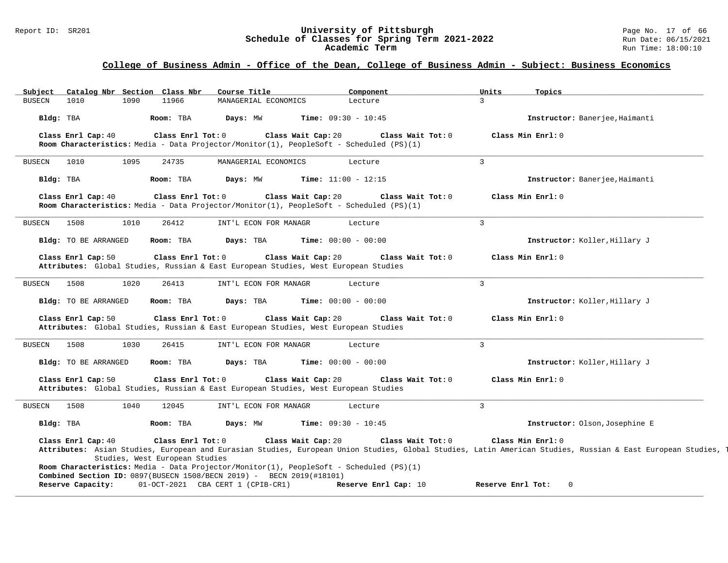## College of Business Admin - Office of the Dean, College of Business Admin - Subject: Business Economics

| Subject | Catalog Nbr | Section | Class Nbr | Course Title | Component | Units | Topics |
|---|---|---|---|---|---|---|---|
| BUSECN | 1010 | 1090 | 11966 | MANAGERIAL ECONOMICS | Lecture | 3 | |

**Bldg:** TBA **Room:** TBA **Days:** MW **Time:** 09:30 - 10:45 **Instructor:** Banerjee,Haimanti

**Class Enrl Cap:** 40 **Class Enrl Tot:** 0 **Class Wait Cap:** 20 **Class Wait Tot:** 0 **Class Min Enrl:** 0

**Room Characteristics:** Media - Data Projector/Monitor(1), PeopleSoft - Scheduled (PS)(1)

---

| Subject | Catalog Nbr | Section | Class Nbr | Course Title | Component | Units | Topics |
|---|---|---|---|---|---|---|---|
| BUSECN | 1010 | 1095 | 24735 | MANAGERIAL ECONOMICS | Lecture | 3 | |

**Bldg:** TBA **Room:** TBA **Days:** MW **Time:** 11:00 - 12:15 **Instructor:** Banerjee,Haimanti

**Class Enrl Cap:** 40 **Class Enrl Tot:** 0 **Class Wait Cap:** 20 **Class Wait Tot:** 0 **Class Min Enrl:** 0

**Room Characteristics:** Media - Data Projector/Monitor(1), PeopleSoft - Scheduled (PS)(1)

---

| Subject | Catalog Nbr | Section | Class Nbr | Course Title | Component | Units | Topics |
|---|---|---|---|---|---|---|---|
| BUSECN | 1508 | 1010 | 26412 | INT'L ECON FOR MANAGR | Lecture | 3 | |

**Bldg:** TO BE ARRANGED **Room:** TBA **Days:** TBA **Time:** 00:00 - 00:00 **Instructor:** Koller,Hillary J

**Class Enrl Cap:** 50 **Class Enrl Tot:** 0 **Class Wait Cap:** 20 **Class Wait Tot:** 0 **Class Min Enrl:** 0

**Attributes:** Global Studies, Russian & East European Studies, West European Studies

---

| Subject | Catalog Nbr | Section | Class Nbr | Course Title | Component | Units | Topics |
|---|---|---|---|---|---|---|---|
| BUSECN | 1508 | 1020 | 26413 | INT'L ECON FOR MANAGR | Lecture | 3 | |

**Bldg:** TO BE ARRANGED **Room:** TBA **Days:** TBA **Time:** 00:00 - 00:00 **Instructor:** Koller,Hillary J

**Class Enrl Cap:** 50 **Class Enrl Tot:** 0 **Class Wait Cap:** 20 **Class Wait Tot:** 0 **Class Min Enrl:** 0

**Attributes:** Global Studies, Russian & East European Studies, West European Studies

---

| Subject | Catalog Nbr | Section | Class Nbr | Course Title | Component | Units | Topics |
|---|---|---|---|---|---|---|---|
| BUSECN | 1508 | 1030 | 26415 | INT'L ECON FOR MANAGR | Lecture | 3 | |

**Bldg:** TO BE ARRANGED **Room:** TBA **Days:** TBA **Time:** 00:00 - 00:00 **Instructor:** Koller,Hillary J

**Class Enrl Cap:** 50 **Class Enrl Tot:** 0 **Class Wait Cap:** 20 **Class Wait Tot:** 0 **Class Min Enrl:** 0

**Attributes:** Global Studies, Russian & East European Studies, West European Studies

---

| Subject | Catalog Nbr | Section | Class Nbr | Course Title | Component | Units | Topics |
|---|---|---|---|---|---|---|---|
| BUSECN | 1508 | 1040 | 12045 | INT'L ECON FOR MANAGR | Lecture | 3 | |

**Bldg:** TBA **Room:** TBA **Days:** MW **Time:** 09:30 - 10:45 **Instructor:** Olson,Josephine E

**Class Enrl Cap:** 40 **Class Enrl Tot:** 0 **Class Wait Cap:** 20 **Class Wait Tot:** 0 **Class Min Enrl:** 0

**Attributes:** Asian Studies, European and Eurasian Studies, European Union Studies, Global Studies, Latin American Studies, Russian & East European Studies, T Studies, West European Studies

**Room Characteristics:** Media - Data Projector/Monitor(1), PeopleSoft - Scheduled (PS)(1)

**Combined Section ID:** 0897(BUSECN 1508/BECN 2019) - BECN 2019(#18101)

**Reserve Capacity:** 01-OCT-2021 CBA CERT 1 (CPIB-CR1) **Reserve Enrl Cap:** 10 **Reserve Enrl Tot:** 0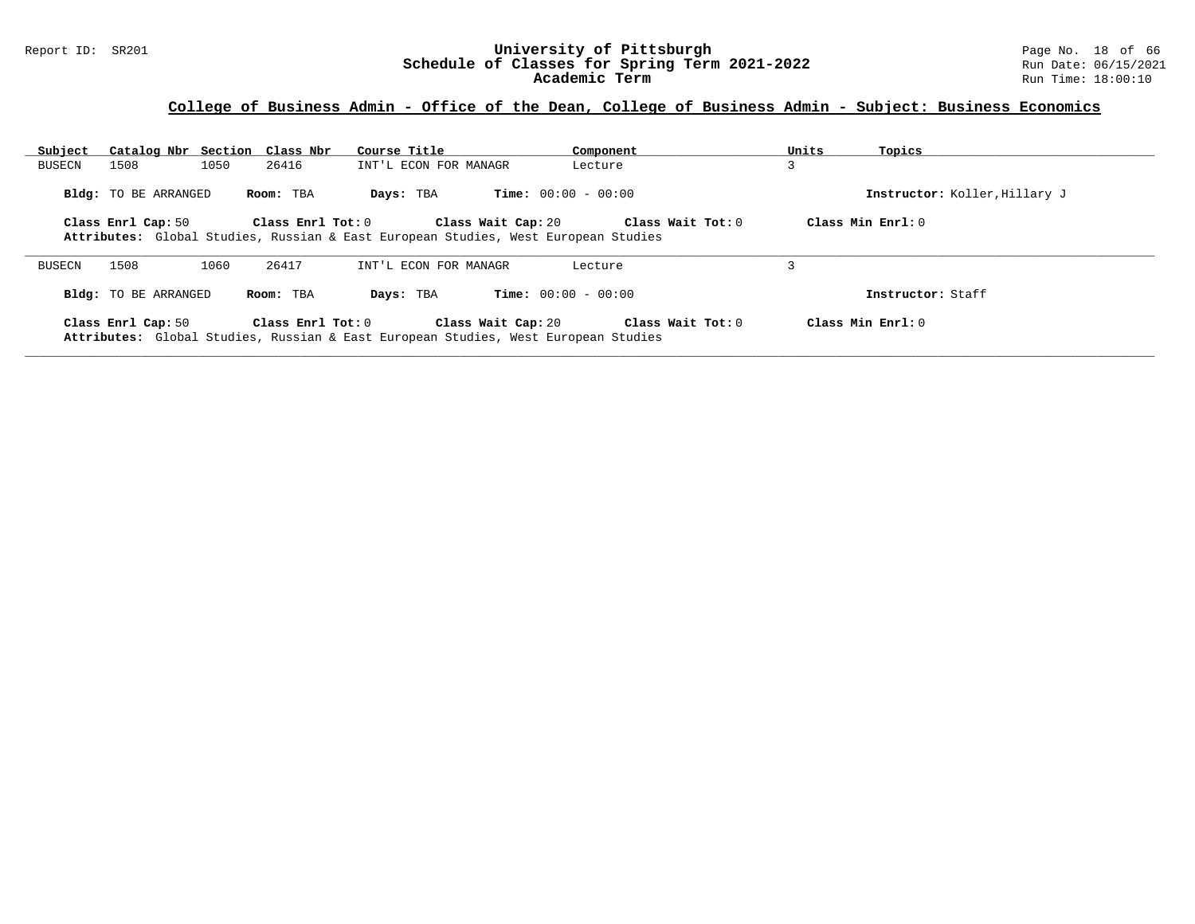## College of Business Admin - Office of the Dean, College of Business Admin - Subject: Business Economics

| Subject | Catalog Nbr | Section | Class Nbr | Course Title | Component | Units | Topics |
|---|---|---|---|---|---|---|---|
| BUSECN | 1508 | 1050 | 26416 | INT'L ECON FOR MANAGR | Lecture | 3 | |

**Bldg:** TO BE ARRANGED **Room:** TBA **Days:** TBA **Time:** 00:00 - 00:00 **Instructor:** Koller,Hillary J

**Class Enrl Cap:** 50 **Class Enrl Tot:** 0 **Class Wait Cap:** 20 **Class Wait Tot:** 0 **Class Min Enrl:** 0

**Attributes:** Global Studies, Russian & East European Studies, West European Studies

---

| Subject | Catalog Nbr | Section | Class Nbr | Course Title | Component | Units | Topics |
|---|---|---|---|---|---|---|---|
| BUSECN | 1508 | 1060 | 26417 | INT'L ECON FOR MANAGR | Lecture | 3 | |

**Bldg:** TO BE ARRANGED **Room:** TBA **Days:** TBA **Time:** 00:00 - 00:00 **Instructor:** Staff

**Class Enrl Cap:** 50 **Class Enrl Tot:** 0 **Class Wait Cap:** 20 **Class Wait Tot:** 0 **Class Min Enrl:** 0

**Attributes:** Global Studies, Russian & East European Studies, West European Studies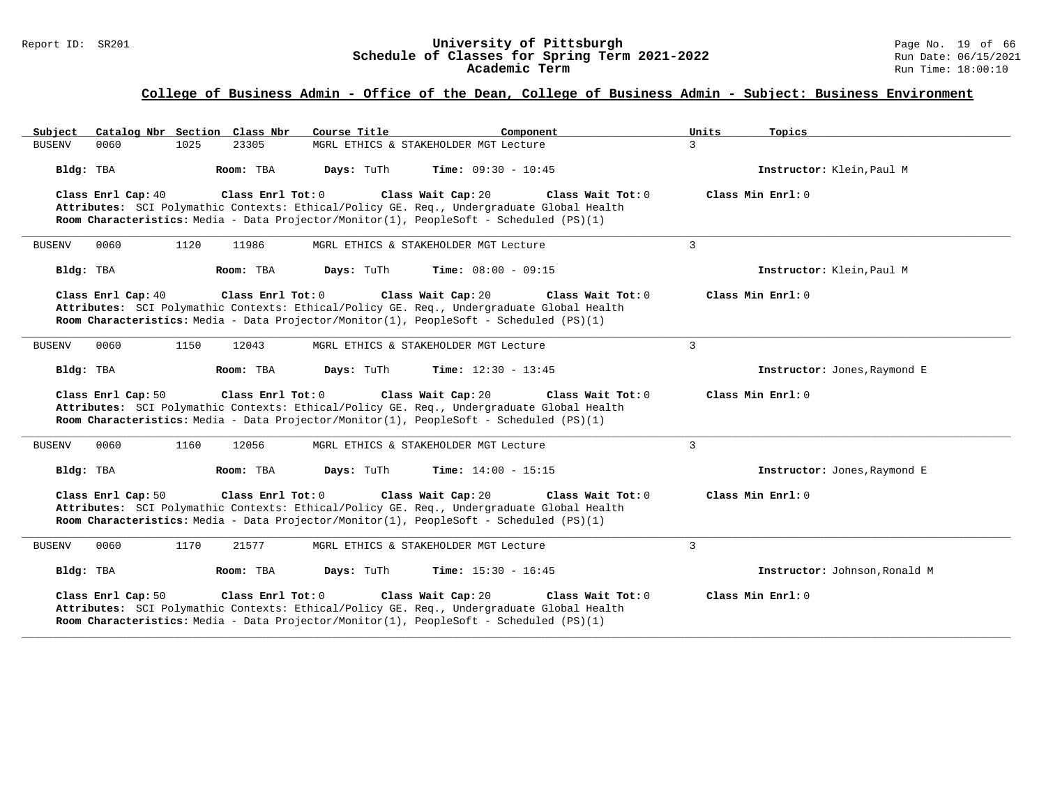## College of Business Admin - Office of the Dean, College of Business Admin - Subject: Business Environment

| Subject | Catalog Nbr | Section | Class Nbr | Course Title | Component | Units | Topics |
|---|---|---|---|---|---|---|---|
| BUSENV | 0060 | 1025 | 23305 | MGRL ETHICS & STAKEHOLDER MGT | Lecture | 3 | |

**Bldg:** TBA **Room:** TBA **Days:** TuTh **Time:** 09:30 - 10:45 **Instructor:** Klein,Paul M

**Class Enrl Cap:** 40 **Class Enrl Tot:** 0 **Class Wait Cap:** 20 **Class Wait Tot:** 0 **Class Min Enrl:** 0

**Attributes:** SCI Polymathic Contexts: Ethical/Policy GE. Req., Undergraduate Global Health

**Room Characteristics:** Media - Data Projector/Monitor(1), PeopleSoft - Scheduled (PS)(1)

---

| Subject | Catalog Nbr | Section | Class Nbr | Course Title | Component | Units | Topics |
|---|---|---|---|---|---|---|---|
| BUSENV | 0060 | 1120 | 11986 | MGRL ETHICS & STAKEHOLDER MGT | Lecture | 3 | |

**Bldg:** TBA **Room:** TBA **Days:** TuTh **Time:** 08:00 - 09:15 **Instructor:** Klein,Paul M

**Class Enrl Cap:** 40 **Class Enrl Tot:** 0 **Class Wait Cap:** 20 **Class Wait Tot:** 0 **Class Min Enrl:** 0

**Attributes:** SCI Polymathic Contexts: Ethical/Policy GE. Req., Undergraduate Global Health

**Room Characteristics:** Media - Data Projector/Monitor(1), PeopleSoft - Scheduled (PS)(1)

---

| Subject | Catalog Nbr | Section | Class Nbr | Course Title | Component | Units | Topics |
|---|---|---|---|---|---|---|---|
| BUSENV | 0060 | 1150 | 12043 | MGRL ETHICS & STAKEHOLDER MGT | Lecture | 3 | |

**Bldg:** TBA **Room:** TBA **Days:** TuTh **Time:** 12:30 - 13:45 **Instructor:** Jones,Raymond E

**Class Enrl Cap:** 50 **Class Enrl Tot:** 0 **Class Wait Cap:** 20 **Class Wait Tot:** 0 **Class Min Enrl:** 0

**Attributes:** SCI Polymathic Contexts: Ethical/Policy GE. Req., Undergraduate Global Health

**Room Characteristics:** Media - Data Projector/Monitor(1), PeopleSoft - Scheduled (PS)(1)

---

| Subject | Catalog Nbr | Section | Class Nbr | Course Title | Component | Units | Topics |
|---|---|---|---|---|---|---|---|
| BUSENV | 0060 | 1160 | 12056 | MGRL ETHICS & STAKEHOLDER MGT | Lecture | 3 | |

**Bldg:** TBA **Room:** TBA **Days:** TuTh **Time:** 14:00 - 15:15 **Instructor:** Jones,Raymond E

**Class Enrl Cap:** 50 **Class Enrl Tot:** 0 **Class Wait Cap:** 20 **Class Wait Tot:** 0 **Class Min Enrl:** 0

**Attributes:** SCI Polymathic Contexts: Ethical/Policy GE. Req., Undergraduate Global Health

**Room Characteristics:** Media - Data Projector/Monitor(1), PeopleSoft - Scheduled (PS)(1)

---

| Subject | Catalog Nbr | Section | Class Nbr | Course Title | Component | Units | Topics |
|---|---|---|---|---|---|---|---|
| BUSENV | 0060 | 1170 | 21577 | MGRL ETHICS & STAKEHOLDER MGT | Lecture | 3 | |

**Bldg:** TBA **Room:** TBA **Days:** TuTh **Time:** 15:30 - 16:45 **Instructor:** Johnson,Ronald M

**Class Enrl Cap:** 50 **Class Enrl Tot:** 0 **Class Wait Cap:** 20 **Class Wait Tot:** 0 **Class Min Enrl:** 0

**Attributes:** SCI Polymathic Contexts: Ethical/Policy GE. Req., Undergraduate Global Health

**Room Characteristics:** Media - Data Projector/Monitor(1), PeopleSoft - Scheduled (PS)(1)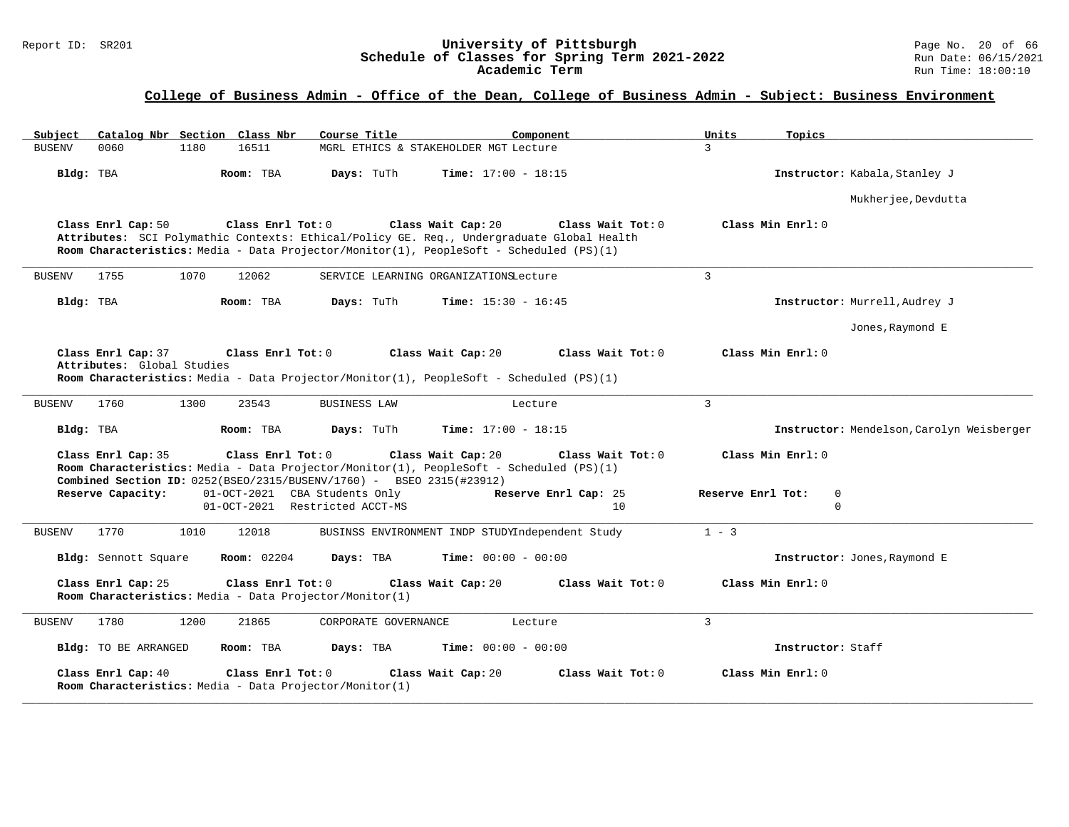## College of Business Admin - Office of the Dean, College of Business Admin - Subject: Business Environment

| Subject | Catalog Nbr | Section | Class Nbr | Course Title | Component | Units | Topics |
|---|---|---|---|---|---|---|---|
| BUSENV | 0060 | 1180 | 16511 | MGRL ETHICS & STAKEHOLDER MGT | Lecture | 3 | |

**Bldg:** TBA **Room:** TBA **Days:** TuTh **Time:** 17:00 - 18:15 **Instructor:** Kabala,Stanley J; Mukherjee,Devdutta

**Class Enrl Cap:** 50 **Class Enrl Tot:** 0 **Class Wait Cap:** 20 **Class Wait Tot:** 0 **Class Min Enrl:** 0

**Attributes:** SCI Polymathic Contexts: Ethical/Policy GE. Req., Undergraduate Global Health

**Room Characteristics:** Media - Data Projector/Monitor(1), PeopleSoft - Scheduled (PS)(1)

---

| Subject | Catalog Nbr | Section | Class Nbr | Course Title | Component | Units | Topics |
|---|---|---|---|---|---|---|---|
| BUSENV | 1755 | 1070 | 12062 | SERVICE LEARNING ORGANIZATIONS | Lecture | 3 | |

**Bldg:** TBA **Room:** TBA **Days:** TuTh **Time:** 15:30 - 16:45 **Instructor:** Murrell,Audrey J; Jones,Raymond E

**Class Enrl Cap:** 37 **Class Enrl Tot:** 0 **Class Wait Cap:** 20 **Class Wait Tot:** 0 **Class Min Enrl:** 0

**Attributes:** Global Studies

**Room Characteristics:** Media - Data Projector/Monitor(1), PeopleSoft - Scheduled (PS)(1)

---

| Subject | Catalog Nbr | Section | Class Nbr | Course Title | Component | Units | Topics |
|---|---|---|---|---|---|---|---|
| BUSENV | 1760 | 1300 | 23543 | BUSINESS LAW | Lecture | 3 | |

**Bldg:** TBA **Room:** TBA **Days:** TuTh **Time:** 17:00 - 18:15 **Instructor:** Mendelson,Carolyn Weisberger

**Class Enrl Cap:** 35 **Class Enrl Tot:** 0 **Class Wait Cap:** 20 **Class Wait Tot:** 0 **Class Min Enrl:** 0

**Room Characteristics:** Media - Data Projector/Monitor(1), PeopleSoft - Scheduled (PS)(1)

**Combined Section ID:** 0252(BSEO/2315/BUSENV/1760) - BSEO 2315(#23912)

| Reserve Capacity: | | Reserve Enrl Cap: | Reserve Enrl Tot: |
|---|---|---|---|
| 01-OCT-2021 | CBA Students Only | 25 | 0 |
| 01-OCT-2021 | Restricted ACCT-MS | 10 | 0 |

---

| Subject | Catalog Nbr | Section | Class Nbr | Course Title | Component | Units | Topics |
|---|---|---|---|---|---|---|---|
| BUSENV | 1770 | 1010 | 12018 | BUSINSS ENVIRONMENT INDP STUDY | Independent Study | 1 - 3 | |

**Bldg:** Sennott Square **Room:** 02204 **Days:** TBA **Time:** 00:00 - 00:00 **Instructor:** Jones,Raymond E

**Class Enrl Cap:** 25 **Class Enrl Tot:** 0 **Class Wait Cap:** 20 **Class Wait Tot:** 0 **Class Min Enrl:** 0

**Room Characteristics:** Media - Data Projector/Monitor(1)

---

| Subject | Catalog Nbr | Section | Class Nbr | Course Title | Component | Units | Topics |
|---|---|---|---|---|---|---|---|
| BUSENV | 1780 | 1200 | 21865 | CORPORATE GOVERNANCE | Lecture | 3 | |

**Bldg:** TO BE ARRANGED **Room:** TBA **Days:** TBA **Time:** 00:00 - 00:00 **Instructor:** Staff

**Class Enrl Cap:** 40 **Class Enrl Tot:** 0 **Class Wait Cap:** 20 **Class Wait Tot:** 0 **Class Min Enrl:** 0

**Room Characteristics:** Media - Data Projector/Monitor(1)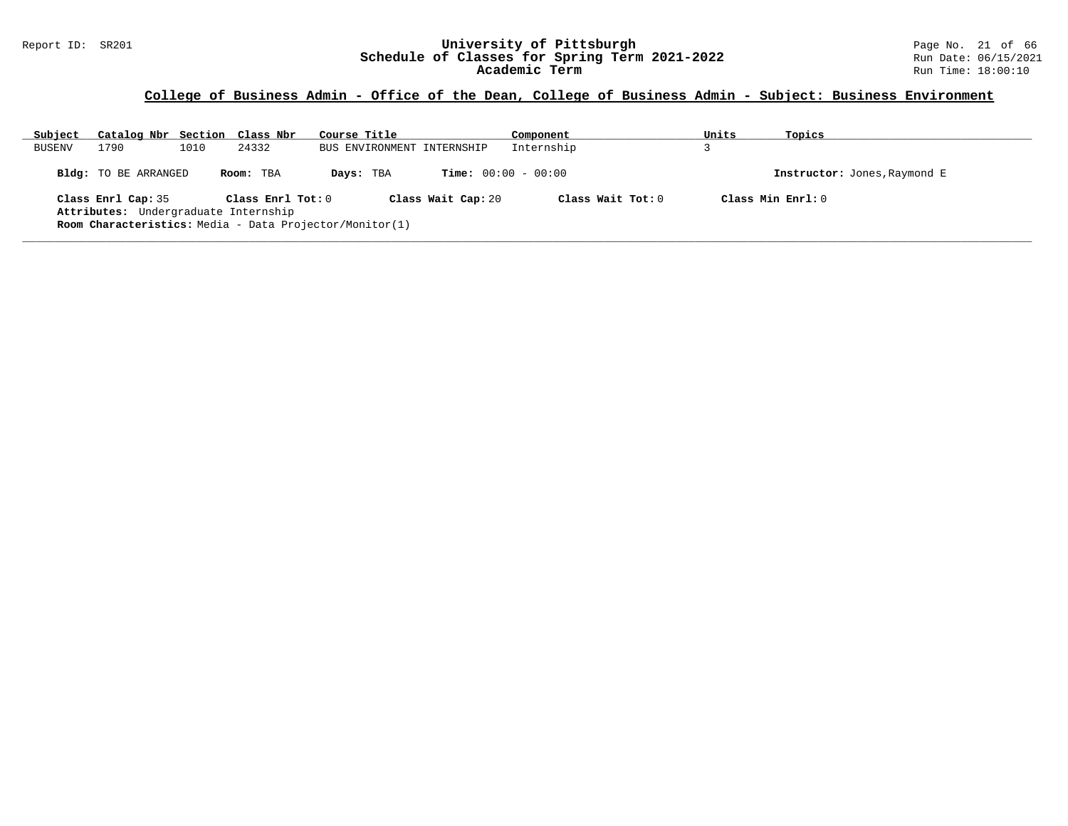## College of Business Admin - Office of the Dean, College of Business Admin - Subject: Business Environment

| Subject | Catalog Nbr | Section | Class Nbr | Course Title | Component | Units | Topics |
|---|---|---|---|---|---|---|---|
| BUSENV | 1790 | 1010 | 24332 | BUS ENVIRONMENT INTERNSHIP | Internship | 3 | |

**Bldg:** TO BE ARRANGED **Room:** TBA **Days:** TBA **Time:** 00:00 - 00:00 **Instructor:** Jones,Raymond E

**Class Enrl Cap:** 35 **Class Enrl Tot:** 0 **Class Wait Cap:** 20 **Class Wait Tot:** 0 **Class Min Enrl:** 0

**Attributes:** Undergraduate Internship

**Room Characteristics:** Media - Data Projector/Monitor(1)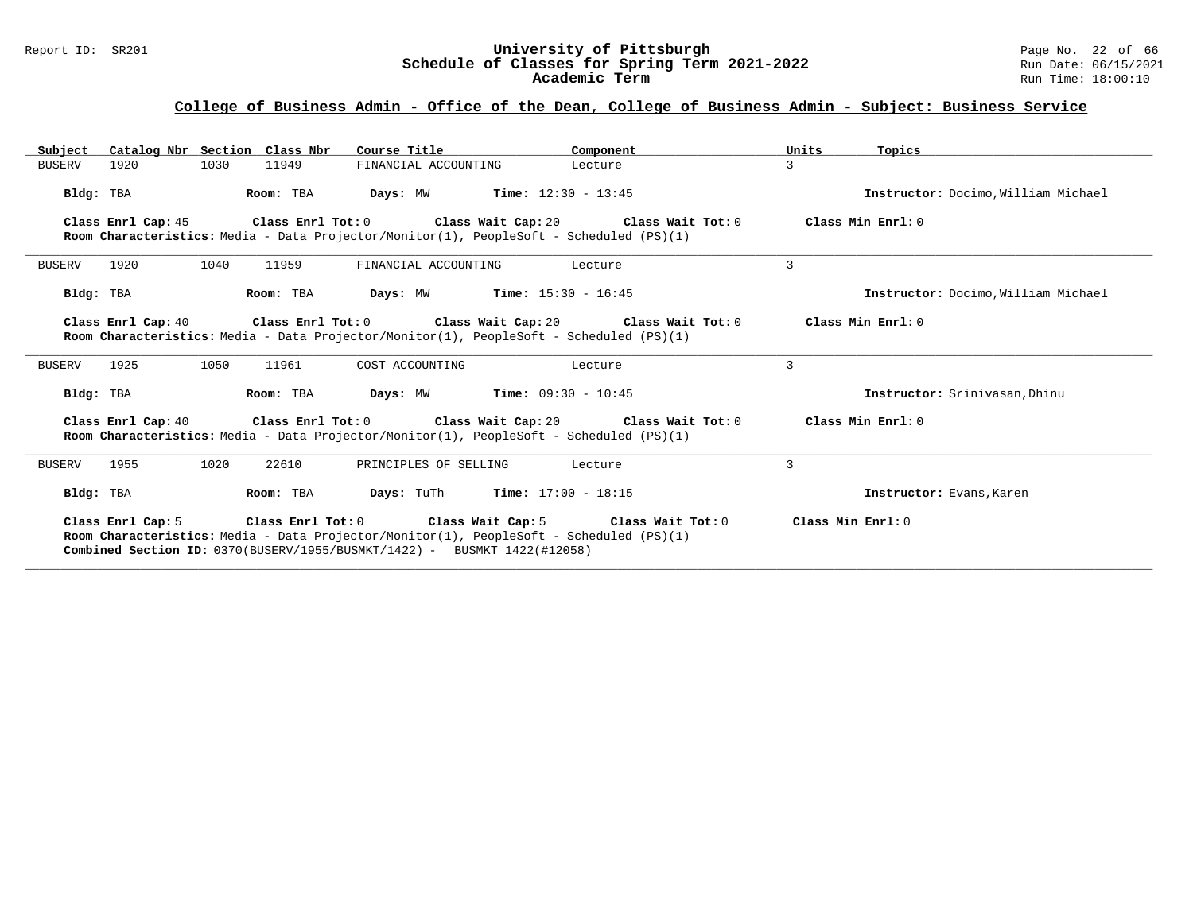## College of Business Admin - Office of the Dean, College of Business Admin - Subject: Business Service

| Subject | Catalog Nbr | Section | Class Nbr | Course Title | Component | Units | Topics |
|---|---|---|---|---|---|---|---|
| BUSERV | 1920 | 1030 | 11949 | FINANCIAL ACCOUNTING | Lecture | 3 | |

**Bldg:** TBA **Room:** TBA **Days:** MW **Time:** 12:30 - 13:45 **Instructor:** Docimo,William Michael

**Class Enrl Cap:** 45 **Class Enrl Tot:** 0 **Class Wait Cap:** 20 **Class Wait Tot:** 0 **Class Min Enrl:** 0
**Room Characteristics:** Media - Data Projector/Monitor(1), PeopleSoft - Scheduled (PS)(1)

---

| Subject | Catalog Nbr | Section | Class Nbr | Course Title | Component | Units | Topics |
|---|---|---|---|---|---|---|---|
| BUSERV | 1920 | 1040 | 11959 | FINANCIAL ACCOUNTING | Lecture | 3 | |

**Bldg:** TBA **Room:** TBA **Days:** MW **Time:** 15:30 - 16:45 **Instructor:** Docimo,William Michael

**Class Enrl Cap:** 40 **Class Enrl Tot:** 0 **Class Wait Cap:** 20 **Class Wait Tot:** 0 **Class Min Enrl:** 0
**Room Characteristics:** Media - Data Projector/Monitor(1), PeopleSoft - Scheduled (PS)(1)

---

| Subject | Catalog Nbr | Section | Class Nbr | Course Title | Component | Units | Topics |
|---|---|---|---|---|---|---|---|
| BUSERV | 1925 | 1050 | 11961 | COST ACCOUNTING | Lecture | 3 | |

**Bldg:** TBA **Room:** TBA **Days:** MW **Time:** 09:30 - 10:45 **Instructor:** Srinivasan,Dhinu

**Class Enrl Cap:** 40 **Class Enrl Tot:** 0 **Class Wait Cap:** 20 **Class Wait Tot:** 0 **Class Min Enrl:** 0
**Room Characteristics:** Media - Data Projector/Monitor(1), PeopleSoft - Scheduled (PS)(1)

---

| Subject | Catalog Nbr | Section | Class Nbr | Course Title | Component | Units | Topics |
|---|---|---|---|---|---|---|---|
| BUSERV | 1955 | 1020 | 22610 | PRINCIPLES OF SELLING | Lecture | 3 | |

**Bldg:** TBA **Room:** TBA **Days:** TuTh **Time:** 17:00 - 18:15 **Instructor:** Evans,Karen

**Class Enrl Cap:** 5 **Class Enrl Tot:** 0 **Class Wait Cap:** 5 **Class Wait Tot:** 0 **Class Min Enrl:** 0
**Room Characteristics:** Media - Data Projector/Monitor(1), PeopleSoft - Scheduled (PS)(1)
**Combined Section ID:** 0370(BUSERV/1955/BUSMKT/1422) - BUSMKT 1422(#12058)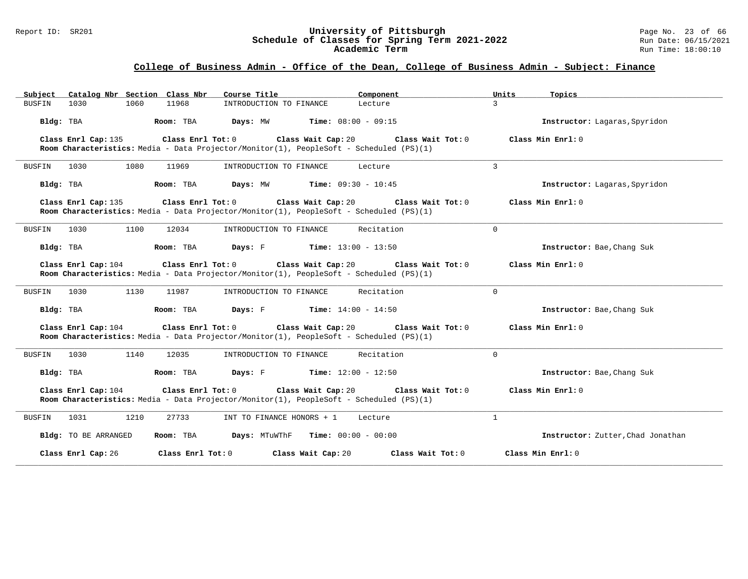## College of Business Admin - Office of the Dean, College of Business Admin - Subject: Finance

| Subject | Catalog Nbr | Section | Class Nbr | Course Title | Component | Units | Topics |
|---|---|---|---|---|---|---|---|
| BUSFIN | 1030 | 1060 | 11968 | INTRODUCTION TO FINANCE | Lecture | 3 | |

**Bldg:** TBA **Room:** TBA **Days:** MW **Time:** 08:00 - 09:15 **Instructor:** Lagaras,Spyridon

**Class Enrl Cap:** 135 **Class Enrl Tot:** 0 **Class Wait Cap:** 20 **Class Wait Tot:** 0 **Class Min Enrl:** 0
**Room Characteristics:** Media - Data Projector/Monitor(1), PeopleSoft - Scheduled (PS)(1)

---

| Subject | Catalog Nbr | Section | Class Nbr | Course Title | Component | Units | Topics |
|---|---|---|---|---|---|---|---|
| BUSFIN | 1030 | 1080 | 11969 | INTRODUCTION TO FINANCE | Lecture | 3 | |

**Bldg:** TBA **Room:** TBA **Days:** MW **Time:** 09:30 - 10:45 **Instructor:** Lagaras,Spyridon

**Class Enrl Cap:** 135 **Class Enrl Tot:** 0 **Class Wait Cap:** 20 **Class Wait Tot:** 0 **Class Min Enrl:** 0
**Room Characteristics:** Media - Data Projector/Monitor(1), PeopleSoft - Scheduled (PS)(1)

---

| Subject | Catalog Nbr | Section | Class Nbr | Course Title | Component | Units | Topics |
|---|---|---|---|---|---|---|---|
| BUSFIN | 1030 | 1100 | 12034 | INTRODUCTION TO FINANCE | Recitation | 0 | |

**Bldg:** TBA **Room:** TBA **Days:** F **Time:** 13:00 - 13:50 **Instructor:** Bae,Chang Suk

**Class Enrl Cap:** 104 **Class Enrl Tot:** 0 **Class Wait Cap:** 20 **Class Wait Tot:** 0 **Class Min Enrl:** 0
**Room Characteristics:** Media - Data Projector/Monitor(1), PeopleSoft - Scheduled (PS)(1)

---

| Subject | Catalog Nbr | Section | Class Nbr | Course Title | Component | Units | Topics |
|---|---|---|---|---|---|---|---|
| BUSFIN | 1030 | 1130 | 11987 | INTRODUCTION TO FINANCE | Recitation | 0 | |

**Bldg:** TBA **Room:** TBA **Days:** F **Time:** 14:00 - 14:50 **Instructor:** Bae,Chang Suk

**Class Enrl Cap:** 104 **Class Enrl Tot:** 0 **Class Wait Cap:** 20 **Class Wait Tot:** 0 **Class Min Enrl:** 0
**Room Characteristics:** Media - Data Projector/Monitor(1), PeopleSoft - Scheduled (PS)(1)

---

| Subject | Catalog Nbr | Section | Class Nbr | Course Title | Component | Units | Topics |
|---|---|---|---|---|---|---|---|
| BUSFIN | 1030 | 1140 | 12035 | INTRODUCTION TO FINANCE | Recitation | 0 | |

**Bldg:** TBA **Room:** TBA **Days:** F **Time:** 12:00 - 12:50 **Instructor:** Bae,Chang Suk

**Class Enrl Cap:** 104 **Class Enrl Tot:** 0 **Class Wait Cap:** 20 **Class Wait Tot:** 0 **Class Min Enrl:** 0
**Room Characteristics:** Media - Data Projector/Monitor(1), PeopleSoft - Scheduled (PS)(1)

---

| Subject | Catalog Nbr | Section | Class Nbr | Course Title | Component | Units | Topics |
|---|---|---|---|---|---|---|---|
| BUSFIN | 1031 | 1210 | 27733 | INT TO FINANCE HONORS + 1 | Lecture | 1 | |

**Bldg:** TO BE ARRANGED **Room:** TBA **Days:** MTuWThF **Time:** 00:00 - 00:00 **Instructor:** Zutter,Chad Jonathan

**Class Enrl Cap:** 26 **Class Enrl Tot:** 0 **Class Wait Cap:** 20 **Class Wait Tot:** 0 **Class Min Enrl:** 0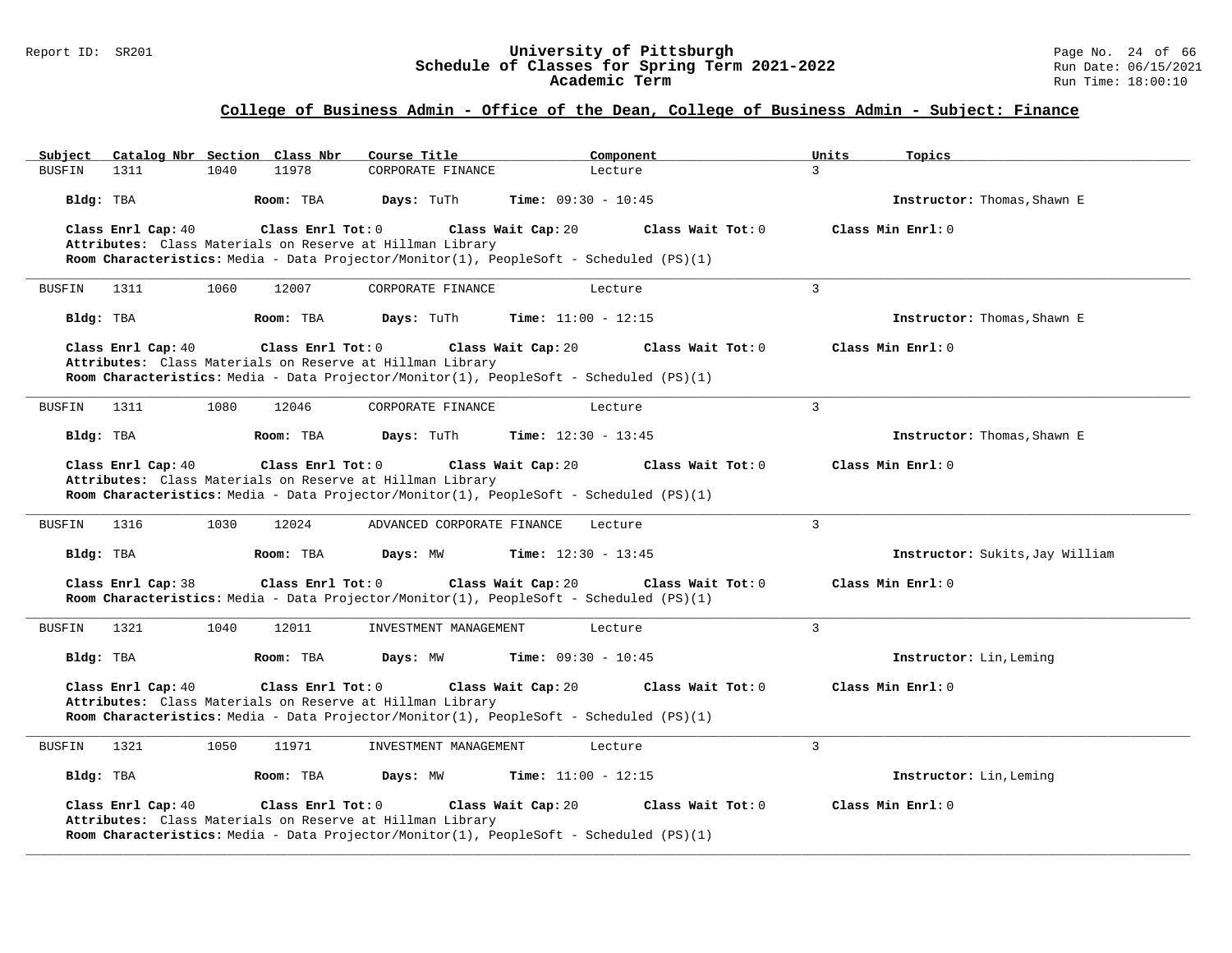## College of Business Admin - Office of the Dean, College of Business Admin - Subject: Finance

| Subject | Catalog Nbr | Section | Class Nbr | Course Title | Component | Units | Topics |
|---|---|---|---|---|---|---|---|
| BUSFIN | 1311 | 1040 | 11978 | CORPORATE FINANCE | Lecture | 3 | |

**Bldg:** TBA **Room:** TBA **Days:** TuTh **Time:** 09:30 - 10:45 **Instructor:** Thomas,Shawn E

**Class Enrl Cap:** 40 **Class Enrl Tot:** 0 **Class Wait Cap:** 20 **Class Wait Tot:** 0 **Class Min Enrl:** 0

**Attributes:** Class Materials on Reserve at Hillman Library

**Room Characteristics:** Media - Data Projector/Monitor(1), PeopleSoft - Scheduled (PS)(1)

---

| Subject | Catalog Nbr | Section | Class Nbr | Course Title | Component | Units | Topics |
|---|---|---|---|---|---|---|---|
| BUSFIN | 1311 | 1060 | 12007 | CORPORATE FINANCE | Lecture | 3 | |

**Bldg:** TBA **Room:** TBA **Days:** TuTh **Time:** 11:00 - 12:15 **Instructor:** Thomas,Shawn E

**Class Enrl Cap:** 40 **Class Enrl Tot:** 0 **Class Wait Cap:** 20 **Class Wait Tot:** 0 **Class Min Enrl:** 0

**Attributes:** Class Materials on Reserve at Hillman Library

**Room Characteristics:** Media - Data Projector/Monitor(1), PeopleSoft - Scheduled (PS)(1)

---

| Subject | Catalog Nbr | Section | Class Nbr | Course Title | Component | Units | Topics |
|---|---|---|---|---|---|---|---|
| BUSFIN | 1311 | 1080 | 12046 | CORPORATE FINANCE | Lecture | 3 | |

**Bldg:** TBA **Room:** TBA **Days:** TuTh **Time:** 12:30 - 13:45 **Instructor:** Thomas,Shawn E

**Class Enrl Cap:** 40 **Class Enrl Tot:** 0 **Class Wait Cap:** 20 **Class Wait Tot:** 0 **Class Min Enrl:** 0

**Attributes:** Class Materials on Reserve at Hillman Library

**Room Characteristics:** Media - Data Projector/Monitor(1), PeopleSoft - Scheduled (PS)(1)

---

| Subject | Catalog Nbr | Section | Class Nbr | Course Title | Component | Units | Topics |
|---|---|---|---|---|---|---|---|
| BUSFIN | 1316 | 1030 | 12024 | ADVANCED CORPORATE FINANCE | Lecture | 3 | |

**Bldg:** TBA **Room:** TBA **Days:** MW **Time:** 12:30 - 13:45 **Instructor:** Sukits,Jay William

**Class Enrl Cap:** 38 **Class Enrl Tot:** 0 **Class Wait Cap:** 20 **Class Wait Tot:** 0 **Class Min Enrl:** 0

**Room Characteristics:** Media - Data Projector/Monitor(1), PeopleSoft - Scheduled (PS)(1)

---

| Subject | Catalog Nbr | Section | Class Nbr | Course Title | Component | Units | Topics |
|---|---|---|---|---|---|---|---|
| BUSFIN | 1321 | 1040 | 12011 | INVESTMENT MANAGEMENT | Lecture | 3 | |

**Bldg:** TBA **Room:** TBA **Days:** MW **Time:** 09:30 - 10:45 **Instructor:** Lin,Leming

**Class Enrl Cap:** 40 **Class Enrl Tot:** 0 **Class Wait Cap:** 20 **Class Wait Tot:** 0 **Class Min Enrl:** 0

**Attributes:** Class Materials on Reserve at Hillman Library

**Room Characteristics:** Media - Data Projector/Monitor(1), PeopleSoft - Scheduled (PS)(1)

---

| Subject | Catalog Nbr | Section | Class Nbr | Course Title | Component | Units | Topics |
|---|---|---|---|---|---|---|---|
| BUSFIN | 1321 | 1050 | 11971 | INVESTMENT MANAGEMENT | Lecture | 3 | |

**Bldg:** TBA **Room:** TBA **Days:** MW **Time:** 11:00 - 12:15 **Instructor:** Lin,Leming

**Class Enrl Cap:** 40 **Class Enrl Tot:** 0 **Class Wait Cap:** 20 **Class Wait Tot:** 0 **Class Min Enrl:** 0

**Attributes:** Class Materials on Reserve at Hillman Library

**Room Characteristics:** Media - Data Projector/Monitor(1), PeopleSoft - Scheduled (PS)(1)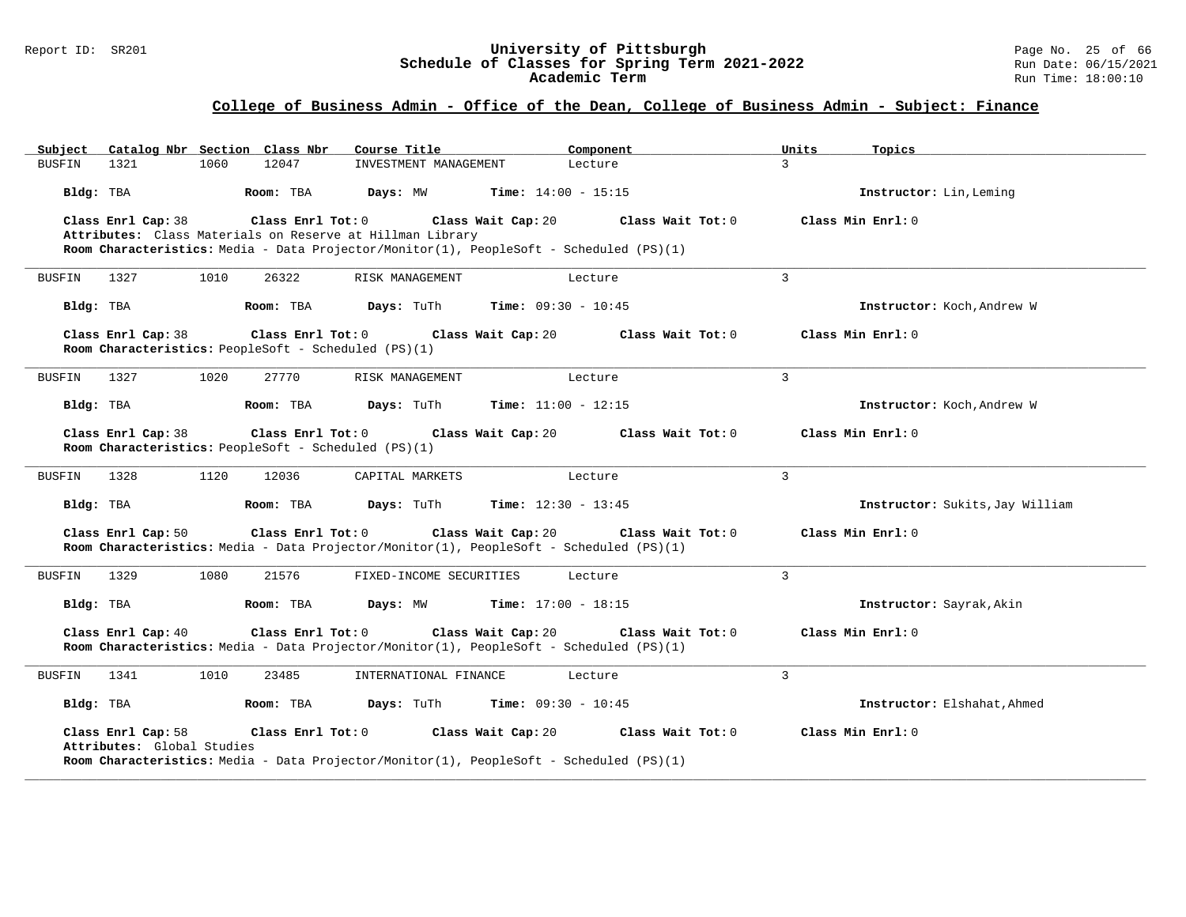## College of Business Admin - Office of the Dean, College of Business Admin - Subject: Finance

| Subject | Catalog Nbr | Section | Class Nbr | Course Title | Component | Units | Topics |
|---|---|---|---|---|---|---|---|
| BUSFIN | 1321 | 1060 | 12047 | INVESTMENT MANAGEMENT | Lecture | 3 | |

**Bldg:** TBA **Room:** TBA **Days:** MW **Time:** 14:00 - 15:15 **Instructor:** Lin,Leming

**Class Enrl Cap:** 38 **Class Enrl Tot:** 0 **Class Wait Cap:** 20 **Class Wait Tot:** 0 **Class Min Enrl:** 0
**Attributes:** Class Materials on Reserve at Hillman Library
**Room Characteristics:** Media - Data Projector/Monitor(1), PeopleSoft - Scheduled (PS)(1)

---

| Subject | Catalog Nbr | Section | Class Nbr | Course Title | Component | Units | Topics |
|---|---|---|---|---|---|---|---|
| BUSFIN | 1327 | 1010 | 26322 | RISK MANAGEMENT | Lecture | 3 | |

**Bldg:** TBA **Room:** TBA **Days:** TuTh **Time:** 09:30 - 10:45 **Instructor:** Koch,Andrew W

**Class Enrl Cap:** 38 **Class Enrl Tot:** 0 **Class Wait Cap:** 20 **Class Wait Tot:** 0 **Class Min Enrl:** 0
**Room Characteristics:** PeopleSoft - Scheduled (PS)(1)

---

| Subject | Catalog Nbr | Section | Class Nbr | Course Title | Component | Units | Topics |
|---|---|---|---|---|---|---|---|
| BUSFIN | 1327 | 1020 | 27770 | RISK MANAGEMENT | Lecture | 3 | |

**Bldg:** TBA **Room:** TBA **Days:** TuTh **Time:** 11:00 - 12:15 **Instructor:** Koch,Andrew W

**Class Enrl Cap:** 38 **Class Enrl Tot:** 0 **Class Wait Cap:** 20 **Class Wait Tot:** 0 **Class Min Enrl:** 0
**Room Characteristics:** PeopleSoft - Scheduled (PS)(1)

---

| Subject | Catalog Nbr | Section | Class Nbr | Course Title | Component | Units | Topics |
|---|---|---|---|---|---|---|---|
| BUSFIN | 1328 | 1120 | 12036 | CAPITAL MARKETS | Lecture | 3 | |

**Bldg:** TBA **Room:** TBA **Days:** TuTh **Time:** 12:30 - 13:45 **Instructor:** Sukits,Jay William

**Class Enrl Cap:** 50 **Class Enrl Tot:** 0 **Class Wait Cap:** 20 **Class Wait Tot:** 0 **Class Min Enrl:** 0
**Room Characteristics:** Media - Data Projector/Monitor(1), PeopleSoft - Scheduled (PS)(1)

---

| Subject | Catalog Nbr | Section | Class Nbr | Course Title | Component | Units | Topics |
|---|---|---|---|---|---|---|---|
| BUSFIN | 1329 | 1080 | 21576 | FIXED-INCOME SECURITIES | Lecture | 3 | |

**Bldg:** TBA **Room:** TBA **Days:** MW **Time:** 17:00 - 18:15 **Instructor:** Sayrak,Akin

**Class Enrl Cap:** 40 **Class Enrl Tot:** 0 **Class Wait Cap:** 20 **Class Wait Tot:** 0 **Class Min Enrl:** 0
**Room Characteristics:** Media - Data Projector/Monitor(1), PeopleSoft - Scheduled (PS)(1)

---

| Subject | Catalog Nbr | Section | Class Nbr | Course Title | Component | Units | Topics |
|---|---|---|---|---|---|---|---|
| BUSFIN | 1341 | 1010 | 23485 | INTERNATIONAL FINANCE | Lecture | 3 | |

**Bldg:** TBA **Room:** TBA **Days:** TuTh **Time:** 09:30 - 10:45 **Instructor:** Elshahat,Ahmed

**Class Enrl Cap:** 58 **Class Enrl Tot:** 0 **Class Wait Cap:** 20 **Class Wait Tot:** 0 **Class Min Enrl:** 0
**Attributes:** Global Studies
**Room Characteristics:** Media - Data Projector/Monitor(1), PeopleSoft - Scheduled (PS)(1)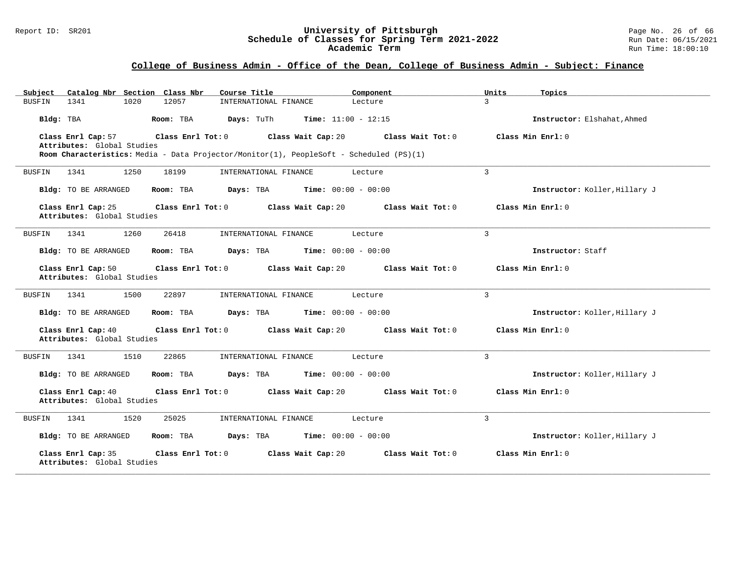## College of Business Admin - Office of the Dean, College of Business Admin - Subject: Finance

| Subject | Catalog Nbr | Section | Class Nbr | Course Title | Component | Units | Topics |
|---|---|---|---|---|---|---|---|
| BUSFIN | 1341 | 1020 | 12057 | INTERNATIONAL FINANCE | Lecture | 3 | |

**Bldg:** TBA **Room:** TBA **Days:** TuTh **Time:** 11:00 - 12:15 **Instructor:** Elshahat,Ahmed

**Class Enrl Cap:** 57 **Class Enrl Tot:** 0 **Class Wait Cap:** 20 **Class Wait Tot:** 0 **Class Min Enrl:** 0
**Attributes:** Global Studies
**Room Characteristics:** Media - Data Projector/Monitor(1), PeopleSoft - Scheduled (PS)(1)

---

| Subject | Catalog Nbr | Section | Class Nbr | Course Title | Component | Units | Topics |
|---|---|---|---|---|---|---|---|
| BUSFIN | 1341 | 1250 | 18199 | INTERNATIONAL FINANCE | Lecture | 3 | |

**Bldg:** TO BE ARRANGED **Room:** TBA **Days:** TBA **Time:** 00:00 - 00:00 **Instructor:** Koller,Hillary J

**Class Enrl Cap:** 25 **Class Enrl Tot:** 0 **Class Wait Cap:** 20 **Class Wait Tot:** 0 **Class Min Enrl:** 0
**Attributes:** Global Studies

---

| Subject | Catalog Nbr | Section | Class Nbr | Course Title | Component | Units | Topics |
|---|---|---|---|---|---|---|---|
| BUSFIN | 1341 | 1260 | 26418 | INTERNATIONAL FINANCE | Lecture | 3 | |

**Bldg:** TO BE ARRANGED **Room:** TBA **Days:** TBA **Time:** 00:00 - 00:00 **Instructor:** Staff

**Class Enrl Cap:** 50 **Class Enrl Tot:** 0 **Class Wait Cap:** 20 **Class Wait Tot:** 0 **Class Min Enrl:** 0
**Attributes:** Global Studies

---

| Subject | Catalog Nbr | Section | Class Nbr | Course Title | Component | Units | Topics |
|---|---|---|---|---|---|---|---|
| BUSFIN | 1341 | 1500 | 22897 | INTERNATIONAL FINANCE | Lecture | 3 | |

**Bldg:** TO BE ARRANGED **Room:** TBA **Days:** TBA **Time:** 00:00 - 00:00 **Instructor:** Koller,Hillary J

**Class Enrl Cap:** 40 **Class Enrl Tot:** 0 **Class Wait Cap:** 20 **Class Wait Tot:** 0 **Class Min Enrl:** 0
**Attributes:** Global Studies

---

| Subject | Catalog Nbr | Section | Class Nbr | Course Title | Component | Units | Topics |
|---|---|---|---|---|---|---|---|
| BUSFIN | 1341 | 1510 | 22865 | INTERNATIONAL FINANCE | Lecture | 3 | |

**Bldg:** TO BE ARRANGED **Room:** TBA **Days:** TBA **Time:** 00:00 - 00:00 **Instructor:** Koller,Hillary J

**Class Enrl Cap:** 40 **Class Enrl Tot:** 0 **Class Wait Cap:** 20 **Class Wait Tot:** 0 **Class Min Enrl:** 0
**Attributes:** Global Studies

---

| Subject | Catalog Nbr | Section | Class Nbr | Course Title | Component | Units | Topics |
|---|---|---|---|---|---|---|---|
| BUSFIN | 1341 | 1520 | 25025 | INTERNATIONAL FINANCE | Lecture | 3 | |

**Bldg:** TO BE ARRANGED **Room:** TBA **Days:** TBA **Time:** 00:00 - 00:00 **Instructor:** Koller,Hillary J

**Class Enrl Cap:** 35 **Class Enrl Tot:** 0 **Class Wait Cap:** 20 **Class Wait Tot:** 0 **Class Min Enrl:** 0
**Attributes:** Global Studies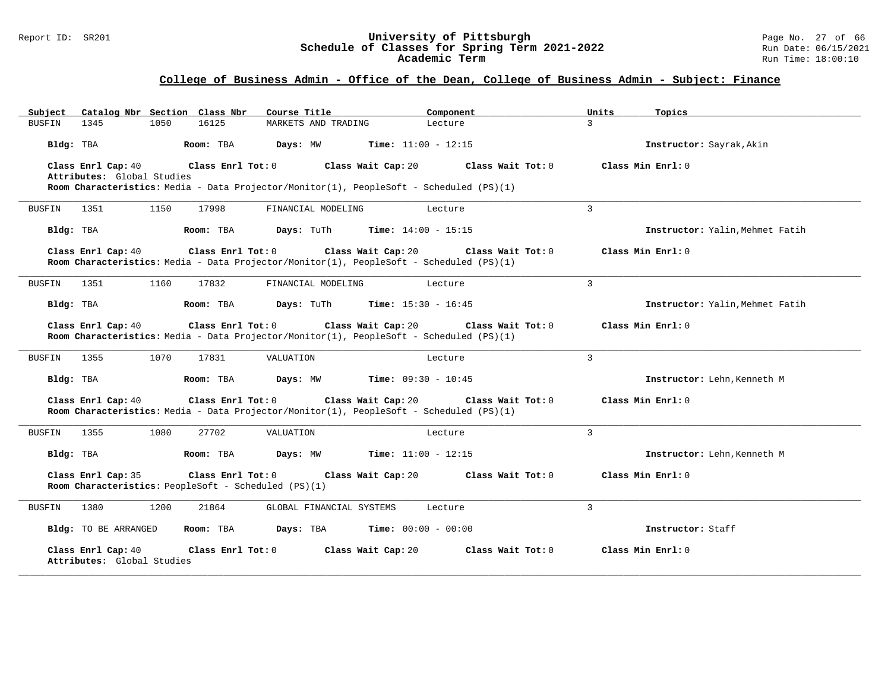## College of Business Admin - Office of the Dean, College of Business Admin - Subject: Finance

| Subject | Catalog Nbr | Section | Class Nbr | Course Title | Component | Units | Topics |
|---|---|---|---|---|---|---|---|
| BUSFIN | 1345 | 1050 | 16125 | MARKETS AND TRADING | Lecture | 3 | |

**Bldg:** TBA **Room:** TBA **Days:** MW **Time:** 11:00 - 12:15 **Instructor:** Sayrak,Akin

**Class Enrl Cap:** 40 **Class Enrl Tot:** 0 **Class Wait Cap:** 20 **Class Wait Tot:** 0 **Class Min Enrl:** 0
**Attributes:** Global Studies
**Room Characteristics:** Media - Data Projector/Monitor(1), PeopleSoft - Scheduled (PS)(1)

---

| Subject | Catalog Nbr | Section | Class Nbr | Course Title | Component | Units | Topics |
|---|---|---|---|---|---|---|---|
| BUSFIN | 1351 | 1150 | 17998 | FINANCIAL MODELING | Lecture | 3 | |

**Bldg:** TBA **Room:** TBA **Days:** TuTh **Time:** 14:00 - 15:15 **Instructor:** Yalin,Mehmet Fatih

**Class Enrl Cap:** 40 **Class Enrl Tot:** 0 **Class Wait Cap:** 20 **Class Wait Tot:** 0 **Class Min Enrl:** 0
**Room Characteristics:** Media - Data Projector/Monitor(1), PeopleSoft - Scheduled (PS)(1)

---

| Subject | Catalog Nbr | Section | Class Nbr | Course Title | Component | Units | Topics |
|---|---|---|---|---|---|---|---|
| BUSFIN | 1351 | 1160 | 17832 | FINANCIAL MODELING | Lecture | 3 | |

**Bldg:** TBA **Room:** TBA **Days:** TuTh **Time:** 15:30 - 16:45 **Instructor:** Yalin,Mehmet Fatih

**Class Enrl Cap:** 40 **Class Enrl Tot:** 0 **Class Wait Cap:** 20 **Class Wait Tot:** 0 **Class Min Enrl:** 0
**Room Characteristics:** Media - Data Projector/Monitor(1), PeopleSoft - Scheduled (PS)(1)

---

| Subject | Catalog Nbr | Section | Class Nbr | Course Title | Component | Units | Topics |
|---|---|---|---|---|---|---|---|
| BUSFIN | 1355 | 1070 | 17831 | VALUATION | Lecture | 3 | |

**Bldg:** TBA **Room:** TBA **Days:** MW **Time:** 09:30 - 10:45 **Instructor:** Lehn,Kenneth M

**Class Enrl Cap:** 40 **Class Enrl Tot:** 0 **Class Wait Cap:** 20 **Class Wait Tot:** 0 **Class Min Enrl:** 0
**Room Characteristics:** Media - Data Projector/Monitor(1), PeopleSoft - Scheduled (PS)(1)

---

| Subject | Catalog Nbr | Section | Class Nbr | Course Title | Component | Units | Topics |
|---|---|---|---|---|---|---|---|
| BUSFIN | 1355 | 1080 | 27702 | VALUATION | Lecture | 3 | |

**Bldg:** TBA **Room:** TBA **Days:** MW **Time:** 11:00 - 12:15 **Instructor:** Lehn,Kenneth M

**Class Enrl Cap:** 35 **Class Enrl Tot:** 0 **Class Wait Cap:** 20 **Class Wait Tot:** 0 **Class Min Enrl:** 0
**Room Characteristics:** PeopleSoft - Scheduled (PS)(1)

---

| Subject | Catalog Nbr | Section | Class Nbr | Course Title | Component | Units | Topics |
|---|---|---|---|---|---|---|---|
| BUSFIN | 1380 | 1200 | 21864 | GLOBAL FINANCIAL SYSTEMS | Lecture | 3 | |

**Bldg:** TO BE ARRANGED **Room:** TBA **Days:** TBA **Time:** 00:00 - 00:00 **Instructor:** Staff

**Class Enrl Cap:** 40 **Class Enrl Tot:** 0 **Class Wait Cap:** 20 **Class Wait Tot:** 0 **Class Min Enrl:** 0
**Attributes:** Global Studies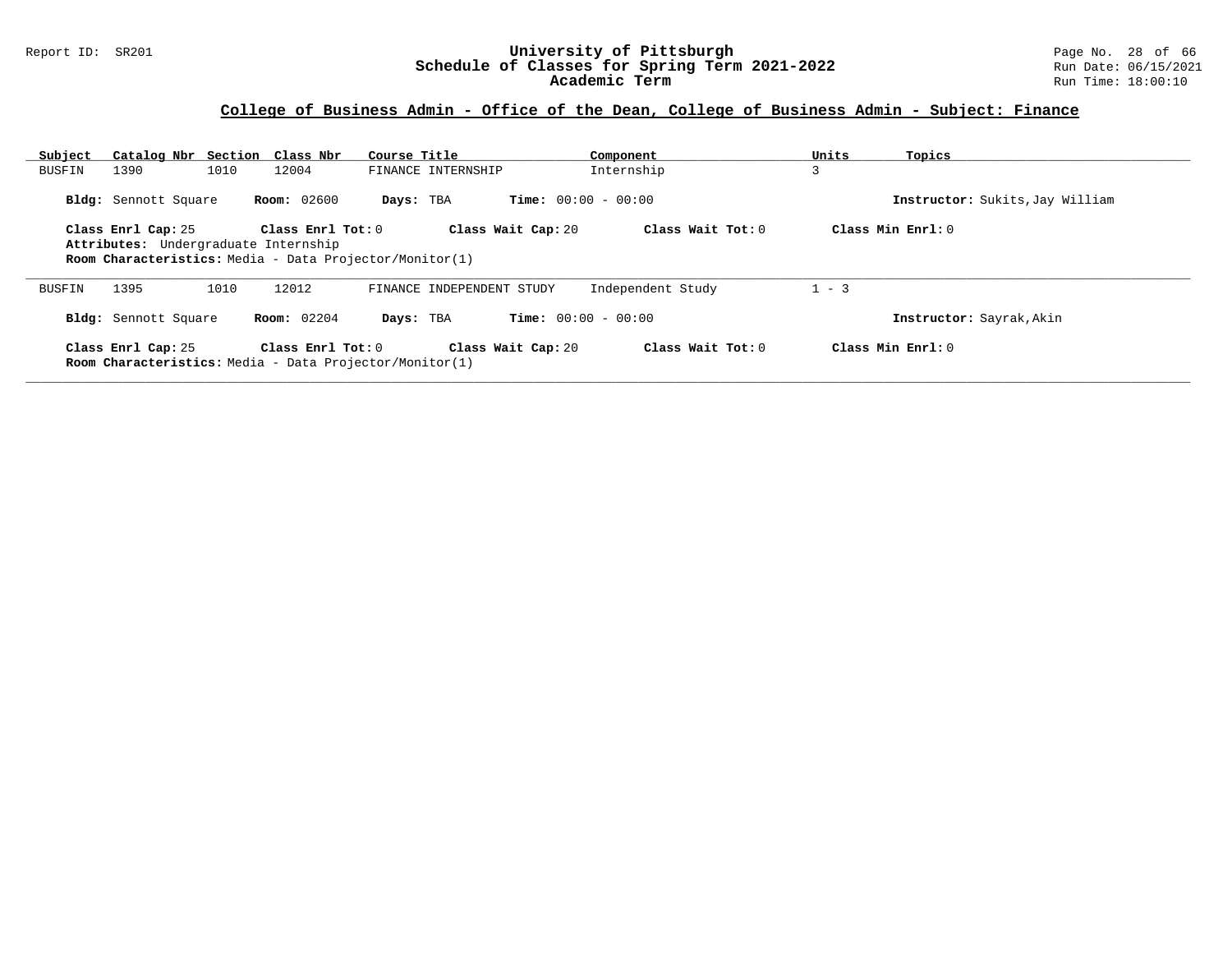## College of Business Admin - Office of the Dean, College of Business Admin - Subject: Finance

| Subject | Catalog Nbr | Section | Class Nbr | Course Title | Component | Units | Topics |
|---|---|---|---|---|---|---|---|
| BUSFIN | 1390 | 1010 | 12004 | FINANCE INTERNSHIP | Internship | 3 | |

**Bldg:** Sennott Square **Room:** 02600 **Days:** TBA **Time:** 00:00 - 00:00 **Instructor:** Sukits,Jay William

**Class Enrl Cap:** 25 **Class Enrl Tot:** 0 **Class Wait Cap:** 20 **Class Wait Tot:** 0 **Class Min Enrl:** 0
**Attributes:** Undergraduate Internship
**Room Characteristics:** Media - Data Projector/Monitor(1)

| Subject | Catalog Nbr | Section | Class Nbr | Course Title | Component | Units | Topics |
|---|---|---|---|---|---|---|---|
| BUSFIN | 1395 | 1010 | 12012 | FINANCE INDEPENDENT STUDY | Independent Study | 1 - 3 | |

**Bldg:** Sennott Square **Room:** 02204 **Days:** TBA **Time:** 00:00 - 00:00 **Instructor:** Sayrak,Akin

**Class Enrl Cap:** 25 **Class Enrl Tot:** 0 **Class Wait Cap:** 20 **Class Wait Tot:** 0 **Class Min Enrl:** 0
**Room Characteristics:** Media - Data Projector/Monitor(1)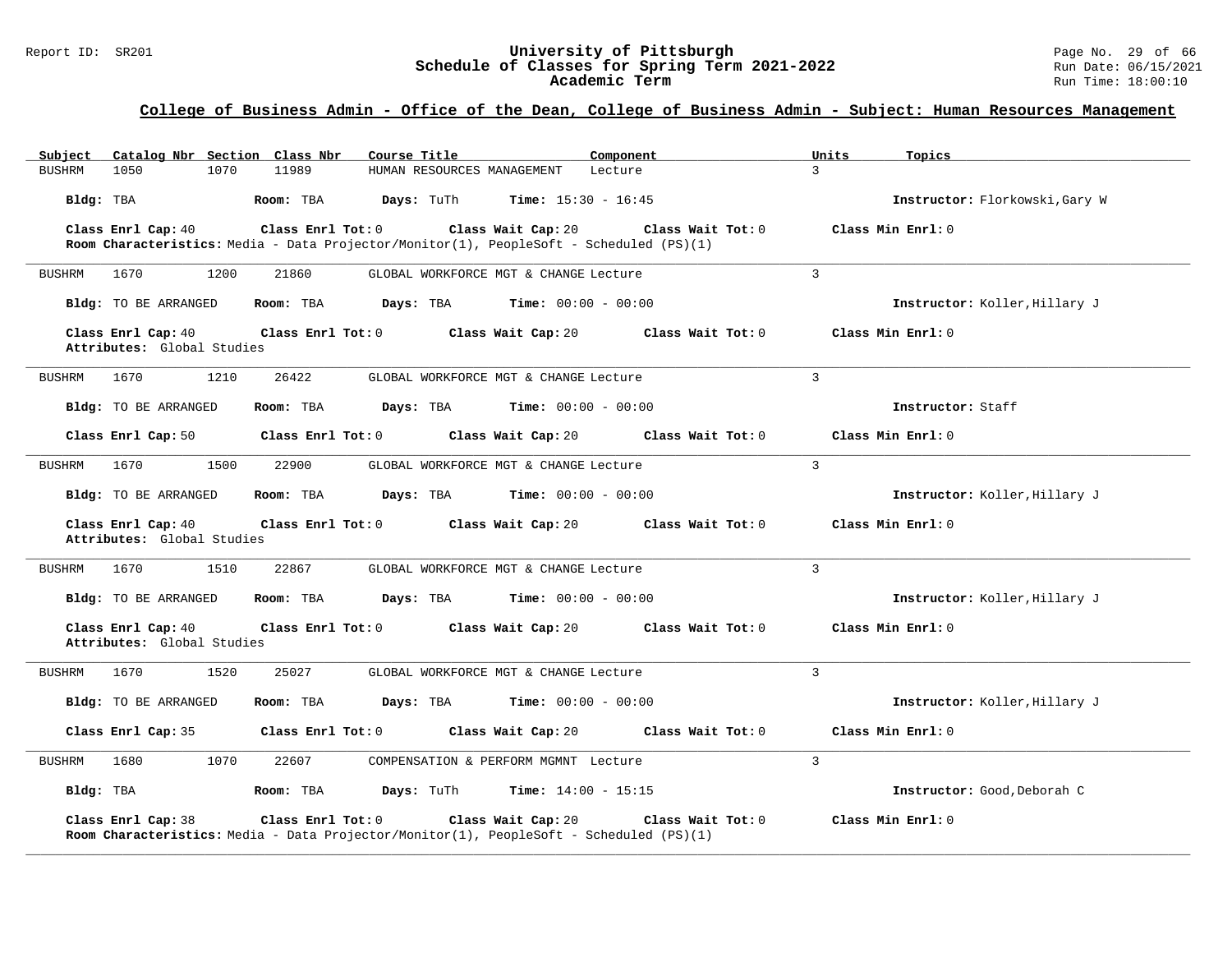## College of Business Admin - Office of the Dean, College of Business Admin - Subject: Human Resources Management

| Subject | Catalog Nbr | Section | Class Nbr | Course Title | Component | Units | Topics |
|---|---|---|---|---|---|---|---|
| BUSHRM | 1050 | 1070 | 11989 | HUMAN RESOURCES MANAGEMENT | Lecture | 3 | |

**Bldg:** TBA **Room:** TBA **Days:** TuTh **Time:** 15:30 - 16:45 **Instructor:** Florkowski,Gary W

**Class Enrl Cap:** 40 **Class Enrl Tot:** 0 **Class Wait Cap:** 20 **Class Wait Tot:** 0 **Class Min Enrl:** 0

**Room Characteristics:** Media - Data Projector/Monitor(1), PeopleSoft - Scheduled (PS)(1)

---

| Subject | Catalog Nbr | Section | Class Nbr | Course Title | Component | Units | Topics |
|---|---|---|---|---|---|---|---|
| BUSHRM | 1670 | 1200 | 21860 | GLOBAL WORKFORCE MGT & CHANGE | Lecture | 3 | |

**Bldg:** TO BE ARRANGED **Room:** TBA **Days:** TBA **Time:** 00:00 - 00:00 **Instructor:** Koller,Hillary J

**Class Enrl Cap:** 40 **Class Enrl Tot:** 0 **Class Wait Cap:** 20 **Class Wait Tot:** 0 **Class Min Enrl:** 0

**Attributes:** Global Studies

---

| Subject | Catalog Nbr | Section | Class Nbr | Course Title | Component | Units | Topics |
|---|---|---|---|---|---|---|---|
| BUSHRM | 1670 | 1210 | 26422 | GLOBAL WORKFORCE MGT & CHANGE | Lecture | 3 | |

**Bldg:** TO BE ARRANGED **Room:** TBA **Days:** TBA **Time:** 00:00 - 00:00 **Instructor:** Staff

**Class Enrl Cap:** 50 **Class Enrl Tot:** 0 **Class Wait Cap:** 20 **Class Wait Tot:** 0 **Class Min Enrl:** 0

---

| Subject | Catalog Nbr | Section | Class Nbr | Course Title | Component | Units | Topics |
|---|---|---|---|---|---|---|---|
| BUSHRM | 1670 | 1500 | 22900 | GLOBAL WORKFORCE MGT & CHANGE | Lecture | 3 | |

**Bldg:** TO BE ARRANGED **Room:** TBA **Days:** TBA **Time:** 00:00 - 00:00 **Instructor:** Koller,Hillary J

**Class Enrl Cap:** 40 **Class Enrl Tot:** 0 **Class Wait Cap:** 20 **Class Wait Tot:** 0 **Class Min Enrl:** 0

**Attributes:** Global Studies

---

| Subject | Catalog Nbr | Section | Class Nbr | Course Title | Component | Units | Topics |
|---|---|---|---|---|---|---|---|
| BUSHRM | 1670 | 1510 | 22867 | GLOBAL WORKFORCE MGT & CHANGE | Lecture | 3 | |

**Bldg:** TO BE ARRANGED **Room:** TBA **Days:** TBA **Time:** 00:00 - 00:00 **Instructor:** Koller,Hillary J

**Class Enrl Cap:** 40 **Class Enrl Tot:** 0 **Class Wait Cap:** 20 **Class Wait Tot:** 0 **Class Min Enrl:** 0

**Attributes:** Global Studies

---

| Subject | Catalog Nbr | Section | Class Nbr | Course Title | Component | Units | Topics |
|---|---|---|---|---|---|---|---|
| BUSHRM | 1670 | 1520 | 25027 | GLOBAL WORKFORCE MGT & CHANGE | Lecture | 3 | |

**Bldg:** TO BE ARRANGED **Room:** TBA **Days:** TBA **Time:** 00:00 - 00:00 **Instructor:** Koller,Hillary J

**Class Enrl Cap:** 35 **Class Enrl Tot:** 0 **Class Wait Cap:** 20 **Class Wait Tot:** 0 **Class Min Enrl:** 0

---

| Subject | Catalog Nbr | Section | Class Nbr | Course Title | Component | Units | Topics |
|---|---|---|---|---|---|---|---|
| BUSHRM | 1680 | 1070 | 22607 | COMPENSATION & PERFORM MGMNT | Lecture | 3 | |

**Bldg:** TBA **Room:** TBA **Days:** TuTh **Time:** 14:00 - 15:15 **Instructor:** Good,Deborah C

**Class Enrl Cap:** 38 **Class Enrl Tot:** 0 **Class Wait Cap:** 20 **Class Wait Tot:** 0 **Class Min Enrl:** 0

**Room Characteristics:** Media - Data Projector/Monitor(1), PeopleSoft - Scheduled (PS)(1)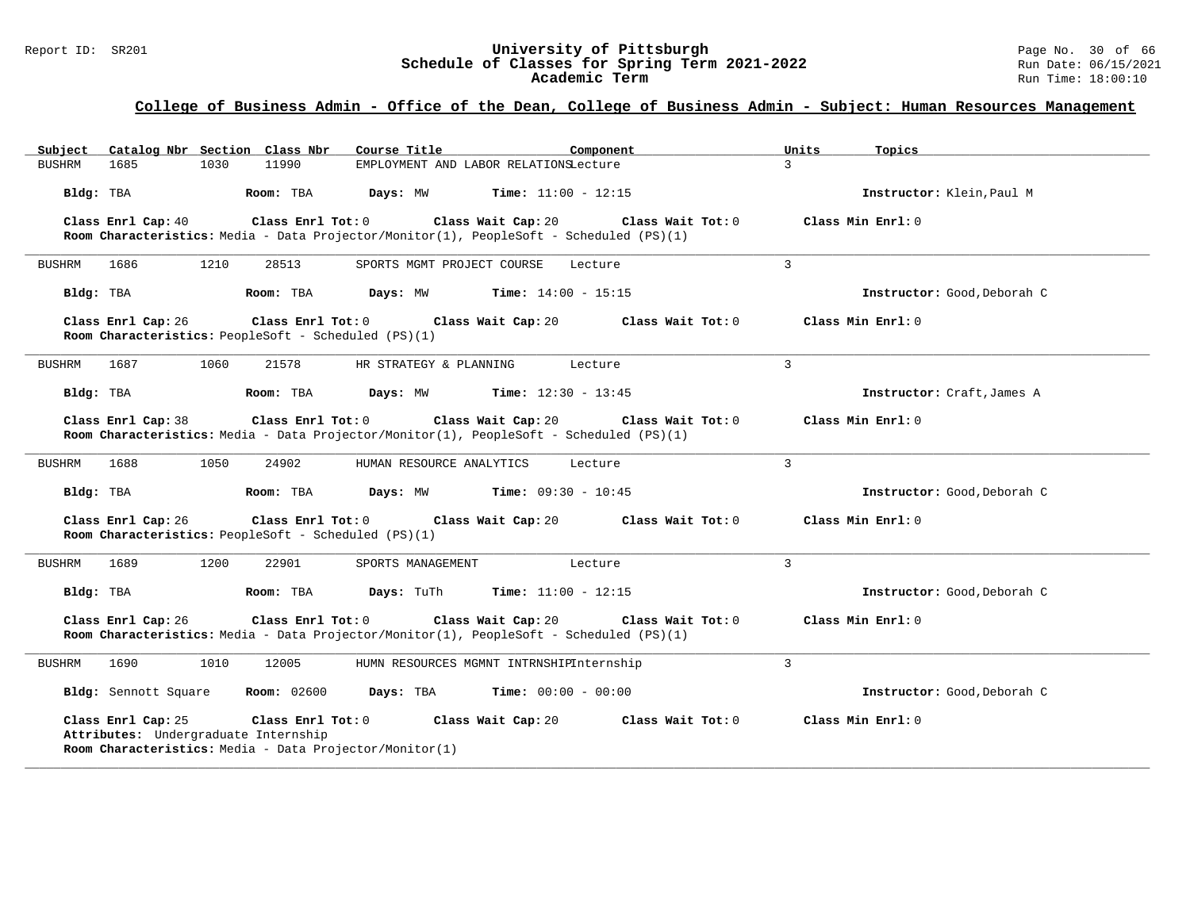## College of Business Admin - Office of the Dean, College of Business Admin - Subject: Human Resources Management

| Subject | Catalog Nbr | Section | Class Nbr | Course Title | Component | Units | Topics |
|---|---|---|---|---|---|---|---|
| BUSHRM | 1685 | 1030 | 11990 | EMPLOYMENT AND LABOR RELATIONS | Lecture | 3 | |

**Bldg:** TBA **Room:** TBA **Days:** MW **Time:** 11:00 - 12:15 **Instructor:** Klein,Paul M

**Class Enrl Cap:** 40 **Class Enrl Tot:** 0 **Class Wait Cap:** 20 **Class Wait Tot:** 0 **Class Min Enrl:** 0

**Room Characteristics:** Media - Data Projector/Monitor(1), PeopleSoft - Scheduled (PS)(1)

---

| Subject | Catalog Nbr | Section | Class Nbr | Course Title | Component | Units | Topics |
|---|---|---|---|---|---|---|---|
| BUSHRM | 1686 | 1210 | 28513 | SPORTS MGMT PROJECT COURSE | Lecture | 3 | |

**Bldg:** TBA **Room:** TBA **Days:** MW **Time:** 14:00 - 15:15 **Instructor:** Good,Deborah C

**Class Enrl Cap:** 26 **Class Enrl Tot:** 0 **Class Wait Cap:** 20 **Class Wait Tot:** 0 **Class Min Enrl:** 0

**Room Characteristics:** PeopleSoft - Scheduled (PS)(1)

---

| Subject | Catalog Nbr | Section | Class Nbr | Course Title | Component | Units | Topics |
|---|---|---|---|---|---|---|---|
| BUSHRM | 1687 | 1060 | 21578 | HR STRATEGY & PLANNING | Lecture | 3 | |

**Bldg:** TBA **Room:** TBA **Days:** MW **Time:** 12:30 - 13:45 **Instructor:** Craft,James A

**Class Enrl Cap:** 38 **Class Enrl Tot:** 0 **Class Wait Cap:** 20 **Class Wait Tot:** 0 **Class Min Enrl:** 0

**Room Characteristics:** Media - Data Projector/Monitor(1), PeopleSoft - Scheduled (PS)(1)

---

| Subject | Catalog Nbr | Section | Class Nbr | Course Title | Component | Units | Topics |
|---|---|---|---|---|---|---|---|
| BUSHRM | 1688 | 1050 | 24902 | HUMAN RESOURCE ANALYTICS | Lecture | 3 | |

**Bldg:** TBA **Room:** TBA **Days:** MW **Time:** 09:30 - 10:45 **Instructor:** Good,Deborah C

**Class Enrl Cap:** 26 **Class Enrl Tot:** 0 **Class Wait Cap:** 20 **Class Wait Tot:** 0 **Class Min Enrl:** 0

**Room Characteristics:** PeopleSoft - Scheduled (PS)(1)

---

| Subject | Catalog Nbr | Section | Class Nbr | Course Title | Component | Units | Topics |
|---|---|---|---|---|---|---|---|
| BUSHRM | 1689 | 1200 | 22901 | SPORTS MANAGEMENT | Lecture | 3 | |

**Bldg:** TBA **Room:** TBA **Days:** TuTh **Time:** 11:00 - 12:15 **Instructor:** Good,Deborah C

**Class Enrl Cap:** 26 **Class Enrl Tot:** 0 **Class Wait Cap:** 20 **Class Wait Tot:** 0 **Class Min Enrl:** 0

**Room Characteristics:** Media - Data Projector/Monitor(1), PeopleSoft - Scheduled (PS)(1)

---

| Subject | Catalog Nbr | Section | Class Nbr | Course Title | Component | Units | Topics |
|---|---|---|---|---|---|---|---|
| BUSHRM | 1690 | 1010 | 12005 | HUMN RESOURCES MGMNT INTRNSHIP | Internship | 3 | |

**Bldg:** Sennott Square **Room:** 02600 **Days:** TBA **Time:** 00:00 - 00:00 **Instructor:** Good,Deborah C

**Class Enrl Cap:** 25 **Class Enrl Tot:** 0 **Class Wait Cap:** 20 **Class Wait Tot:** 0 **Class Min Enrl:** 0

**Attributes:** Undergraduate Internship

**Room Characteristics:** Media - Data Projector/Monitor(1)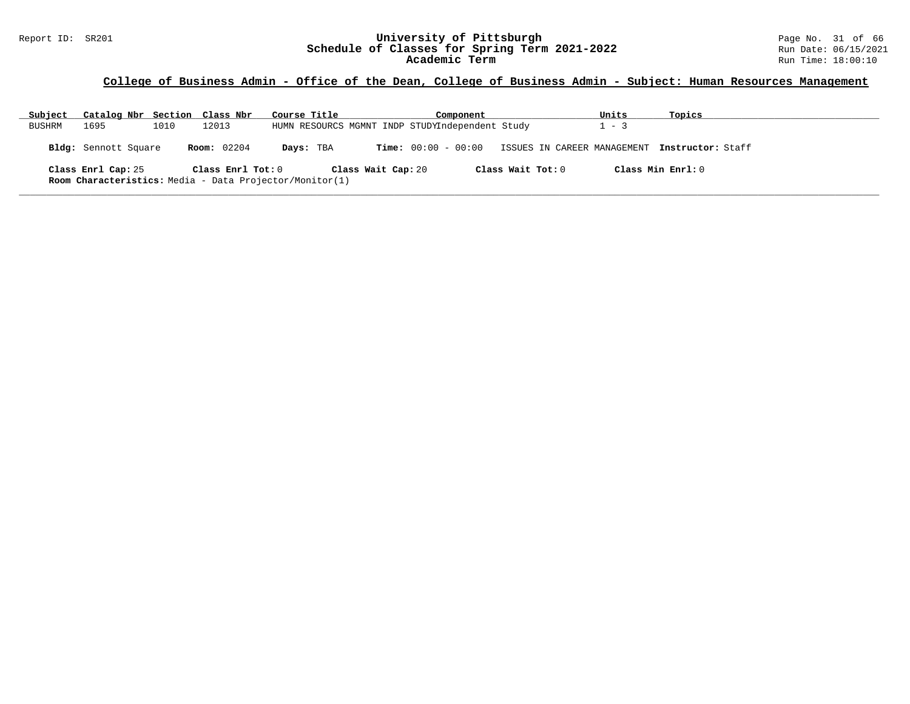## College of Business Admin - Office of the Dean, College of Business Admin - Subject: Human Resources Management

| Subject | Catalog Nbr | Section | Class Nbr | Course Title | Component | Units | Topics |
|---|---|---|---|---|---|---|---|
| BUSHRM | 1695 | 1010 | 12013 | HUMN RESOURCS MGMNT INDP STUDY | Independent Study | 1 - 3 | |

**Bldg:** Sennott Square **Room:** 02204 **Days:** TBA **Time:** 00:00 - 00:00 ISSUES IN CAREER MANAGEMENT **Instructor:** Staff

**Class Enrl Cap:** 25 **Class Enrl Tot:** 0 **Class Wait Cap:** 20 **Class Wait Tot:** 0 **Class Min Enrl:** 0

**Room Characteristics:** Media - Data Projector/Monitor(1)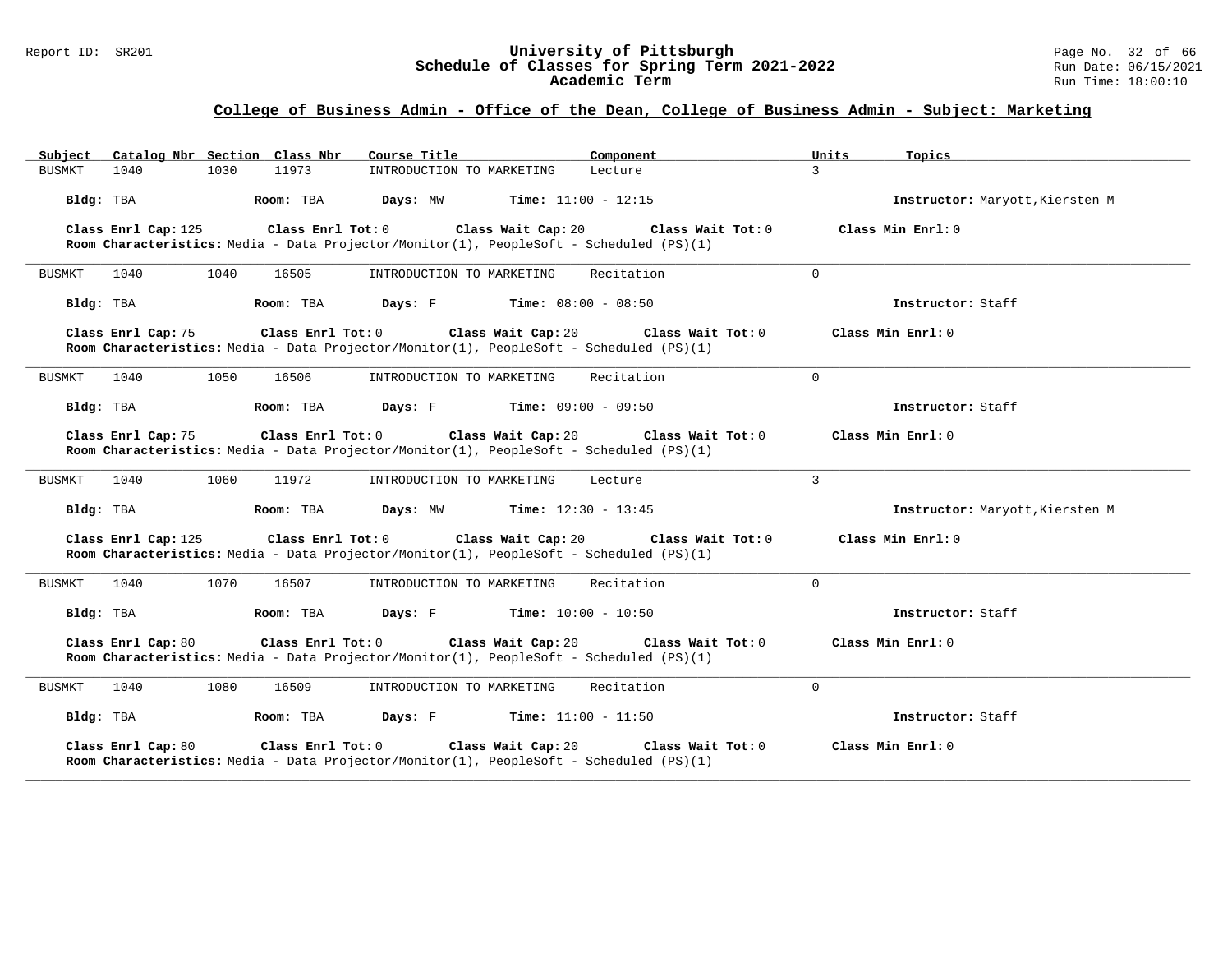## College of Business Admin - Office of the Dean, College of Business Admin - Subject: Marketing

| Subject | Catalog Nbr | Section | Class Nbr | Course Title | Component | Units | Topics |
|---|---|---|---|---|---|---|---|
| BUSMKT | 1040 | 1030 | 11973 | INTRODUCTION TO MARKETING | Lecture | 3 | |

**Bldg:** TBA **Room:** TBA **Days:** MW **Time:** 11:00 - 12:15 **Instructor:** Maryott,Kiersten M

**Class Enrl Cap:** 125 **Class Enrl Tot:** 0 **Class Wait Cap:** 20 **Class Wait Tot:** 0 **Class Min Enrl:** 0
**Room Characteristics:** Media - Data Projector/Monitor(1), PeopleSoft - Scheduled (PS)(1)

---

| Subject | Catalog Nbr | Section | Class Nbr | Course Title | Component | Units | Topics |
|---|---|---|---|---|---|---|---|
| BUSMKT | 1040 | 1040 | 16505 | INTRODUCTION TO MARKETING | Recitation | 0 | |

**Bldg:** TBA **Room:** TBA **Days:** F **Time:** 08:00 - 08:50 **Instructor:** Staff

**Class Enrl Cap:** 75 **Class Enrl Tot:** 0 **Class Wait Cap:** 20 **Class Wait Tot:** 0 **Class Min Enrl:** 0
**Room Characteristics:** Media - Data Projector/Monitor(1), PeopleSoft - Scheduled (PS)(1)

---

| Subject | Catalog Nbr | Section | Class Nbr | Course Title | Component | Units | Topics |
|---|---|---|---|---|---|---|---|
| BUSMKT | 1040 | 1050 | 16506 | INTRODUCTION TO MARKETING | Recitation | 0 | |

**Bldg:** TBA **Room:** TBA **Days:** F **Time:** 09:00 - 09:50 **Instructor:** Staff

**Class Enrl Cap:** 75 **Class Enrl Tot:** 0 **Class Wait Cap:** 20 **Class Wait Tot:** 0 **Class Min Enrl:** 0
**Room Characteristics:** Media - Data Projector/Monitor(1), PeopleSoft - Scheduled (PS)(1)

---

| Subject | Catalog Nbr | Section | Class Nbr | Course Title | Component | Units | Topics |
|---|---|---|---|---|---|---|---|
| BUSMKT | 1040 | 1060 | 11972 | INTRODUCTION TO MARKETING | Lecture | 3 | |

**Bldg:** TBA **Room:** TBA **Days:** MW **Time:** 12:30 - 13:45 **Instructor:** Maryott,Kiersten M

**Class Enrl Cap:** 125 **Class Enrl Tot:** 0 **Class Wait Cap:** 20 **Class Wait Tot:** 0 **Class Min Enrl:** 0
**Room Characteristics:** Media - Data Projector/Monitor(1), PeopleSoft - Scheduled (PS)(1)

---

| Subject | Catalog Nbr | Section | Class Nbr | Course Title | Component | Units | Topics |
|---|---|---|---|---|---|---|---|
| BUSMKT | 1040 | 1070 | 16507 | INTRODUCTION TO MARKETING | Recitation | 0 | |

**Bldg:** TBA **Room:** TBA **Days:** F **Time:** 10:00 - 10:50 **Instructor:** Staff

**Class Enrl Cap:** 80 **Class Enrl Tot:** 0 **Class Wait Cap:** 20 **Class Wait Tot:** 0 **Class Min Enrl:** 0
**Room Characteristics:** Media - Data Projector/Monitor(1), PeopleSoft - Scheduled (PS)(1)

---

| Subject | Catalog Nbr | Section | Class Nbr | Course Title | Component | Units | Topics |
|---|---|---|---|---|---|---|---|
| BUSMKT | 1040 | 1080 | 16509 | INTRODUCTION TO MARKETING | Recitation | 0 | |

**Bldg:** TBA **Room:** TBA **Days:** F **Time:** 11:00 - 11:50 **Instructor:** Staff

**Class Enrl Cap:** 80 **Class Enrl Tot:** 0 **Class Wait Cap:** 20 **Class Wait Tot:** 0 **Class Min Enrl:** 0
**Room Characteristics:** Media - Data Projector/Monitor(1), PeopleSoft - Scheduled (PS)(1)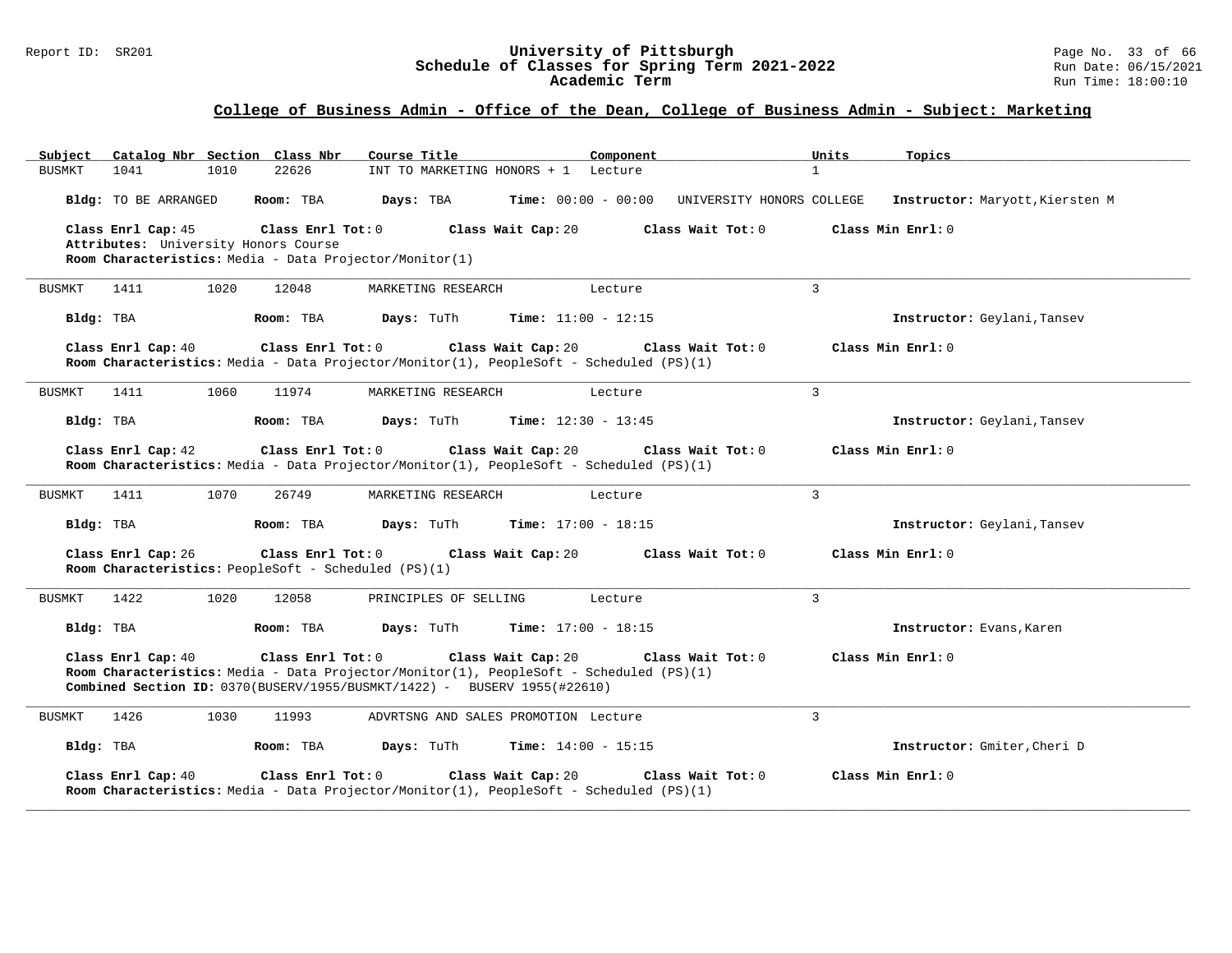# University of Pittsburgh
## Schedule of Classes for Spring Term 2021-2022
### Academic Term

## College of Business Admin - Office of the Dean, College of Business Admin - Subject: Marketing

| Subject | Catalog Nbr | Section | Class Nbr | Course Title | Component | Units | Topics |
|---|---|---|---|---|---|---|---|
| BUSMKT | 1041 | 1010 | 22626 | INT TO MARKETING HONORS + 1 | Lecture | 1 | |

**Bldg:** TO BE ARRANGED **Room:** TBA **Days:** TBA **Time:** 00:00 - 00:00 UNIVERSITY HONORS COLLEGE **Instructor:** Maryott,Kiersten M

**Class Enrl Cap:** 45 **Class Enrl Tot:** 0 **Class Wait Cap:** 20 **Class Wait Tot:** 0 **Class Min Enrl:** 0
**Attributes:** University Honors Course
**Room Characteristics:** Media - Data Projector/Monitor(1)

---

| Subject | Catalog Nbr | Section | Class Nbr | Course Title | Component | Units | Topics |
|---|---|---|---|---|---|---|---|
| BUSMKT | 1411 | 1020 | 12048 | MARKETING RESEARCH | Lecture | 3 | |

**Bldg:** TBA **Room:** TBA **Days:** TuTh **Time:** 11:00 - 12:15 **Instructor:** Geylani,Tansev

**Class Enrl Cap:** 40 **Class Enrl Tot:** 0 **Class Wait Cap:** 20 **Class Wait Tot:** 0 **Class Min Enrl:** 0
**Room Characteristics:** Media - Data Projector/Monitor(1), PeopleSoft - Scheduled (PS)(1)

---

| Subject | Catalog Nbr | Section | Class Nbr | Course Title | Component | Units | Topics |
|---|---|---|---|---|---|---|---|
| BUSMKT | 1411 | 1060 | 11974 | MARKETING RESEARCH | Lecture | 3 | |

**Bldg:** TBA **Room:** TBA **Days:** TuTh **Time:** 12:30 - 13:45 **Instructor:** Geylani,Tansev

**Class Enrl Cap:** 42 **Class Enrl Tot:** 0 **Class Wait Cap:** 20 **Class Wait Tot:** 0 **Class Min Enrl:** 0
**Room Characteristics:** Media - Data Projector/Monitor(1), PeopleSoft - Scheduled (PS)(1)

---

| Subject | Catalog Nbr | Section | Class Nbr | Course Title | Component | Units | Topics |
|---|---|---|---|---|---|---|---|
| BUSMKT | 1411 | 1070 | 26749 | MARKETING RESEARCH | Lecture | 3 | |

**Bldg:** TBA **Room:** TBA **Days:** TuTh **Time:** 17:00 - 18:15 **Instructor:** Geylani,Tansev

**Class Enrl Cap:** 26 **Class Enrl Tot:** 0 **Class Wait Cap:** 20 **Class Wait Tot:** 0 **Class Min Enrl:** 0
**Room Characteristics:** PeopleSoft - Scheduled (PS)(1)

---

| Subject | Catalog Nbr | Section | Class Nbr | Course Title | Component | Units | Topics |
|---|---|---|---|---|---|---|---|
| BUSMKT | 1422 | 1020 | 12058 | PRINCIPLES OF SELLING | Lecture | 3 | |

**Bldg:** TBA **Room:** TBA **Days:** TuTh **Time:** 17:00 - 18:15 **Instructor:** Evans,Karen

**Class Enrl Cap:** 40 **Class Enrl Tot:** 0 **Class Wait Cap:** 20 **Class Wait Tot:** 0 **Class Min Enrl:** 0
**Room Characteristics:** Media - Data Projector/Monitor(1), PeopleSoft - Scheduled (PS)(1)
**Combined Section ID:** 0370(BUSERV/1955/BUSMKT/1422) - BUSERV 1955(#22610)

---

| Subject | Catalog Nbr | Section | Class Nbr | Course Title | Component | Units | Topics |
|---|---|---|---|---|---|---|---|
| BUSMKT | 1426 | 1030 | 11993 | ADVRTSNG AND SALES PROMOTION | Lecture | 3 | |

**Bldg:** TBA **Room:** TBA **Days:** TuTh **Time:** 14:00 - 15:15 **Instructor:** Gmiter,Cheri D

**Class Enrl Cap:** 40 **Class Enrl Tot:** 0 **Class Wait Cap:** 20 **Class Wait Tot:** 0 **Class Min Enrl:** 0
**Room Characteristics:** Media - Data Projector/Monitor(1), PeopleSoft - Scheduled (PS)(1)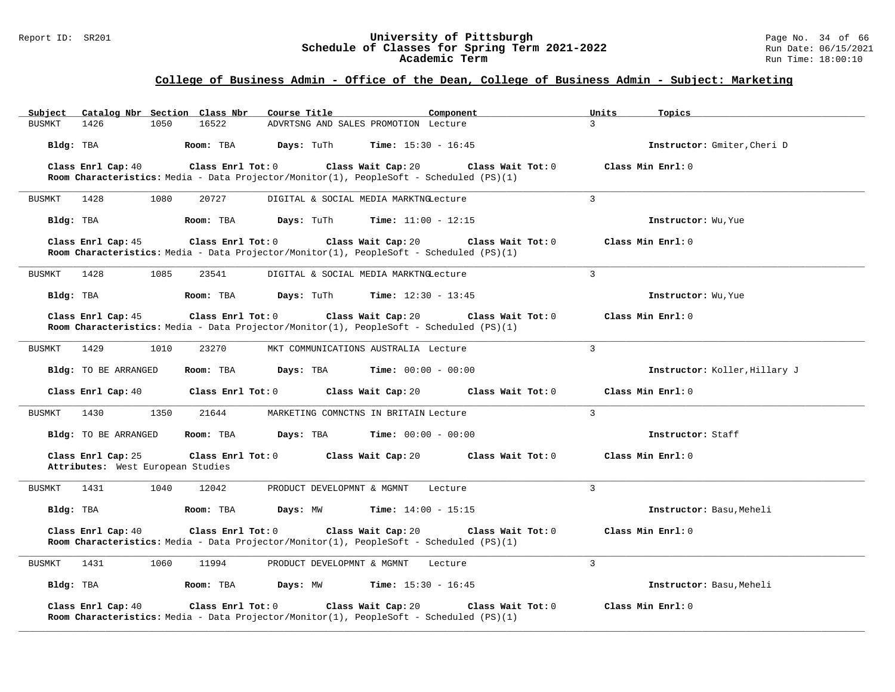## College of Business Admin - Office of the Dean, College of Business Admin - Subject: Marketing

| Subject | Catalog Nbr | Section | Class Nbr | Course Title | Component | Units | Topics |
|---|---|---|---|---|---|---|---|
| BUSMKT | 1426 | 1050 | 16522 | ADVRTSNG AND SALES PROMOTION | Lecture | 3 | |

**Bldg:** TBA **Room:** TBA **Days:** TuTh **Time:** 15:30 - 16:45 **Instructor:** Gmiter,Cheri D

**Class Enrl Cap:** 40 **Class Enrl Tot:** 0 **Class Wait Cap:** 20 **Class Wait Tot:** 0 **Class Min Enrl:** 0

**Room Characteristics:** Media - Data Projector/Monitor(1), PeopleSoft - Scheduled (PS)(1)

---

| Subject | Catalog Nbr | Section | Class Nbr | Course Title | Component | Units | Topics |
|---|---|---|---|---|---|---|---|
| BUSMKT | 1428 | 1080 | 20727 | DIGITAL & SOCIAL MEDIA MARKTNG | Lecture | 3 | |

**Bldg:** TBA **Room:** TBA **Days:** TuTh **Time:** 11:00 - 12:15 **Instructor:** Wu,Yue

**Class Enrl Cap:** 45 **Class Enrl Tot:** 0 **Class Wait Cap:** 20 **Class Wait Tot:** 0 **Class Min Enrl:** 0

**Room Characteristics:** Media - Data Projector/Monitor(1), PeopleSoft - Scheduled (PS)(1)

---

| Subject | Catalog Nbr | Section | Class Nbr | Course Title | Component | Units | Topics |
|---|---|---|---|---|---|---|---|
| BUSMKT | 1428 | 1085 | 23541 | DIGITAL & SOCIAL MEDIA MARKTNG | Lecture | 3 | |

**Bldg:** TBA **Room:** TBA **Days:** TuTh **Time:** 12:30 - 13:45 **Instructor:** Wu,Yue

**Class Enrl Cap:** 45 **Class Enrl Tot:** 0 **Class Wait Cap:** 20 **Class Wait Tot:** 0 **Class Min Enrl:** 0

**Room Characteristics:** Media - Data Projector/Monitor(1), PeopleSoft - Scheduled (PS)(1)

---

| Subject | Catalog Nbr | Section | Class Nbr | Course Title | Component | Units | Topics |
|---|---|---|---|---|---|---|---|
| BUSMKT | 1429 | 1010 | 23270 | MKT COMMUNICATIONS AUSTRALIA | Lecture | 3 | |

**Bldg:** TO BE ARRANGED **Room:** TBA **Days:** TBA **Time:** 00:00 - 00:00 **Instructor:** Koller,Hillary J

**Class Enrl Cap:** 40 **Class Enrl Tot:** 0 **Class Wait Cap:** 20 **Class Wait Tot:** 0 **Class Min Enrl:** 0

---

| Subject | Catalog Nbr | Section | Class Nbr | Course Title | Component | Units | Topics |
|---|---|---|---|---|---|---|---|
| BUSMKT | 1430 | 1350 | 21644 | MARKETING COMNCTNS IN BRITAIN | Lecture | 3 | |

**Bldg:** TO BE ARRANGED **Room:** TBA **Days:** TBA **Time:** 00:00 - 00:00 **Instructor:** Staff

**Class Enrl Cap:** 25 **Class Enrl Tot:** 0 **Class Wait Cap:** 20 **Class Wait Tot:** 0 **Class Min Enrl:** 0

**Attributes:** West European Studies

---

| Subject | Catalog Nbr | Section | Class Nbr | Course Title | Component | Units | Topics |
|---|---|---|---|---|---|---|---|
| BUSMKT | 1431 | 1040 | 12042 | PRODUCT DEVELOPMNT & MGMNT | Lecture | 3 | |

**Bldg:** TBA **Room:** TBA **Days:** MW **Time:** 14:00 - 15:15 **Instructor:** Basu,Meheli

**Class Enrl Cap:** 40 **Class Enrl Tot:** 0 **Class Wait Cap:** 20 **Class Wait Tot:** 0 **Class Min Enrl:** 0

**Room Characteristics:** Media - Data Projector/Monitor(1), PeopleSoft - Scheduled (PS)(1)

---

| Subject | Catalog Nbr | Section | Class Nbr | Course Title | Component | Units | Topics |
|---|---|---|---|---|---|---|---|
| BUSMKT | 1431 | 1060 | 11994 | PRODUCT DEVELOPMNT & MGMNT | Lecture | 3 | |

**Bldg:** TBA **Room:** TBA **Days:** MW **Time:** 15:30 - 16:45 **Instructor:** Basu,Meheli

**Class Enrl Cap:** 40 **Class Enrl Tot:** 0 **Class Wait Cap:** 20 **Class Wait Tot:** 0 **Class Min Enrl:** 0

**Room Characteristics:** Media - Data Projector/Monitor(1), PeopleSoft - Scheduled (PS)(1)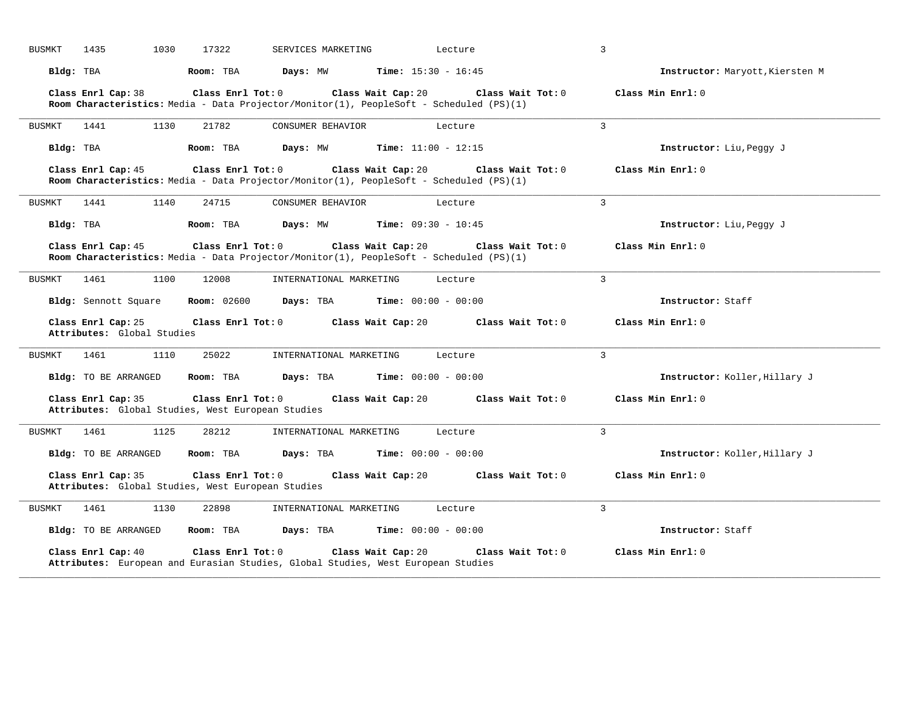BUSMKT 1435 1030 17322 SERVICES MARKETING Lecture 3

**Bldg:** TBA **Room:** TBA **Days:** MW **Time:** 15:30 - 16:45 **Instructor:** Maryott,Kiersten M

**Class Enrl Cap:** 38 **Class Enrl Tot:** 0 **Class Wait Cap:** 20 **Class Wait Tot:** 0 **Class Min Enrl:** 0
**Room Characteristics:** Media - Data Projector/Monitor(1), PeopleSoft - Scheduled (PS)(1)

---

BUSMKT 1441 1130 21782 CONSUMER BEHAVIOR Lecture 3

**Bldg:** TBA **Room:** TBA **Days:** MW **Time:** 11:00 - 12:15 **Instructor:** Liu,Peggy J

**Class Enrl Cap:** 45 **Class Enrl Tot:** 0 **Class Wait Cap:** 20 **Class Wait Tot:** 0 **Class Min Enrl:** 0
**Room Characteristics:** Media - Data Projector/Monitor(1), PeopleSoft - Scheduled (PS)(1)

---

BUSMKT 1441 1140 24715 CONSUMER BEHAVIOR Lecture 3

**Bldg:** TBA **Room:** TBA **Days:** MW **Time:** 09:30 - 10:45 **Instructor:** Liu,Peggy J

**Class Enrl Cap:** 45 **Class Enrl Tot:** 0 **Class Wait Cap:** 20 **Class Wait Tot:** 0 **Class Min Enrl:** 0
**Room Characteristics:** Media - Data Projector/Monitor(1), PeopleSoft - Scheduled (PS)(1)

---

BUSMKT 1461 1100 12008 INTERNATIONAL MARKETING Lecture 3

**Bldg:** Sennott Square **Room:** 02600 **Days:** TBA **Time:** 00:00 - 00:00 **Instructor:** Staff

**Class Enrl Cap:** 25 **Class Enrl Tot:** 0 **Class Wait Cap:** 20 **Class Wait Tot:** 0 **Class Min Enrl:** 0
**Attributes:** Global Studies

---

BUSMKT 1461 1110 25022 INTERNATIONAL MARKETING Lecture 3

**Bldg:** TO BE ARRANGED **Room:** TBA **Days:** TBA **Time:** 00:00 - 00:00 **Instructor:** Koller,Hillary J

**Class Enrl Cap:** 35 **Class Enrl Tot:** 0 **Class Wait Cap:** 20 **Class Wait Tot:** 0 **Class Min Enrl:** 0
**Attributes:** Global Studies, West European Studies

---

BUSMKT 1461 1125 28212 INTERNATIONAL MARKETING Lecture 3

**Bldg:** TO BE ARRANGED **Room:** TBA **Days:** TBA **Time:** 00:00 - 00:00 **Instructor:** Koller,Hillary J

**Class Enrl Cap:** 35 **Class Enrl Tot:** 0 **Class Wait Cap:** 20 **Class Wait Tot:** 0 **Class Min Enrl:** 0
**Attributes:** Global Studies, West European Studies

---

BUSMKT 1461 1130 22898 INTERNATIONAL MARKETING Lecture 3

**Bldg:** TO BE ARRANGED **Room:** TBA **Days:** TBA **Time:** 00:00 - 00:00 **Instructor:** Staff

**Class Enrl Cap:** 40 **Class Enrl Tot:** 0 **Class Wait Cap:** 20 **Class Wait Tot:** 0 **Class Min Enrl:** 0
**Attributes:** European and Eurasian Studies, Global Studies, West European Studies

---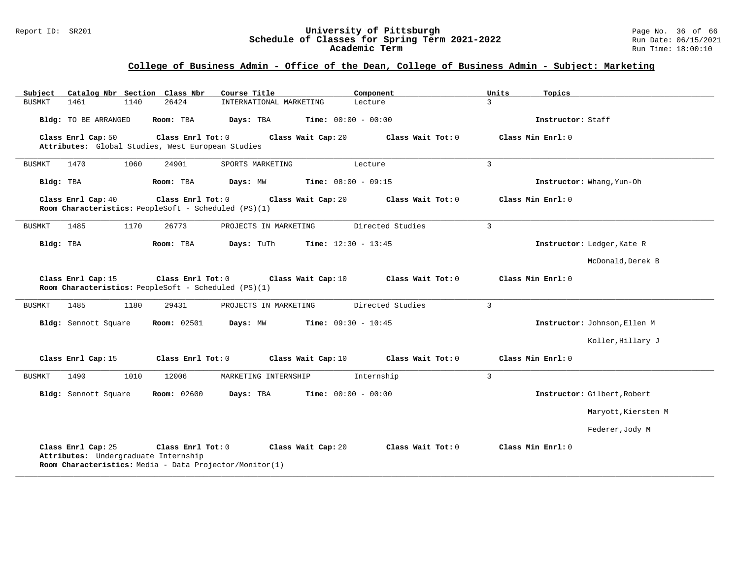## College of Business Admin - Office of the Dean, College of Business Admin - Subject: Marketing

| Subject | Catalog Nbr | Section | Class Nbr | Course Title | Component | Units | Topics |
|---|---|---|---|---|---|---|---|
| BUSMKT | 1461 | 1140 | 26424 | INTERNATIONAL MARKETING | Lecture | 3 | |

**Bldg:** TO BE ARRANGED **Room:** TBA **Days:** TBA **Time:** 00:00 - 00:00 **Instructor:** Staff

**Class Enrl Cap:** 50 **Class Enrl Tot:** 0 **Class Wait Cap:** 20 **Class Wait Tot:** 0 **Class Min Enrl:** 0

**Attributes:** Global Studies, West European Studies

---

| Subject | Catalog Nbr | Section | Class Nbr | Course Title | Component | Units | Topics |
|---|---|---|---|---|---|---|---|
| BUSMKT | 1470 | 1060 | 24901 | SPORTS MARKETING | Lecture | 3 | |

**Bldg:** TBA **Room:** TBA **Days:** MW **Time:** 08:00 - 09:15 **Instructor:** Whang,Yun-Oh

**Class Enrl Cap:** 40 **Class Enrl Tot:** 0 **Class Wait Cap:** 20 **Class Wait Tot:** 0 **Class Min Enrl:** 0

**Room Characteristics:** PeopleSoft - Scheduled (PS)(1)

---

| Subject | Catalog Nbr | Section | Class Nbr | Course Title | Component | Units | Topics |
|---|---|---|---|---|---|---|---|
| BUSMKT | 1485 | 1170 | 26773 | PROJECTS IN MARKETING | Directed Studies | 3 | |

**Bldg:** TBA **Room:** TBA **Days:** TuTh **Time:** 12:30 - 13:45 **Instructor:** Ledger,Kate R; McDonald,Derek B

**Class Enrl Cap:** 15 **Class Enrl Tot:** 0 **Class Wait Cap:** 10 **Class Wait Tot:** 0 **Class Min Enrl:** 0

**Room Characteristics:** PeopleSoft - Scheduled (PS)(1)

---

| Subject | Catalog Nbr | Section | Class Nbr | Course Title | Component | Units | Topics |
|---|---|---|---|---|---|---|---|
| BUSMKT | 1485 | 1180 | 29431 | PROJECTS IN MARKETING | Directed Studies | 3 | |

**Bldg:** Sennott Square **Room:** 02501 **Days:** MW **Time:** 09:30 - 10:45 **Instructor:** Johnson,Ellen M; Koller,Hillary J

**Class Enrl Cap:** 15 **Class Enrl Tot:** 0 **Class Wait Cap:** 10 **Class Wait Tot:** 0 **Class Min Enrl:** 0

---

| Subject | Catalog Nbr | Section | Class Nbr | Course Title | Component | Units | Topics |
|---|---|---|---|---|---|---|---|
| BUSMKT | 1490 | 1010 | 12006 | MARKETING INTERNSHIP | Internship | 3 | |

**Bldg:** Sennott Square **Room:** 02600 **Days:** TBA **Time:** 00:00 - 00:00 **Instructor:** Gilbert,Robert; Maryott,Kiersten M; Federer,Jody M

**Class Enrl Cap:** 25 **Class Enrl Tot:** 0 **Class Wait Cap:** 20 **Class Wait Tot:** 0 **Class Min Enrl:** 0

**Attributes:** Undergraduate Internship

**Room Characteristics:** Media - Data Projector/Monitor(1)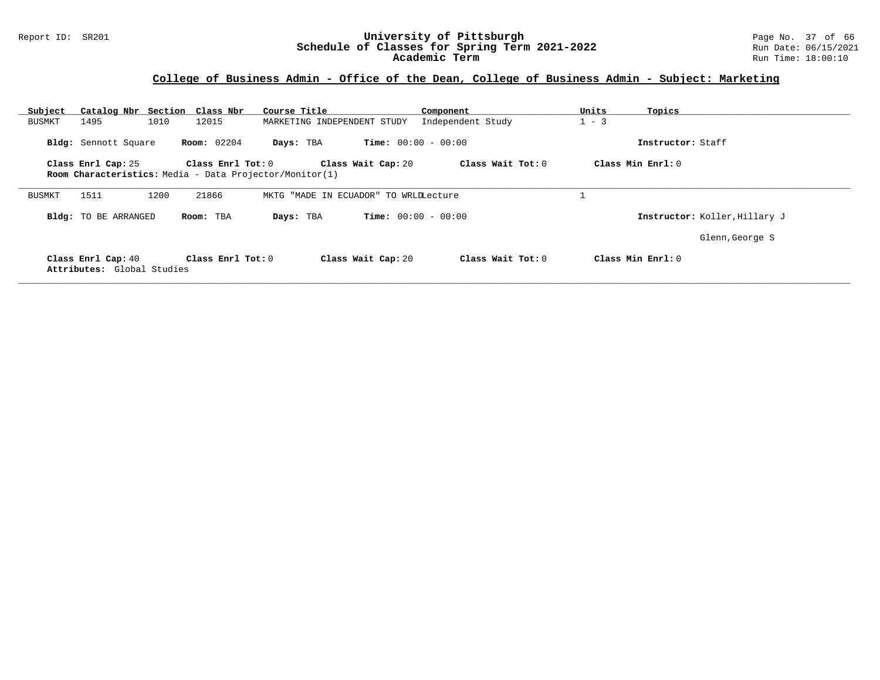## College of Business Admin - Office of the Dean, College of Business Admin - Subject: Marketing

| Subject | Catalog Nbr | Section | Class Nbr | Course Title | Component | Units | Topics |
|---|---|---|---|---|---|---|---|
| BUSMKT | 1495 | 1010 | 12015 | MARKETING INDEPENDENT STUDY | Independent Study | 1 - 3 | |

**Bldg:** Sennott Square **Room:** 02204 **Days:** TBA **Time:** 00:00 - 00:00 **Instructor:** Staff

**Class Enrl Cap:** 25 **Class Enrl Tot:** 0 **Class Wait Cap:** 20 **Class Wait Tot:** 0 **Class Min Enrl:** 0

**Room Characteristics:** Media - Data Projector/Monitor(1)

---

| Subject | Catalog Nbr | Section | Class Nbr | Course Title | Component | Units | Topics |
|---|---|---|---|---|---|---|---|
| BUSMKT | 1511 | 1200 | 21866 | MKTG "MADE IN ECUADOR" TO WRLD | Lecture | 1 | |

**Bldg:** TO BE ARRANGED **Room:** TBA **Days:** TBA **Time:** 00:00 - 00:00 **Instructor:** Koller,Hillary J

Glenn,George S

**Class Enrl Cap:** 40 **Class Enrl Tot:** 0 **Class Wait Cap:** 20 **Class Wait Tot:** 0 **Class Min Enrl:** 0

**Attributes:** Global Studies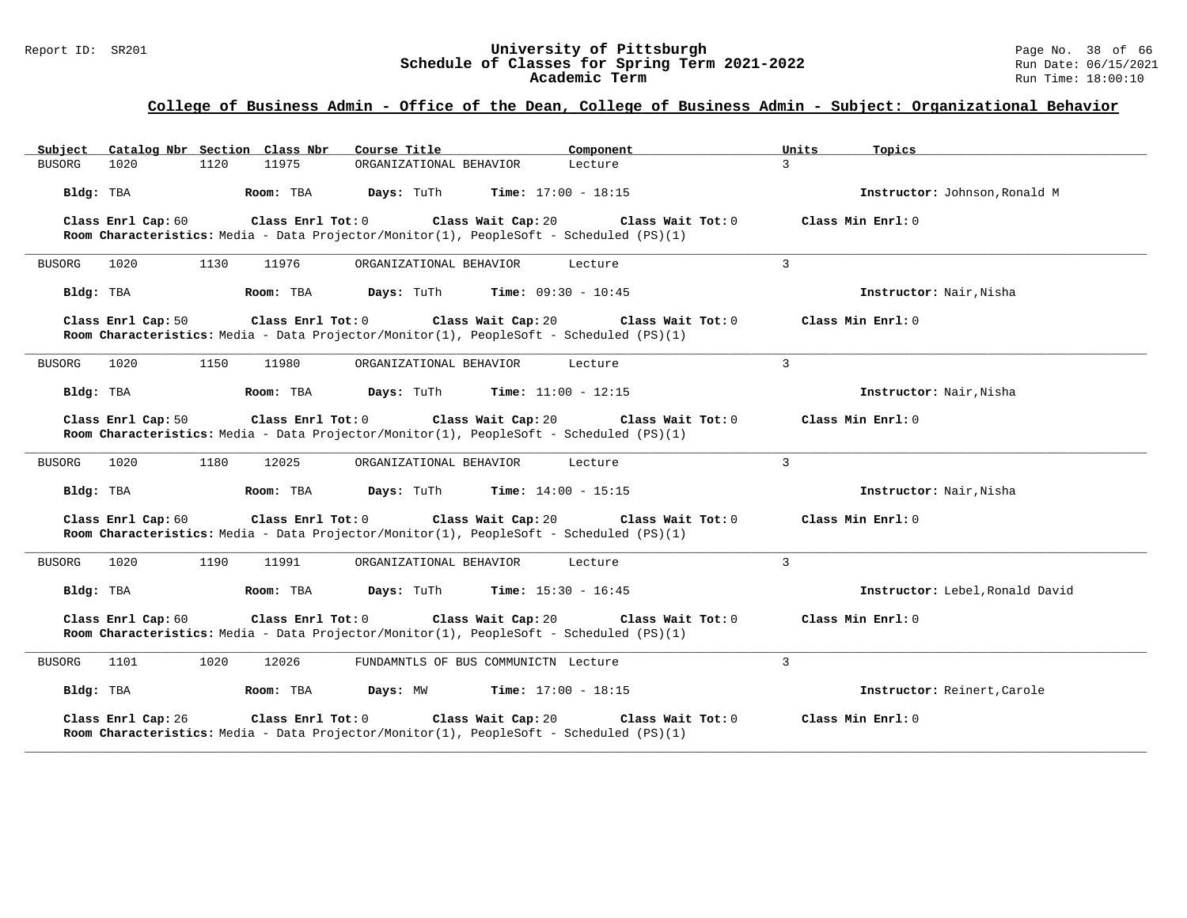## College of Business Admin - Office of the Dean, College of Business Admin - Subject: Organizational Behavior

| Subject | Catalog Nbr | Section | Class Nbr | Course Title | Component | Units | Topics |
|---|---|---|---|---|---|---|---|
| BUSORG | 1020 | 1120 | 11975 | ORGANIZATIONAL BEHAVIOR | Lecture | 3 | |

**Bldg:** TBA **Room:** TBA **Days:** TuTh **Time:** 17:00 - 18:15 **Instructor:** Johnson,Ronald M

**Class Enrl Cap:** 60 **Class Enrl Tot:** 0 **Class Wait Cap:** 20 **Class Wait Tot:** 0 **Class Min Enrl:** 0

**Room Characteristics:** Media - Data Projector/Monitor(1), PeopleSoft - Scheduled (PS)(1)

---

| Subject | Catalog Nbr | Section | Class Nbr | Course Title | Component | Units | Topics |
|---|---|---|---|---|---|---|---|
| BUSORG | 1020 | 1130 | 11976 | ORGANIZATIONAL BEHAVIOR | Lecture | 3 | |

**Bldg:** TBA **Room:** TBA **Days:** TuTh **Time:** 09:30 - 10:45 **Instructor:** Nair,Nisha

**Class Enrl Cap:** 50 **Class Enrl Tot:** 0 **Class Wait Cap:** 20 **Class Wait Tot:** 0 **Class Min Enrl:** 0

**Room Characteristics:** Media - Data Projector/Monitor(1), PeopleSoft - Scheduled (PS)(1)

---

| Subject | Catalog Nbr | Section | Class Nbr | Course Title | Component | Units | Topics |
|---|---|---|---|---|---|---|---|
| BUSORG | 1020 | 1150 | 11980 | ORGANIZATIONAL BEHAVIOR | Lecture | 3 | |

**Bldg:** TBA **Room:** TBA **Days:** TuTh **Time:** 11:00 - 12:15 **Instructor:** Nair,Nisha

**Class Enrl Cap:** 50 **Class Enrl Tot:** 0 **Class Wait Cap:** 20 **Class Wait Tot:** 0 **Class Min Enrl:** 0

**Room Characteristics:** Media - Data Projector/Monitor(1), PeopleSoft - Scheduled (PS)(1)

---

| Subject | Catalog Nbr | Section | Class Nbr | Course Title | Component | Units | Topics |
|---|---|---|---|---|---|---|---|
| BUSORG | 1020 | 1180 | 12025 | ORGANIZATIONAL BEHAVIOR | Lecture | 3 | |

**Bldg:** TBA **Room:** TBA **Days:** TuTh **Time:** 14:00 - 15:15 **Instructor:** Nair,Nisha

**Class Enrl Cap:** 60 **Class Enrl Tot:** 0 **Class Wait Cap:** 20 **Class Wait Tot:** 0 **Class Min Enrl:** 0

**Room Characteristics:** Media - Data Projector/Monitor(1), PeopleSoft - Scheduled (PS)(1)

---

| Subject | Catalog Nbr | Section | Class Nbr | Course Title | Component | Units | Topics |
|---|---|---|---|---|---|---|---|
| BUSORG | 1020 | 1190 | 11991 | ORGANIZATIONAL BEHAVIOR | Lecture | 3 | |

**Bldg:** TBA **Room:** TBA **Days:** TuTh **Time:** 15:30 - 16:45 **Instructor:** Lebel,Ronald David

**Class Enrl Cap:** 60 **Class Enrl Tot:** 0 **Class Wait Cap:** 20 **Class Wait Tot:** 0 **Class Min Enrl:** 0

**Room Characteristics:** Media - Data Projector/Monitor(1), PeopleSoft - Scheduled (PS)(1)

---

| Subject | Catalog Nbr | Section | Class Nbr | Course Title | Component | Units | Topics |
|---|---|---|---|---|---|---|---|
| BUSORG | 1101 | 1020 | 12026 | FUNDAMNTLS OF BUS COMMUNICTN | Lecture | 3 | |

**Bldg:** TBA **Room:** TBA **Days:** MW **Time:** 17:00 - 18:15 **Instructor:** Reinert,Carole

**Class Enrl Cap:** 26 **Class Enrl Tot:** 0 **Class Wait Cap:** 20 **Class Wait Tot:** 0 **Class Min Enrl:** 0

**Room Characteristics:** Media - Data Projector/Monitor(1), PeopleSoft - Scheduled (PS)(1)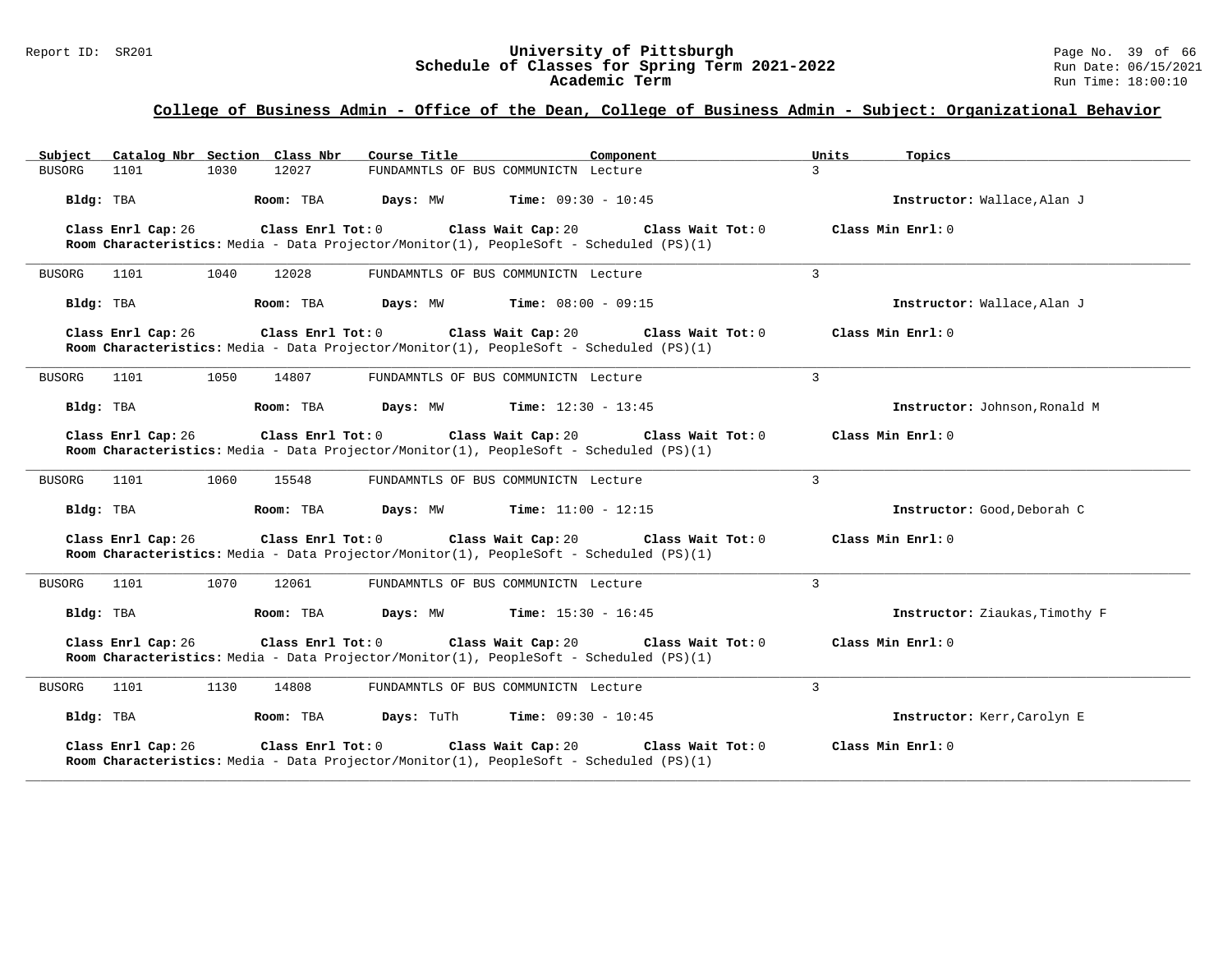## College of Business Admin - Office of the Dean, College of Business Admin - Subject: Organizational Behavior

| Subject | Catalog Nbr | Section | Class Nbr | Course Title | Component | Units | Topics |
|---|---|---|---|---|---|---|---|
| BUSORG | 1101 | 1030 | 12027 | FUNDAMNTLS OF BUS COMMUNICTN | Lecture | 3 | |

**Bldg:** TBA **Room:** TBA **Days:** MW **Time:** 09:30 - 10:45 **Instructor:** Wallace,Alan J

**Class Enrl Cap:** 26 **Class Enrl Tot:** 0 **Class Wait Cap:** 20 **Class Wait Tot:** 0 **Class Min Enrl:** 0

**Room Characteristics:** Media - Data Projector/Monitor(1), PeopleSoft - Scheduled (PS)(1)

---

| Subject | Catalog Nbr | Section | Class Nbr | Course Title | Component | Units | Topics |
|---|---|---|---|---|---|---|---|
| BUSORG | 1101 | 1040 | 12028 | FUNDAMNTLS OF BUS COMMUNICTN | Lecture | 3 | |

**Bldg:** TBA **Room:** TBA **Days:** MW **Time:** 08:00 - 09:15 **Instructor:** Wallace,Alan J

**Class Enrl Cap:** 26 **Class Enrl Tot:** 0 **Class Wait Cap:** 20 **Class Wait Tot:** 0 **Class Min Enrl:** 0

**Room Characteristics:** Media - Data Projector/Monitor(1), PeopleSoft - Scheduled (PS)(1)

---

| Subject | Catalog Nbr | Section | Class Nbr | Course Title | Component | Units | Topics |
|---|---|---|---|---|---|---|---|
| BUSORG | 1101 | 1050 | 14807 | FUNDAMNTLS OF BUS COMMUNICTN | Lecture | 3 | |

**Bldg:** TBA **Room:** TBA **Days:** MW **Time:** 12:30 - 13:45 **Instructor:** Johnson,Ronald M

**Class Enrl Cap:** 26 **Class Enrl Tot:** 0 **Class Wait Cap:** 20 **Class Wait Tot:** 0 **Class Min Enrl:** 0

**Room Characteristics:** Media - Data Projector/Monitor(1), PeopleSoft - Scheduled (PS)(1)

---

| Subject | Catalog Nbr | Section | Class Nbr | Course Title | Component | Units | Topics |
|---|---|---|---|---|---|---|---|
| BUSORG | 1101 | 1060 | 15548 | FUNDAMNTLS OF BUS COMMUNICTN | Lecture | 3 | |

**Bldg:** TBA **Room:** TBA **Days:** MW **Time:** 11:00 - 12:15 **Instructor:** Good,Deborah C

**Class Enrl Cap:** 26 **Class Enrl Tot:** 0 **Class Wait Cap:** 20 **Class Wait Tot:** 0 **Class Min Enrl:** 0

**Room Characteristics:** Media - Data Projector/Monitor(1), PeopleSoft - Scheduled (PS)(1)

---

| Subject | Catalog Nbr | Section | Class Nbr | Course Title | Component | Units | Topics |
|---|---|---|---|---|---|---|---|
| BUSORG | 1101 | 1070 | 12061 | FUNDAMNTLS OF BUS COMMUNICTN | Lecture | 3 | |

**Bldg:** TBA **Room:** TBA **Days:** MW **Time:** 15:30 - 16:45 **Instructor:** Ziaukas,Timothy F

**Class Enrl Cap:** 26 **Class Enrl Tot:** 0 **Class Wait Cap:** 20 **Class Wait Tot:** 0 **Class Min Enrl:** 0

**Room Characteristics:** Media - Data Projector/Monitor(1), PeopleSoft - Scheduled (PS)(1)

---

| Subject | Catalog Nbr | Section | Class Nbr | Course Title | Component | Units | Topics |
|---|---|---|---|---|---|---|---|
| BUSORG | 1101 | 1130 | 14808 | FUNDAMNTLS OF BUS COMMUNICTN | Lecture | 3 | |

**Bldg:** TBA **Room:** TBA **Days:** TuTh **Time:** 09:30 - 10:45 **Instructor:** Kerr,Carolyn E

**Class Enrl Cap:** 26 **Class Enrl Tot:** 0 **Class Wait Cap:** 20 **Class Wait Tot:** 0 **Class Min Enrl:** 0

**Room Characteristics:** Media - Data Projector/Monitor(1), PeopleSoft - Scheduled (PS)(1)

---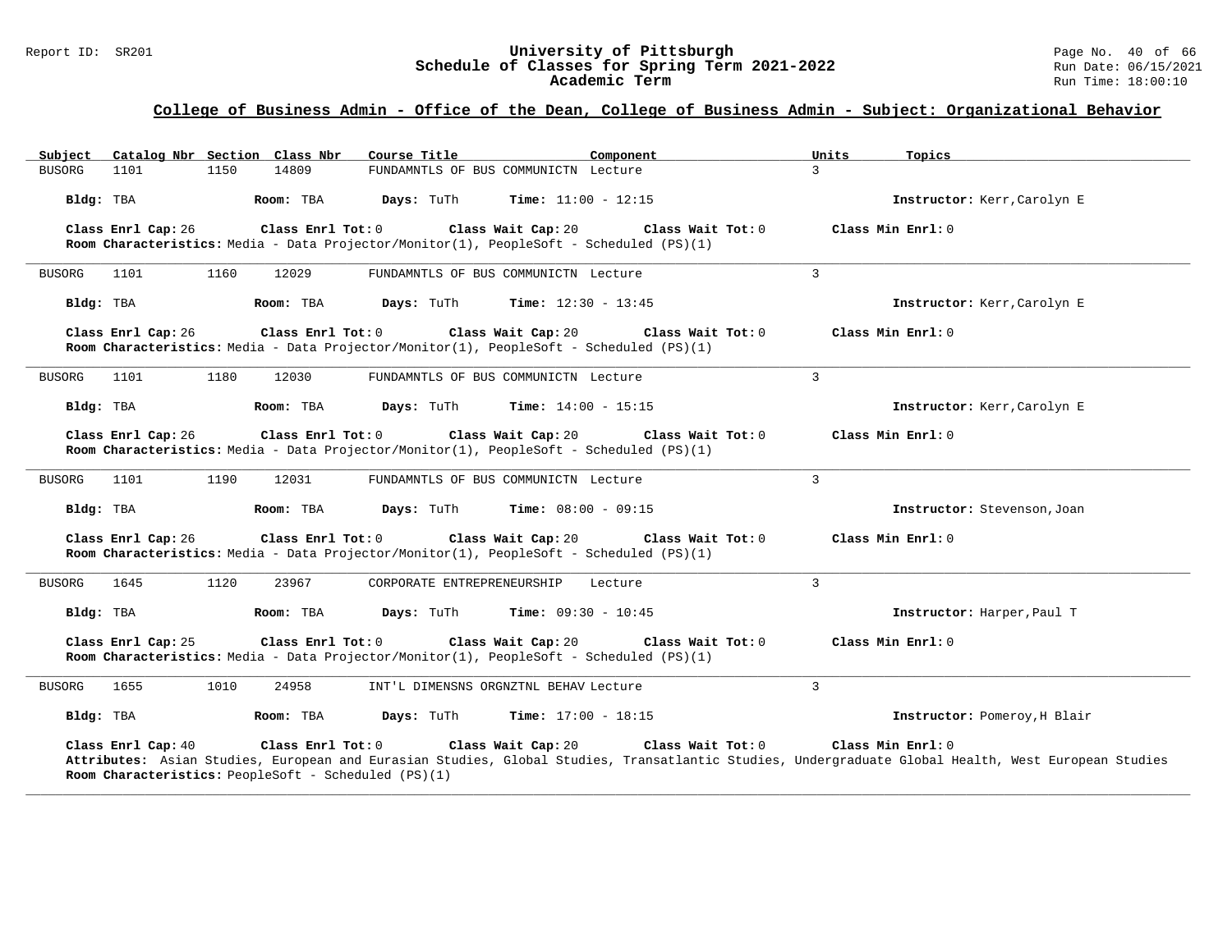## College of Business Admin - Office of the Dean, College of Business Admin - Subject: Organizational Behavior

| Subject | Catalog Nbr | Section | Class Nbr | Course Title | Component | Units | Topics |
|---|---|---|---|---|---|---|---|
| BUSORG | 1101 | 1150 | 14809 | FUNDAMNTLS OF BUS COMMUNICTN | Lecture | 3 | |

**Bldg:** TBA **Room:** TBA **Days:** TuTh **Time:** 11:00 - 12:15 **Instructor:** Kerr,Carolyn E

**Class Enrl Cap:** 26 **Class Enrl Tot:** 0 **Class Wait Cap:** 20 **Class Wait Tot:** 0 **Class Min Enrl:** 0
**Room Characteristics:** Media - Data Projector/Monitor(1), PeopleSoft - Scheduled (PS)(1)

---

| Subject | Catalog Nbr | Section | Class Nbr | Course Title | Component | Units | Topics |
|---|---|---|---|---|---|---|---|
| BUSORG | 1101 | 1160 | 12029 | FUNDAMNTLS OF BUS COMMUNICTN | Lecture | 3 | |

**Bldg:** TBA **Room:** TBA **Days:** TuTh **Time:** 12:30 - 13:45 **Instructor:** Kerr,Carolyn E

**Class Enrl Cap:** 26 **Class Enrl Tot:** 0 **Class Wait Cap:** 20 **Class Wait Tot:** 0 **Class Min Enrl:** 0
**Room Characteristics:** Media - Data Projector/Monitor(1), PeopleSoft - Scheduled (PS)(1)

---

| Subject | Catalog Nbr | Section | Class Nbr | Course Title | Component | Units | Topics |
|---|---|---|---|---|---|---|---|
| BUSORG | 1101 | 1180 | 12030 | FUNDAMNTLS OF BUS COMMUNICTN | Lecture | 3 | |

**Bldg:** TBA **Room:** TBA **Days:** TuTh **Time:** 14:00 - 15:15 **Instructor:** Kerr,Carolyn E

**Class Enrl Cap:** 26 **Class Enrl Tot:** 0 **Class Wait Cap:** 20 **Class Wait Tot:** 0 **Class Min Enrl:** 0
**Room Characteristics:** Media - Data Projector/Monitor(1), PeopleSoft - Scheduled (PS)(1)

---

| Subject | Catalog Nbr | Section | Class Nbr | Course Title | Component | Units | Topics |
|---|---|---|---|---|---|---|---|
| BUSORG | 1101 | 1190 | 12031 | FUNDAMNTLS OF BUS COMMUNICTN | Lecture | 3 | |

**Bldg:** TBA **Room:** TBA **Days:** TuTh **Time:** 08:00 - 09:15 **Instructor:** Stevenson,Joan

**Class Enrl Cap:** 26 **Class Enrl Tot:** 0 **Class Wait Cap:** 20 **Class Wait Tot:** 0 **Class Min Enrl:** 0
**Room Characteristics:** Media - Data Projector/Monitor(1), PeopleSoft - Scheduled (PS)(1)

---

| Subject | Catalog Nbr | Section | Class Nbr | Course Title | Component | Units | Topics |
|---|---|---|---|---|---|---|---|
| BUSORG | 1645 | 1120 | 23967 | CORPORATE ENTREPRENEURSHIP | Lecture | 3 | |

**Bldg:** TBA **Room:** TBA **Days:** TuTh **Time:** 09:30 - 10:45 **Instructor:** Harper,Paul T

**Class Enrl Cap:** 25 **Class Enrl Tot:** 0 **Class Wait Cap:** 20 **Class Wait Tot:** 0 **Class Min Enrl:** 0
**Room Characteristics:** Media - Data Projector/Monitor(1), PeopleSoft - Scheduled (PS)(1)

---

| Subject | Catalog Nbr | Section | Class Nbr | Course Title | Component | Units | Topics |
|---|---|---|---|---|---|---|---|
| BUSORG | 1655 | 1010 | 24958 | INT'L DIMENSNS ORGNZTNL BEHAV | Lecture | 3 | |

**Bldg:** TBA **Room:** TBA **Days:** TuTh **Time:** 17:00 - 18:15 **Instructor:** Pomeroy,H Blair

**Class Enrl Cap:** 40 **Class Enrl Tot:** 0 **Class Wait Cap:** 20 **Class Wait Tot:** 0 **Class Min Enrl:** 0
**Attributes:** Asian Studies, European and Eurasian Studies, Global Studies, Transatlantic Studies, Undergraduate Global Health, West European Studies
**Room Characteristics:** PeopleSoft - Scheduled (PS)(1)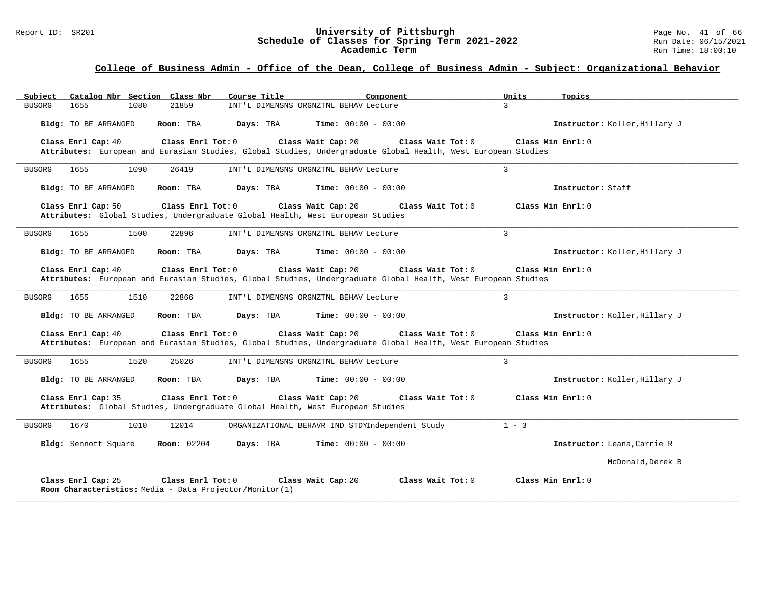## College of Business Admin - Office of the Dean, College of Business Admin - Subject: Organizational Behavior

| Subject | Catalog Nbr | Section | Class Nbr | Course Title | Component | Units | Topics |
|---|---|---|---|---|---|---|---|
| BUSORG | 1655 | 1080 | 21859 | INT'L DIMENSNS ORGNZTNL BEHAV | Lecture | 3 | |

**Bldg:** TO BE ARRANGED **Room:** TBA **Days:** TBA **Time:** 00:00 - 00:00 **Instructor:** Koller,Hillary J

**Class Enrl Cap:** 40 **Class Enrl Tot:** 0 **Class Wait Cap:** 20 **Class Wait Tot:** 0 **Class Min Enrl:** 0

**Attributes:** European and Eurasian Studies, Global Studies, Undergraduate Global Health, West European Studies

---

| Subject | Catalog Nbr | Section | Class Nbr | Course Title | Component | Units | Topics |
|---|---|---|---|---|---|---|---|
| BUSORG | 1655 | 1090 | 26419 | INT'L DIMENSNS ORGNZTNL BEHAV | Lecture | 3 | |

**Bldg:** TO BE ARRANGED **Room:** TBA **Days:** TBA **Time:** 00:00 - 00:00 **Instructor:** Staff

**Class Enrl Cap:** 50 **Class Enrl Tot:** 0 **Class Wait Cap:** 20 **Class Wait Tot:** 0 **Class Min Enrl:** 0

**Attributes:** Global Studies, Undergraduate Global Health, West European Studies

---

| Subject | Catalog Nbr | Section | Class Nbr | Course Title | Component | Units | Topics |
|---|---|---|---|---|---|---|---|
| BUSORG | 1655 | 1500 | 22896 | INT'L DIMENSNS ORGNZTNL BEHAV | Lecture | 3 | |

**Bldg:** TO BE ARRANGED **Room:** TBA **Days:** TBA **Time:** 00:00 - 00:00 **Instructor:** Koller,Hillary J

**Class Enrl Cap:** 40 **Class Enrl Tot:** 0 **Class Wait Cap:** 20 **Class Wait Tot:** 0 **Class Min Enrl:** 0

**Attributes:** European and Eurasian Studies, Global Studies, Undergraduate Global Health, West European Studies

---

| Subject | Catalog Nbr | Section | Class Nbr | Course Title | Component | Units | Topics |
|---|---|---|---|---|---|---|---|
| BUSORG | 1655 | 1510 | 22866 | INT'L DIMENSNS ORGNZTNL BEHAV | Lecture | 3 | |

**Bldg:** TO BE ARRANGED **Room:** TBA **Days:** TBA **Time:** 00:00 - 00:00 **Instructor:** Koller,Hillary J

**Class Enrl Cap:** 40 **Class Enrl Tot:** 0 **Class Wait Cap:** 20 **Class Wait Tot:** 0 **Class Min Enrl:** 0

**Attributes:** European and Eurasian Studies, Global Studies, Undergraduate Global Health, West European Studies

---

| Subject | Catalog Nbr | Section | Class Nbr | Course Title | Component | Units | Topics |
|---|---|---|---|---|---|---|---|
| BUSORG | 1655 | 1520 | 25026 | INT'L DIMENSNS ORGNZTNL BEHAV | Lecture | 3 | |

**Bldg:** TO BE ARRANGED **Room:** TBA **Days:** TBA **Time:** 00:00 - 00:00 **Instructor:** Koller,Hillary J

**Class Enrl Cap:** 35 **Class Enrl Tot:** 0 **Class Wait Cap:** 20 **Class Wait Tot:** 0 **Class Min Enrl:** 0

**Attributes:** Global Studies, Undergraduate Global Health, West European Studies

---

| Subject | Catalog Nbr | Section | Class Nbr | Course Title | Component | Units | Topics |
|---|---|---|---|---|---|---|---|
| BUSORG | 1670 | 1010 | 12014 | ORGANIZATIONAL BEHAVR IND STDY | Independent Study | 1 - 3 | |

**Bldg:** Sennott Square **Room:** 02204 **Days:** TBA **Time:** 00:00 - 00:00 **Instructor:** Leana,Carrie R
McDonald,Derek B

**Class Enrl Cap:** 25 **Class Enrl Tot:** 0 **Class Wait Cap:** 20 **Class Wait Tot:** 0 **Class Min Enrl:** 0

**Room Characteristics:** Media - Data Projector/Monitor(1)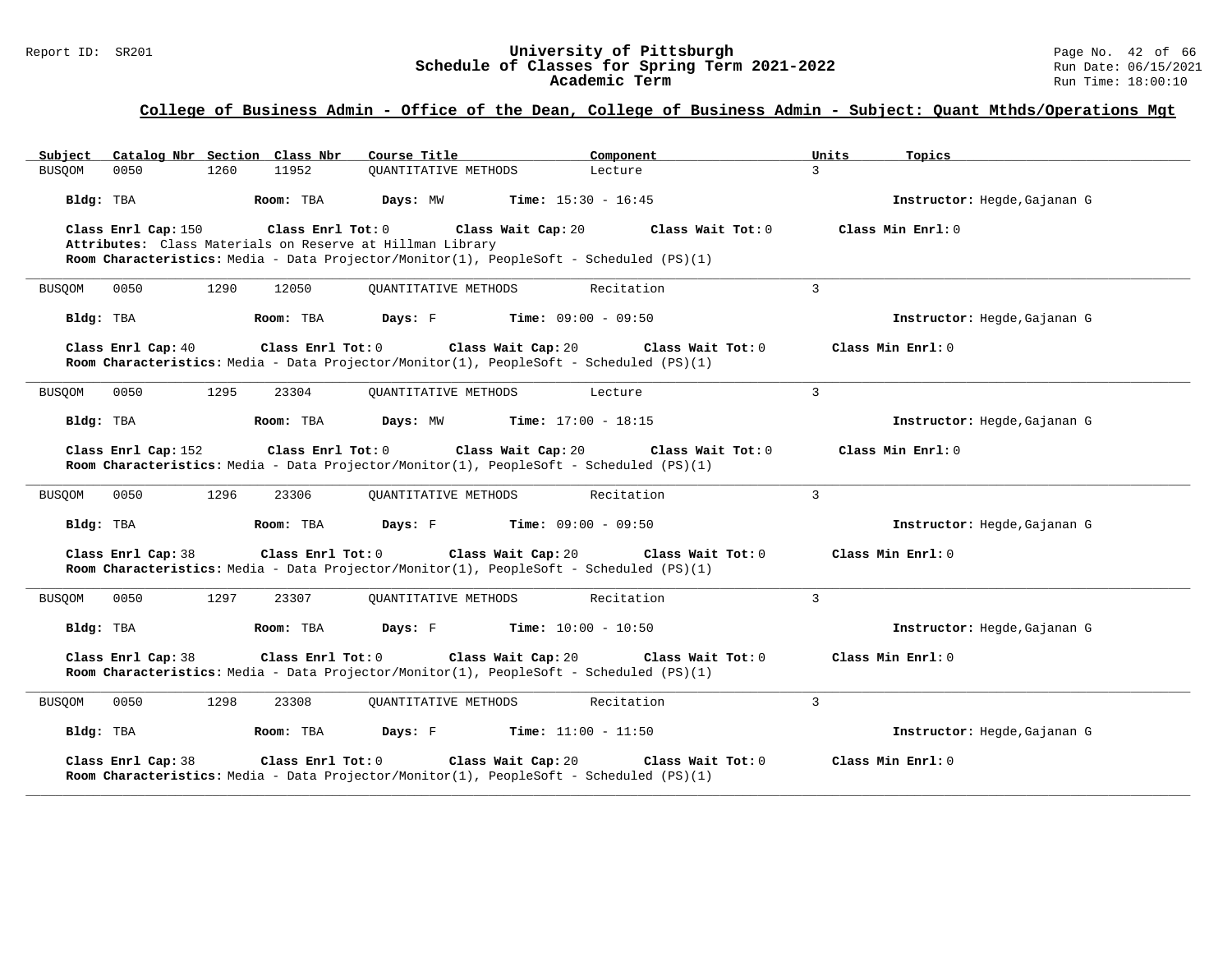## College of Business Admin - Office of the Dean, College of Business Admin - Subject: Quant Mthds/Operations Mgt

| Subject | Catalog Nbr | Section | Class Nbr | Course Title | Component | Units | Topics |
|---|---|---|---|---|---|---|---|
| BUSQOM | 0050 | 1260 | 11952 | QUANTITATIVE METHODS | Lecture | 3 | |

**Bldg:** TBA **Room:** TBA **Days:** MW **Time:** 15:30 - 16:45 **Instructor:** Hegde,Gajanan G

**Class Enrl Cap:** 150 **Class Enrl Tot:** 0 **Class Wait Cap:** 20 **Class Wait Tot:** 0 **Class Min Enrl:** 0

**Attributes:** Class Materials on Reserve at Hillman Library

**Room Characteristics:** Media - Data Projector/Monitor(1), PeopleSoft - Scheduled (PS)(1)

---

| Subject | Catalog Nbr | Section | Class Nbr | Course Title | Component | Units | Topics |
|---|---|---|---|---|---|---|---|
| BUSQOM | 0050 | 1290 | 12050 | QUANTITATIVE METHODS | Recitation | 3 | |

**Bldg:** TBA **Room:** TBA **Days:** F **Time:** 09:00 - 09:50 **Instructor:** Hegde,Gajanan G

**Class Enrl Cap:** 40 **Class Enrl Tot:** 0 **Class Wait Cap:** 20 **Class Wait Tot:** 0 **Class Min Enrl:** 0

**Room Characteristics:** Media - Data Projector/Monitor(1), PeopleSoft - Scheduled (PS)(1)

---

| Subject | Catalog Nbr | Section | Class Nbr | Course Title | Component | Units | Topics |
|---|---|---|---|---|---|---|---|
| BUSQOM | 0050 | 1295 | 23304 | QUANTITATIVE METHODS | Lecture | 3 | |

**Bldg:** TBA **Room:** TBA **Days:** MW **Time:** 17:00 - 18:15 **Instructor:** Hegde,Gajanan G

**Class Enrl Cap:** 152 **Class Enrl Tot:** 0 **Class Wait Cap:** 20 **Class Wait Tot:** 0 **Class Min Enrl:** 0

**Room Characteristics:** Media - Data Projector/Monitor(1), PeopleSoft - Scheduled (PS)(1)

---

| Subject | Catalog Nbr | Section | Class Nbr | Course Title | Component | Units | Topics |
|---|---|---|---|---|---|---|---|
| BUSQOM | 0050 | 1296 | 23306 | QUANTITATIVE METHODS | Recitation | 3 | |

**Bldg:** TBA **Room:** TBA **Days:** F **Time:** 09:00 - 09:50 **Instructor:** Hegde,Gajanan G

**Class Enrl Cap:** 38 **Class Enrl Tot:** 0 **Class Wait Cap:** 20 **Class Wait Tot:** 0 **Class Min Enrl:** 0

**Room Characteristics:** Media - Data Projector/Monitor(1), PeopleSoft - Scheduled (PS)(1)

---

| Subject | Catalog Nbr | Section | Class Nbr | Course Title | Component | Units | Topics |
|---|---|---|---|---|---|---|---|
| BUSQOM | 0050 | 1297 | 23307 | QUANTITATIVE METHODS | Recitation | 3 | |

**Bldg:** TBA **Room:** TBA **Days:** F **Time:** 10:00 - 10:50 **Instructor:** Hegde,Gajanan G

**Class Enrl Cap:** 38 **Class Enrl Tot:** 0 **Class Wait Cap:** 20 **Class Wait Tot:** 0 **Class Min Enrl:** 0

**Room Characteristics:** Media - Data Projector/Monitor(1), PeopleSoft - Scheduled (PS)(1)

---

| Subject | Catalog Nbr | Section | Class Nbr | Course Title | Component | Units | Topics |
|---|---|---|---|---|---|---|---|
| BUSQOM | 0050 | 1298 | 23308 | QUANTITATIVE METHODS | Recitation | 3 | |

**Bldg:** TBA **Room:** TBA **Days:** F **Time:** 11:00 - 11:50 **Instructor:** Hegde,Gajanan G

**Class Enrl Cap:** 38 **Class Enrl Tot:** 0 **Class Wait Cap:** 20 **Class Wait Tot:** 0 **Class Min Enrl:** 0

**Room Characteristics:** Media - Data Projector/Monitor(1), PeopleSoft - Scheduled (PS)(1)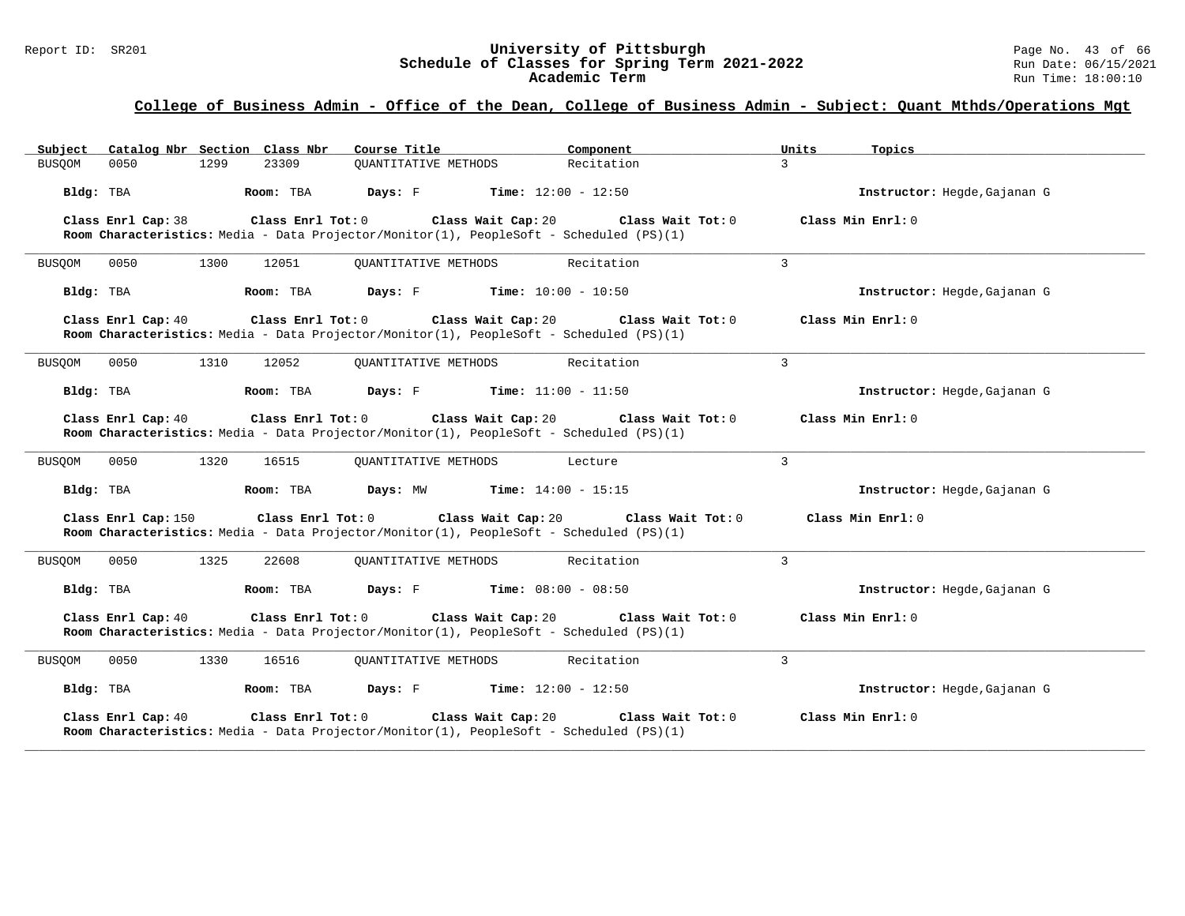## College of Business Admin - Office of the Dean, College of Business Admin - Subject: Quant Mthds/Operations Mgt

| Subject | Catalog Nbr | Section | Class Nbr | Course Title | Component | Units | Topics |
|---|---|---|---|---|---|---|---|
| BUSQOM | 0050 | 1299 | 23309 | QUANTITATIVE METHODS | Recitation | 3 | |

**Bldg:** TBA **Room:** TBA **Days:** F **Time:** 12:00 - 12:50 **Instructor:** Hegde,Gajanan G

**Class Enrl Cap:** 38 **Class Enrl Tot:** 0 **Class Wait Cap:** 20 **Class Wait Tot:** 0 **Class Min Enrl:** 0

**Room Characteristics:** Media - Data Projector/Monitor(1), PeopleSoft - Scheduled (PS)(1)

---

| Subject | Catalog Nbr | Section | Class Nbr | Course Title | Component | Units | Topics |
|---|---|---|---|---|---|---|---|
| BUSQOM | 0050 | 1300 | 12051 | QUANTITATIVE METHODS | Recitation | 3 | |

**Bldg:** TBA **Room:** TBA **Days:** F **Time:** 10:00 - 10:50 **Instructor:** Hegde,Gajanan G

**Class Enrl Cap:** 40 **Class Enrl Tot:** 0 **Class Wait Cap:** 20 **Class Wait Tot:** 0 **Class Min Enrl:** 0

**Room Characteristics:** Media - Data Projector/Monitor(1), PeopleSoft - Scheduled (PS)(1)

---

| Subject | Catalog Nbr | Section | Class Nbr | Course Title | Component | Units | Topics |
|---|---|---|---|---|---|---|---|
| BUSQOM | 0050 | 1310 | 12052 | QUANTITATIVE METHODS | Recitation | 3 | |

**Bldg:** TBA **Room:** TBA **Days:** F **Time:** 11:00 - 11:50 **Instructor:** Hegde,Gajanan G

**Class Enrl Cap:** 40 **Class Enrl Tot:** 0 **Class Wait Cap:** 20 **Class Wait Tot:** 0 **Class Min Enrl:** 0

**Room Characteristics:** Media - Data Projector/Monitor(1), PeopleSoft - Scheduled (PS)(1)

---

| Subject | Catalog Nbr | Section | Class Nbr | Course Title | Component | Units | Topics |
|---|---|---|---|---|---|---|---|
| BUSQOM | 0050 | 1320 | 16515 | QUANTITATIVE METHODS | Lecture | 3 | |

**Bldg:** TBA **Room:** TBA **Days:** MW **Time:** 14:00 - 15:15 **Instructor:** Hegde,Gajanan G

**Class Enrl Cap:** 150 **Class Enrl Tot:** 0 **Class Wait Cap:** 20 **Class Wait Tot:** 0 **Class Min Enrl:** 0

**Room Characteristics:** Media - Data Projector/Monitor(1), PeopleSoft - Scheduled (PS)(1)

---

| Subject | Catalog Nbr | Section | Class Nbr | Course Title | Component | Units | Topics |
|---|---|---|---|---|---|---|---|
| BUSQOM | 0050 | 1325 | 22608 | QUANTITATIVE METHODS | Recitation | 3 | |

**Bldg:** TBA **Room:** TBA **Days:** F **Time:** 08:00 - 08:50 **Instructor:** Hegde,Gajanan G

**Class Enrl Cap:** 40 **Class Enrl Tot:** 0 **Class Wait Cap:** 20 **Class Wait Tot:** 0 **Class Min Enrl:** 0

**Room Characteristics:** Media - Data Projector/Monitor(1), PeopleSoft - Scheduled (PS)(1)

---

| Subject | Catalog Nbr | Section | Class Nbr | Course Title | Component | Units | Topics |
|---|---|---|---|---|---|---|---|
| BUSQOM | 0050 | 1330 | 16516 | QUANTITATIVE METHODS | Recitation | 3 | |

**Bldg:** TBA **Room:** TBA **Days:** F **Time:** 12:00 - 12:50 **Instructor:** Hegde,Gajanan G

**Class Enrl Cap:** 40 **Class Enrl Tot:** 0 **Class Wait Cap:** 20 **Class Wait Tot:** 0 **Class Min Enrl:** 0

**Room Characteristics:** Media - Data Projector/Monitor(1), PeopleSoft - Scheduled (PS)(1)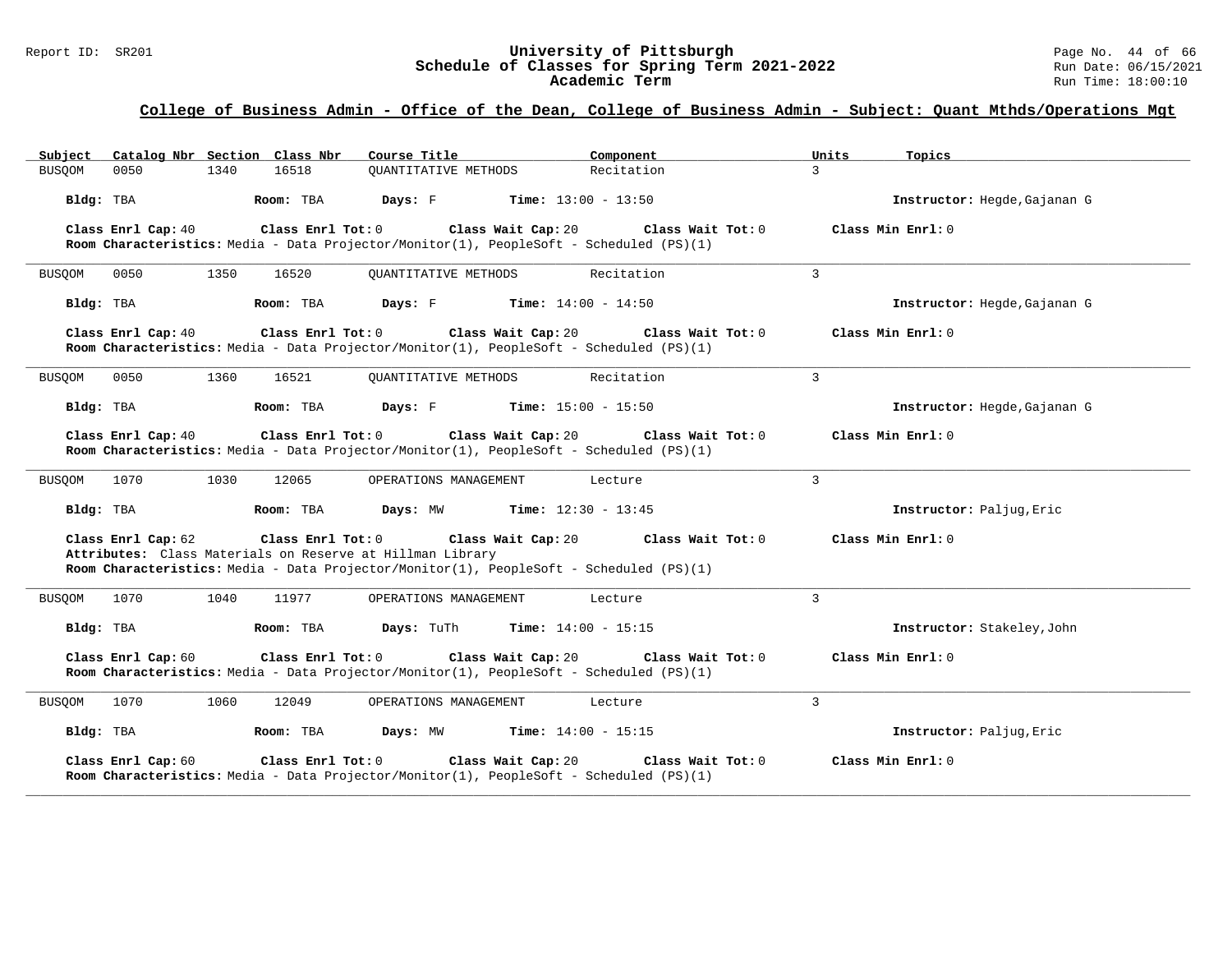## College of Business Admin - Office of the Dean, College of Business Admin - Subject: Quant Mthds/Operations Mgt

| Subject | Catalog Nbr | Section | Class Nbr | Course Title | Component | Units | Topics |
|---|---|---|---|---|---|---|---|
| BUSQOM | 0050 | 1340 | 16518 | QUANTITATIVE METHODS | Recitation | 3 | |

**Bldg:** TBA **Room:** TBA **Days:** F **Time:** 13:00 - 13:50 **Instructor:** Hegde,Gajanan G

**Class Enrl Cap:** 40 **Class Enrl Tot:** 0 **Class Wait Cap:** 20 **Class Wait Tot:** 0 **Class Min Enrl:** 0
**Room Characteristics:** Media - Data Projector/Monitor(1), PeopleSoft - Scheduled (PS)(1)

---

| Subject | Catalog Nbr | Section | Class Nbr | Course Title | Component | Units | Topics |
|---|---|---|---|---|---|---|---|
| BUSQOM | 0050 | 1350 | 16520 | QUANTITATIVE METHODS | Recitation | 3 | |

**Bldg:** TBA **Room:** TBA **Days:** F **Time:** 14:00 - 14:50 **Instructor:** Hegde,Gajanan G

**Class Enrl Cap:** 40 **Class Enrl Tot:** 0 **Class Wait Cap:** 20 **Class Wait Tot:** 0 **Class Min Enrl:** 0
**Room Characteristics:** Media - Data Projector/Monitor(1), PeopleSoft - Scheduled (PS)(1)

---

| Subject | Catalog Nbr | Section | Class Nbr | Course Title | Component | Units | Topics |
|---|---|---|---|---|---|---|---|
| BUSQOM | 0050 | 1360 | 16521 | QUANTITATIVE METHODS | Recitation | 3 | |

**Bldg:** TBA **Room:** TBA **Days:** F **Time:** 15:00 - 15:50 **Instructor:** Hegde,Gajanan G

**Class Enrl Cap:** 40 **Class Enrl Tot:** 0 **Class Wait Cap:** 20 **Class Wait Tot:** 0 **Class Min Enrl:** 0
**Room Characteristics:** Media - Data Projector/Monitor(1), PeopleSoft - Scheduled (PS)(1)

---

| Subject | Catalog Nbr | Section | Class Nbr | Course Title | Component | Units | Topics |
|---|---|---|---|---|---|---|---|
| BUSQOM | 1070 | 1030 | 12065 | OPERATIONS MANAGEMENT | Lecture | 3 | |

**Bldg:** TBA **Room:** TBA **Days:** MW **Time:** 12:30 - 13:45 **Instructor:** Paljug,Eric

**Class Enrl Cap:** 62 **Class Enrl Tot:** 0 **Class Wait Cap:** 20 **Class Wait Tot:** 0 **Class Min Enrl:** 0
**Attributes:** Class Materials on Reserve at Hillman Library
**Room Characteristics:** Media - Data Projector/Monitor(1), PeopleSoft - Scheduled (PS)(1)

---

| Subject | Catalog Nbr | Section | Class Nbr | Course Title | Component | Units | Topics |
|---|---|---|---|---|---|---|---|
| BUSQOM | 1070 | 1040 | 11977 | OPERATIONS MANAGEMENT | Lecture | 3 | |

**Bldg:** TBA **Room:** TBA **Days:** TuTh **Time:** 14:00 - 15:15 **Instructor:** Stakeley,John

**Class Enrl Cap:** 60 **Class Enrl Tot:** 0 **Class Wait Cap:** 20 **Class Wait Tot:** 0 **Class Min Enrl:** 0
**Room Characteristics:** Media - Data Projector/Monitor(1), PeopleSoft - Scheduled (PS)(1)

---

| Subject | Catalog Nbr | Section | Class Nbr | Course Title | Component | Units | Topics |
|---|---|---|---|---|---|---|---|
| BUSQOM | 1070 | 1060 | 12049 | OPERATIONS MANAGEMENT | Lecture | 3 | |

**Bldg:** TBA **Room:** TBA **Days:** MW **Time:** 14:00 - 15:15 **Instructor:** Paljug,Eric

**Class Enrl Cap:** 60 **Class Enrl Tot:** 0 **Class Wait Cap:** 20 **Class Wait Tot:** 0 **Class Min Enrl:** 0
**Room Characteristics:** Media - Data Projector/Monitor(1), PeopleSoft - Scheduled (PS)(1)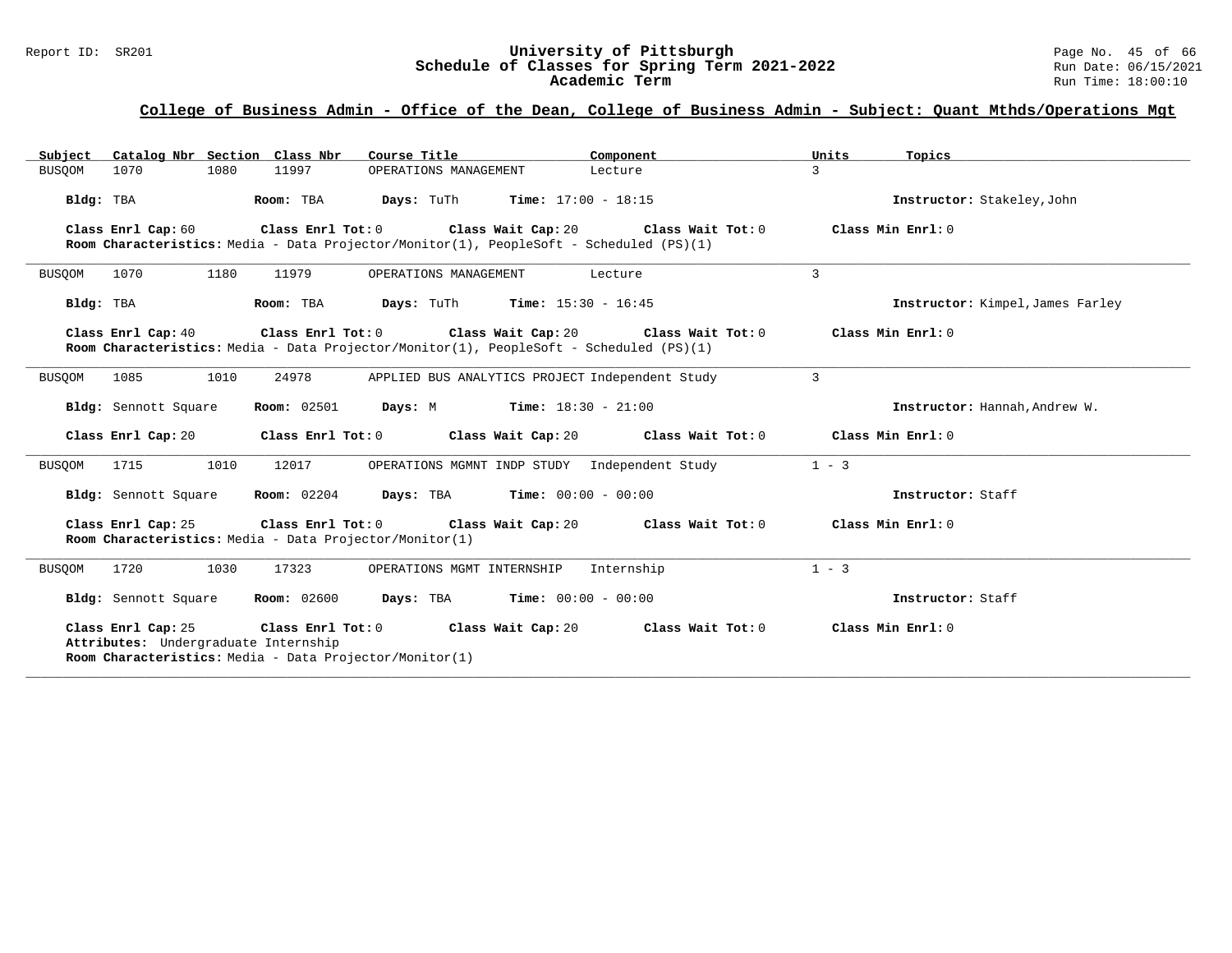## College of Business Admin - Office of the Dean, College of Business Admin - Subject: Quant Mthds/Operations Mgt

| Subject | Catalog Nbr | Section | Class Nbr | Course Title | Component | Units | Topics |
|---|---|---|---|---|---|---|---|
| BUSQOM | 1070 | 1080 | 11997 | OPERATIONS MANAGEMENT | Lecture | 3 | |

**Bldg:** TBA **Room:** TBA **Days:** TuTh **Time:** 17:00 - 18:15 **Instructor:** Stakeley,John

**Class Enrl Cap:** 60 **Class Enrl Tot:** 0 **Class Wait Cap:** 20 **Class Wait Tot:** 0 **Class Min Enrl:** 0
**Room Characteristics:** Media - Data Projector/Monitor(1), PeopleSoft - Scheduled (PS)(1)

---

| Subject | Catalog Nbr | Section | Class Nbr | Course Title | Component | Units | Topics |
|---|---|---|---|---|---|---|---|
| BUSQOM | 1070 | 1180 | 11979 | OPERATIONS MANAGEMENT | Lecture | 3 | |

**Bldg:** TBA **Room:** TBA **Days:** TuTh **Time:** 15:30 - 16:45 **Instructor:** Kimpel,James Farley

**Class Enrl Cap:** 40 **Class Enrl Tot:** 0 **Class Wait Cap:** 20 **Class Wait Tot:** 0 **Class Min Enrl:** 0
**Room Characteristics:** Media - Data Projector/Monitor(1), PeopleSoft - Scheduled (PS)(1)

---

| Subject | Catalog Nbr | Section | Class Nbr | Course Title | Component | Units | Topics |
|---|---|---|---|---|---|---|---|
| BUSQOM | 1085 | 1010 | 24978 | APPLIED BUS ANALYTICS PROJECT | Independent Study | 3 | |

**Bldg:** Sennott Square **Room:** 02501 **Days:** M **Time:** 18:30 - 21:00 **Instructor:** Hannah,Andrew W.

**Class Enrl Cap:** 20 **Class Enrl Tot:** 0 **Class Wait Cap:** 20 **Class Wait Tot:** 0 **Class Min Enrl:** 0

---

| Subject | Catalog Nbr | Section | Class Nbr | Course Title | Component | Units | Topics |
|---|---|---|---|---|---|---|---|
| BUSQOM | 1715 | 1010 | 12017 | OPERATIONS MGMNT INDP STUDY | Independent Study | 1 - 3 | |

**Bldg:** Sennott Square **Room:** 02204 **Days:** TBA **Time:** 00:00 - 00:00 **Instructor:** Staff

**Class Enrl Cap:** 25 **Class Enrl Tot:** 0 **Class Wait Cap:** 20 **Class Wait Tot:** 0 **Class Min Enrl:** 0
**Room Characteristics:** Media - Data Projector/Monitor(1)

---

| Subject | Catalog Nbr | Section | Class Nbr | Course Title | Component | Units | Topics |
|---|---|---|---|---|---|---|---|
| BUSQOM | 1720 | 1030 | 17323 | OPERATIONS MGMT INTERNSHIP | Internship | 1 - 3 | |

**Bldg:** Sennott Square **Room:** 02600 **Days:** TBA **Time:** 00:00 - 00:00 **Instructor:** Staff

**Class Enrl Cap:** 25 **Class Enrl Tot:** 0 **Class Wait Cap:** 20 **Class Wait Tot:** 0 **Class Min Enrl:** 0
**Attributes:** Undergraduate Internship
**Room Characteristics:** Media - Data Projector/Monitor(1)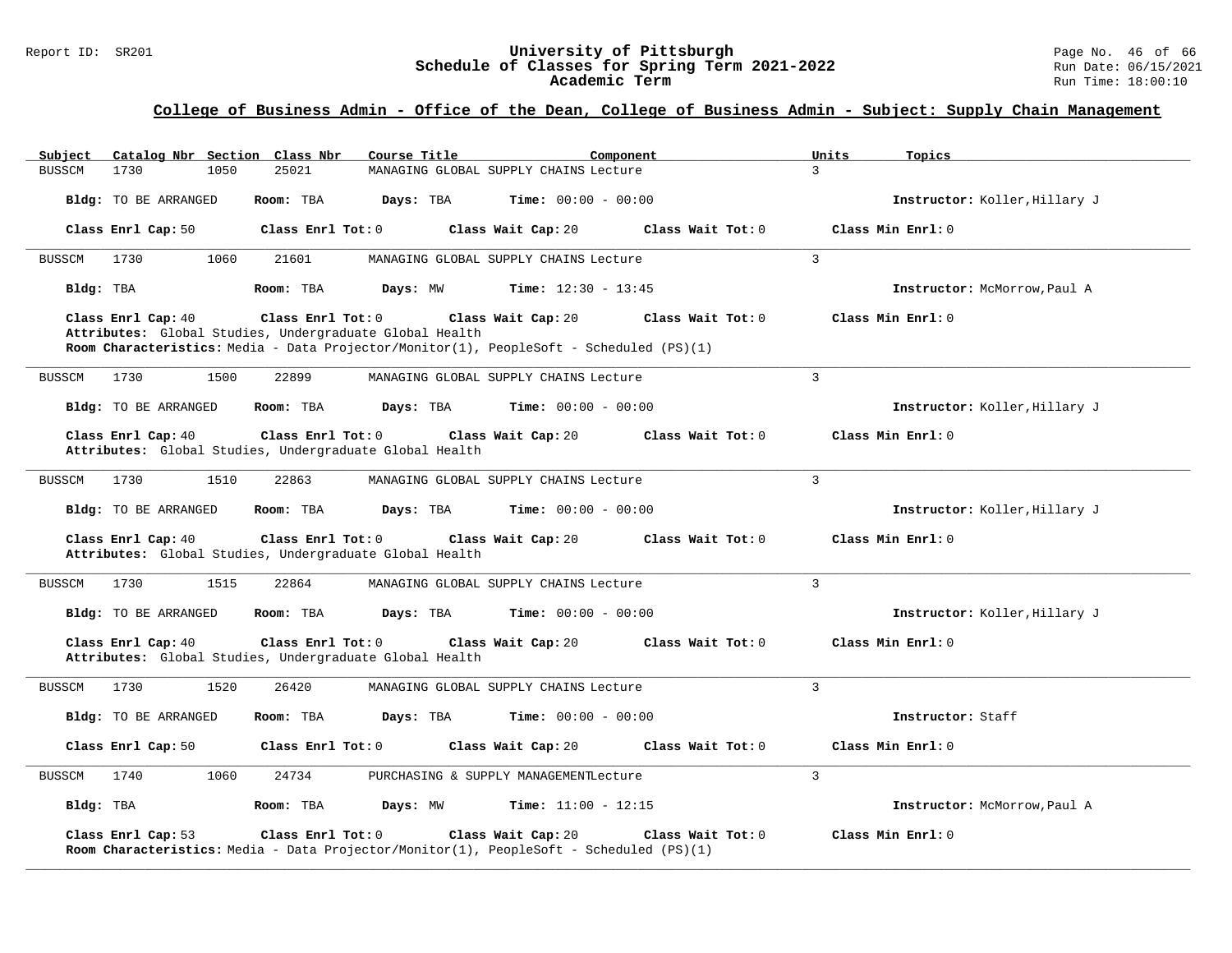## College of Business Admin - Office of the Dean, College of Business Admin - Subject: Supply Chain Management

| Subject | Catalog Nbr | Section | Class Nbr | Course Title | Component | Units | Topics |
|---|---|---|---|---|---|---|---|
| BUSSCM | 1730 | 1050 | 25021 | MANAGING GLOBAL SUPPLY CHAINS | Lecture | 3 | |

**Bldg:** TO BE ARRANGED **Room:** TBA **Days:** TBA **Time:** 00:00 - 00:00 **Instructor:** Koller,Hillary J

**Class Enrl Cap:** 50 **Class Enrl Tot:** 0 **Class Wait Cap:** 20 **Class Wait Tot:** 0 **Class Min Enrl:** 0

---

| Subject | Catalog Nbr | Section | Class Nbr | Course Title | Component | Units | Topics |
|---|---|---|---|---|---|---|---|
| BUSSCM | 1730 | 1060 | 21601 | MANAGING GLOBAL SUPPLY CHAINS | Lecture | 3 | |

**Bldg:** TBA **Room:** TBA **Days:** MW **Time:** 12:30 - 13:45 **Instructor:** McMorrow,Paul A

**Class Enrl Cap:** 40 **Class Enrl Tot:** 0 **Class Wait Cap:** 20 **Class Wait Tot:** 0 **Class Min Enrl:** 0

**Attributes:** Global Studies, Undergraduate Global Health

**Room Characteristics:** Media - Data Projector/Monitor(1), PeopleSoft - Scheduled (PS)(1)

---

| Subject | Catalog Nbr | Section | Class Nbr | Course Title | Component | Units | Topics |
|---|---|---|---|---|---|---|---|
| BUSSCM | 1730 | 1500 | 22899 | MANAGING GLOBAL SUPPLY CHAINS | Lecture | 3 | |

**Bldg:** TO BE ARRANGED **Room:** TBA **Days:** TBA **Time:** 00:00 - 00:00 **Instructor:** Koller,Hillary J

**Class Enrl Cap:** 40 **Class Enrl Tot:** 0 **Class Wait Cap:** 20 **Class Wait Tot:** 0 **Class Min Enrl:** 0

**Attributes:** Global Studies, Undergraduate Global Health

---

| Subject | Catalog Nbr | Section | Class Nbr | Course Title | Component | Units | Topics |
|---|---|---|---|---|---|---|---|
| BUSSCM | 1730 | 1510 | 22863 | MANAGING GLOBAL SUPPLY CHAINS | Lecture | 3 | |

**Bldg:** TO BE ARRANGED **Room:** TBA **Days:** TBA **Time:** 00:00 - 00:00 **Instructor:** Koller,Hillary J

**Class Enrl Cap:** 40 **Class Enrl Tot:** 0 **Class Wait Cap:** 20 **Class Wait Tot:** 0 **Class Min Enrl:** 0

**Attributes:** Global Studies, Undergraduate Global Health

---

| Subject | Catalog Nbr | Section | Class Nbr | Course Title | Component | Units | Topics |
|---|---|---|---|---|---|---|---|
| BUSSCM | 1730 | 1515 | 22864 | MANAGING GLOBAL SUPPLY CHAINS | Lecture | 3 | |

**Bldg:** TO BE ARRANGED **Room:** TBA **Days:** TBA **Time:** 00:00 - 00:00 **Instructor:** Koller,Hillary J

**Class Enrl Cap:** 40 **Class Enrl Tot:** 0 **Class Wait Cap:** 20 **Class Wait Tot:** 0 **Class Min Enrl:** 0

**Attributes:** Global Studies, Undergraduate Global Health

---

| Subject | Catalog Nbr | Section | Class Nbr | Course Title | Component | Units | Topics |
|---|---|---|---|---|---|---|---|
| BUSSCM | 1730 | 1520 | 26420 | MANAGING GLOBAL SUPPLY CHAINS | Lecture | 3 | |

**Bldg:** TO BE ARRANGED **Room:** TBA **Days:** TBA **Time:** 00:00 - 00:00 **Instructor:** Staff

**Class Enrl Cap:** 50 **Class Enrl Tot:** 0 **Class Wait Cap:** 20 **Class Wait Tot:** 0 **Class Min Enrl:** 0

---

| Subject | Catalog Nbr | Section | Class Nbr | Course Title | Component | Units | Topics |
|---|---|---|---|---|---|---|---|
| BUSSCM | 1740 | 1060 | 24734 | PURCHASING & SUPPLY MANAGEMENT | Lecture | 3 | |

**Bldg:** TBA **Room:** TBA **Days:** MW **Time:** 11:00 - 12:15 **Instructor:** McMorrow,Paul A

**Class Enrl Cap:** 53 **Class Enrl Tot:** 0 **Class Wait Cap:** 20 **Class Wait Tot:** 0 **Class Min Enrl:** 0

**Room Characteristics:** Media - Data Projector/Monitor(1), PeopleSoft - Scheduled (PS)(1)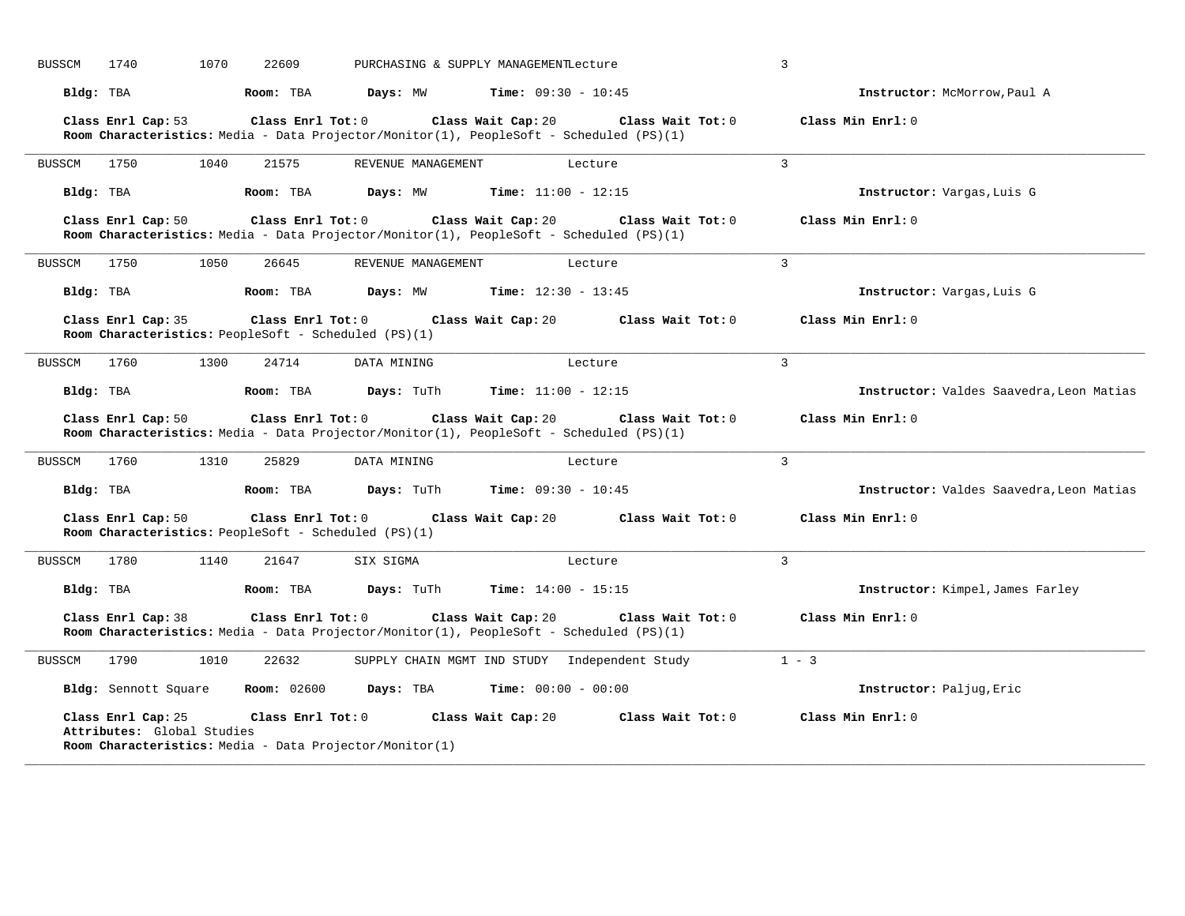BUSSCM 1740 1070 22609 PURCHASING & SUPPLY MANAGEMENT Lecture 3

**Bldg:** TBA **Room:** TBA **Days:** MW **Time:** 09:30 - 10:45 **Instructor:** McMorrow,Paul A

**Class Enrl Cap:** 53 **Class Enrl Tot:** 0 **Class Wait Cap:** 20 **Class Wait Tot:** 0 **Class Min Enrl:** 0
**Room Characteristics:** Media - Data Projector/Monitor(1), PeopleSoft - Scheduled (PS)(1)

---

BUSSCM 1750 1040 21575 REVENUE MANAGEMENT Lecture 3

**Bldg:** TBA **Room:** TBA **Days:** MW **Time:** 11:00 - 12:15 **Instructor:** Vargas,Luis G

**Class Enrl Cap:** 50 **Class Enrl Tot:** 0 **Class Wait Cap:** 20 **Class Wait Tot:** 0 **Class Min Enrl:** 0
**Room Characteristics:** Media - Data Projector/Monitor(1), PeopleSoft - Scheduled (PS)(1)

---

BUSSCM 1750 1050 26645 REVENUE MANAGEMENT Lecture 3

**Bldg:** TBA **Room:** TBA **Days:** MW **Time:** 12:30 - 13:45 **Instructor:** Vargas,Luis G

**Class Enrl Cap:** 35 **Class Enrl Tot:** 0 **Class Wait Cap:** 20 **Class Wait Tot:** 0 **Class Min Enrl:** 0
**Room Characteristics:** PeopleSoft - Scheduled (PS)(1)

---

BUSSCM 1760 1300 24714 DATA MINING Lecture 3

**Bldg:** TBA **Room:** TBA **Days:** TuTh **Time:** 11:00 - 12:15 **Instructor:** Valdes Saavedra,Leon Matias

**Class Enrl Cap:** 50 **Class Enrl Tot:** 0 **Class Wait Cap:** 20 **Class Wait Tot:** 0 **Class Min Enrl:** 0
**Room Characteristics:** Media - Data Projector/Monitor(1), PeopleSoft - Scheduled (PS)(1)

---

BUSSCM 1760 1310 25829 DATA MINING Lecture 3

**Bldg:** TBA **Room:** TBA **Days:** TuTh **Time:** 09:30 - 10:45 **Instructor:** Valdes Saavedra,Leon Matias

**Class Enrl Cap:** 50 **Class Enrl Tot:** 0 **Class Wait Cap:** 20 **Class Wait Tot:** 0 **Class Min Enrl:** 0
**Room Characteristics:** PeopleSoft - Scheduled (PS)(1)

---

BUSSCM 1780 1140 21647 SIX SIGMA Lecture 3

**Bldg:** TBA **Room:** TBA **Days:** TuTh **Time:** 14:00 - 15:15 **Instructor:** Kimpel,James Farley

**Class Enrl Cap:** 38 **Class Enrl Tot:** 0 **Class Wait Cap:** 20 **Class Wait Tot:** 0 **Class Min Enrl:** 0
**Room Characteristics:** Media - Data Projector/Monitor(1), PeopleSoft - Scheduled (PS)(1)

---

BUSSCM 1790 1010 22632 SUPPLY CHAIN MGMT IND STUDY Independent Study 1 - 3

**Bldg:** Sennott Square **Room:** 02600 **Days:** TBA **Time:** 00:00 - 00:00 **Instructor:** Paljug,Eric

**Class Enrl Cap:** 25 **Class Enrl Tot:** 0 **Class Wait Cap:** 20 **Class Wait Tot:** 0 **Class Min Enrl:** 0
**Attributes:** Global Studies
**Room Characteristics:** Media - Data Projector/Monitor(1)

---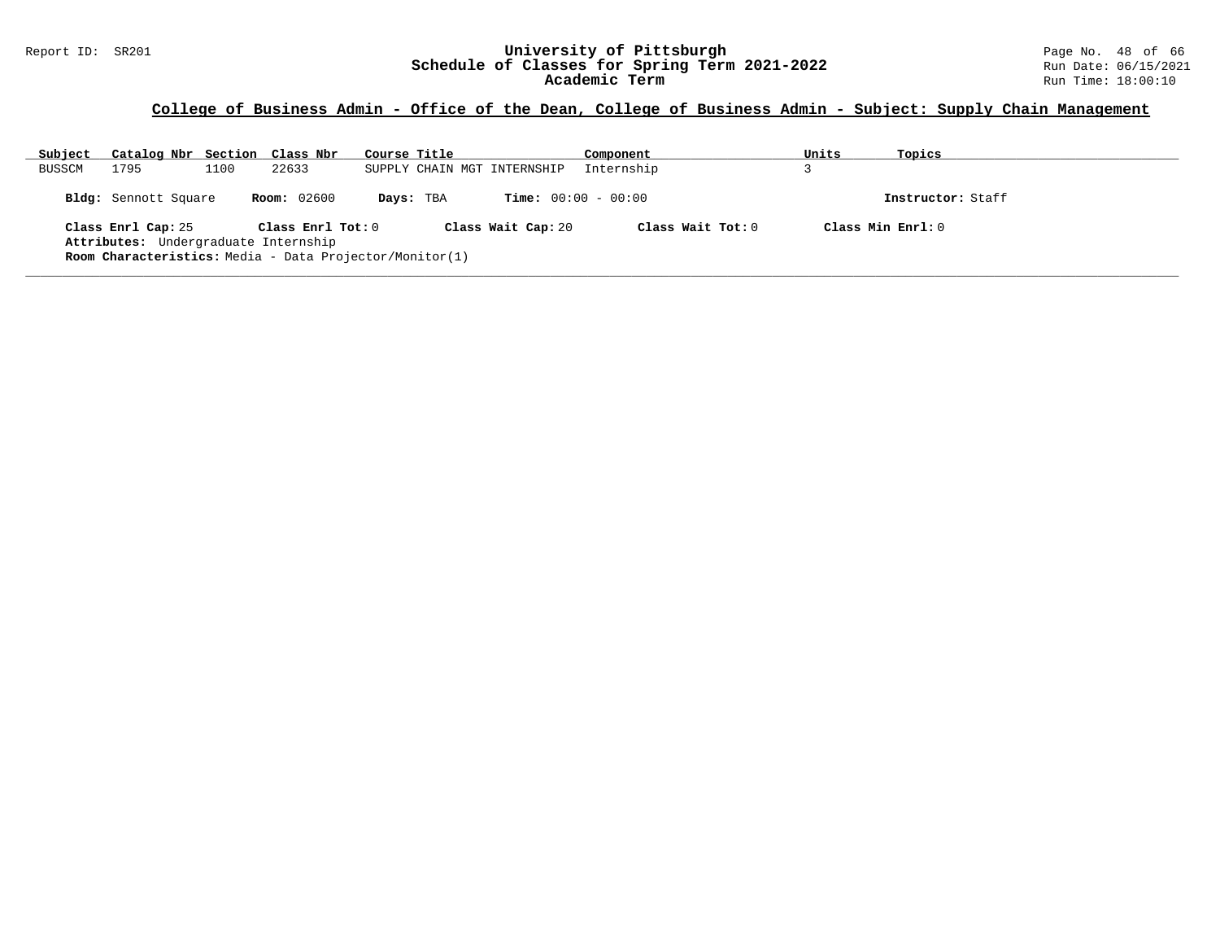## College of Business Admin - Office of the Dean, College of Business Admin - Subject: Supply Chain Management

| Subject | Catalog Nbr | Section | Class Nbr | Course Title | Component | Units | Topics |
|---|---|---|---|---|---|---|---|
| BUSSCM | 1795 | 1100 | 22633 | SUPPLY CHAIN MGT INTERNSHIP | Internship | 3 | |

**Bldg:** Sennott Square **Room:** 02600 **Days:** TBA **Time:** 00:00 - 00:00 **Instructor:** Staff

**Class Enrl Cap:** 25 **Class Enrl Tot:** 0 **Class Wait Cap:** 20 **Class Wait Tot:** 0 **Class Min Enrl:** 0

**Attributes:** Undergraduate Internship

**Room Characteristics:** Media - Data Projector/Monitor(1)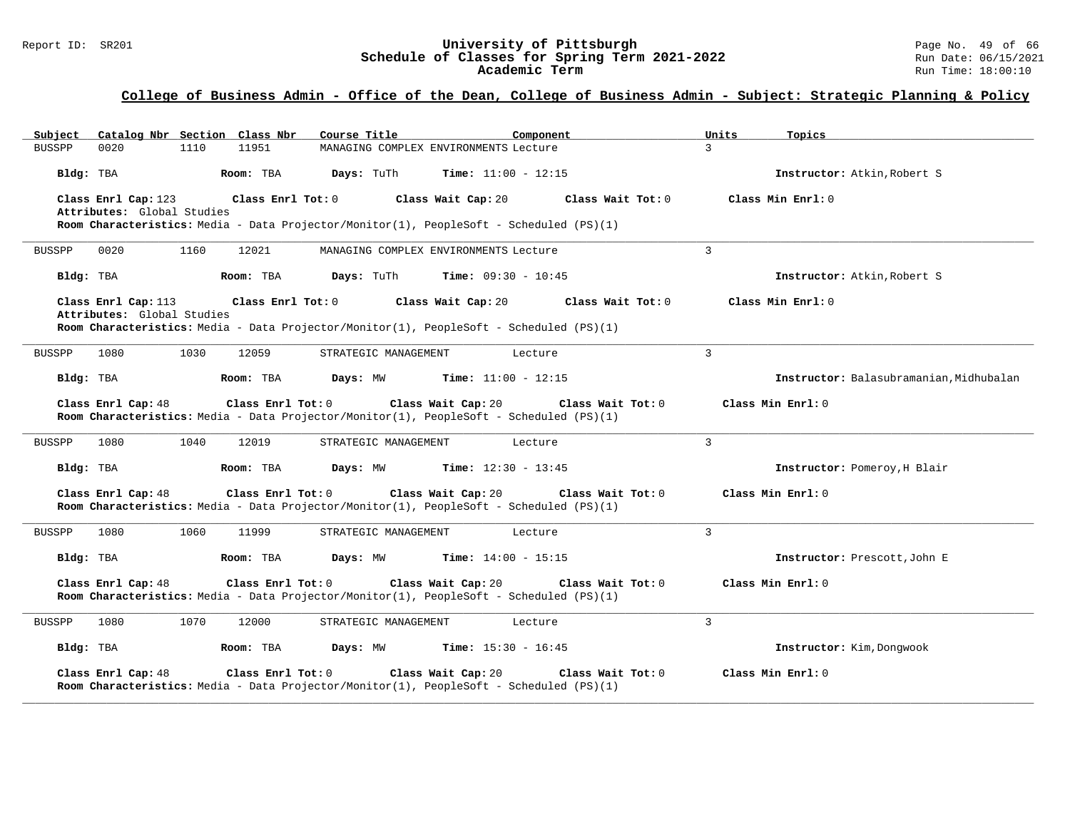## College of Business Admin - Office of the Dean, College of Business Admin - Subject: Strategic Planning & Policy

| Subject | Catalog Nbr | Section | Class Nbr | Course Title | Component | Units | Topics |
|---|---|---|---|---|---|---|---|
| BUSSPP | 0020 | 1110 | 11951 | MANAGING COMPLEX ENVIRONMENTS | Lecture | 3 | |

**Bldg:** TBA **Room:** TBA **Days:** TuTh **Time:** 11:00 - 12:15 **Instructor:** Atkin,Robert S

**Class Enrl Cap:** 123 **Class Enrl Tot:** 0 **Class Wait Cap:** 20 **Class Wait Tot:** 0 **Class Min Enrl:** 0
**Attributes:** Global Studies
**Room Characteristics:** Media - Data Projector/Monitor(1), PeopleSoft - Scheduled (PS)(1)

---

| Subject | Catalog Nbr | Section | Class Nbr | Course Title | Component | Units | Topics |
|---|---|---|---|---|---|---|---|
| BUSSPP | 0020 | 1160 | 12021 | MANAGING COMPLEX ENVIRONMENTS | Lecture | 3 | |

**Bldg:** TBA **Room:** TBA **Days:** TuTh **Time:** 09:30 - 10:45 **Instructor:** Atkin,Robert S

**Class Enrl Cap:** 113 **Class Enrl Tot:** 0 **Class Wait Cap:** 20 **Class Wait Tot:** 0 **Class Min Enrl:** 0
**Attributes:** Global Studies
**Room Characteristics:** Media - Data Projector/Monitor(1), PeopleSoft - Scheduled (PS)(1)

---

| Subject | Catalog Nbr | Section | Class Nbr | Course Title | Component | Units | Topics |
|---|---|---|---|---|---|---|---|
| BUSSPP | 1080 | 1030 | 12059 | STRATEGIC MANAGEMENT | Lecture | 3 | |

**Bldg:** TBA **Room:** TBA **Days:** MW **Time:** 11:00 - 12:15 **Instructor:** Balasubramanian,Midhubalan

**Class Enrl Cap:** 48 **Class Enrl Tot:** 0 **Class Wait Cap:** 20 **Class Wait Tot:** 0 **Class Min Enrl:** 0
**Room Characteristics:** Media - Data Projector/Monitor(1), PeopleSoft - Scheduled (PS)(1)

---

| Subject | Catalog Nbr | Section | Class Nbr | Course Title | Component | Units | Topics |
|---|---|---|---|---|---|---|---|
| BUSSPP | 1080 | 1040 | 12019 | STRATEGIC MANAGEMENT | Lecture | 3 | |

**Bldg:** TBA **Room:** TBA **Days:** MW **Time:** 12:30 - 13:45 **Instructor:** Pomeroy,H Blair

**Class Enrl Cap:** 48 **Class Enrl Tot:** 0 **Class Wait Cap:** 20 **Class Wait Tot:** 0 **Class Min Enrl:** 0
**Room Characteristics:** Media - Data Projector/Monitor(1), PeopleSoft - Scheduled (PS)(1)

---

| Subject | Catalog Nbr | Section | Class Nbr | Course Title | Component | Units | Topics |
|---|---|---|---|---|---|---|---|
| BUSSPP | 1080 | 1060 | 11999 | STRATEGIC MANAGEMENT | Lecture | 3 | |

**Bldg:** TBA **Room:** TBA **Days:** MW **Time:** 14:00 - 15:15 **Instructor:** Prescott,John E

**Class Enrl Cap:** 48 **Class Enrl Tot:** 0 **Class Wait Cap:** 20 **Class Wait Tot:** 0 **Class Min Enrl:** 0
**Room Characteristics:** Media - Data Projector/Monitor(1), PeopleSoft - Scheduled (PS)(1)

---

| Subject | Catalog Nbr | Section | Class Nbr | Course Title | Component | Units | Topics |
|---|---|---|---|---|---|---|---|
| BUSSPP | 1080 | 1070 | 12000 | STRATEGIC MANAGEMENT | Lecture | 3 | |

**Bldg:** TBA **Room:** TBA **Days:** MW **Time:** 15:30 - 16:45 **Instructor:** Kim,Dongwook

**Class Enrl Cap:** 48 **Class Enrl Tot:** 0 **Class Wait Cap:** 20 **Class Wait Tot:** 0 **Class Min Enrl:** 0
**Room Characteristics:** Media - Data Projector/Monitor(1), PeopleSoft - Scheduled (PS)(1)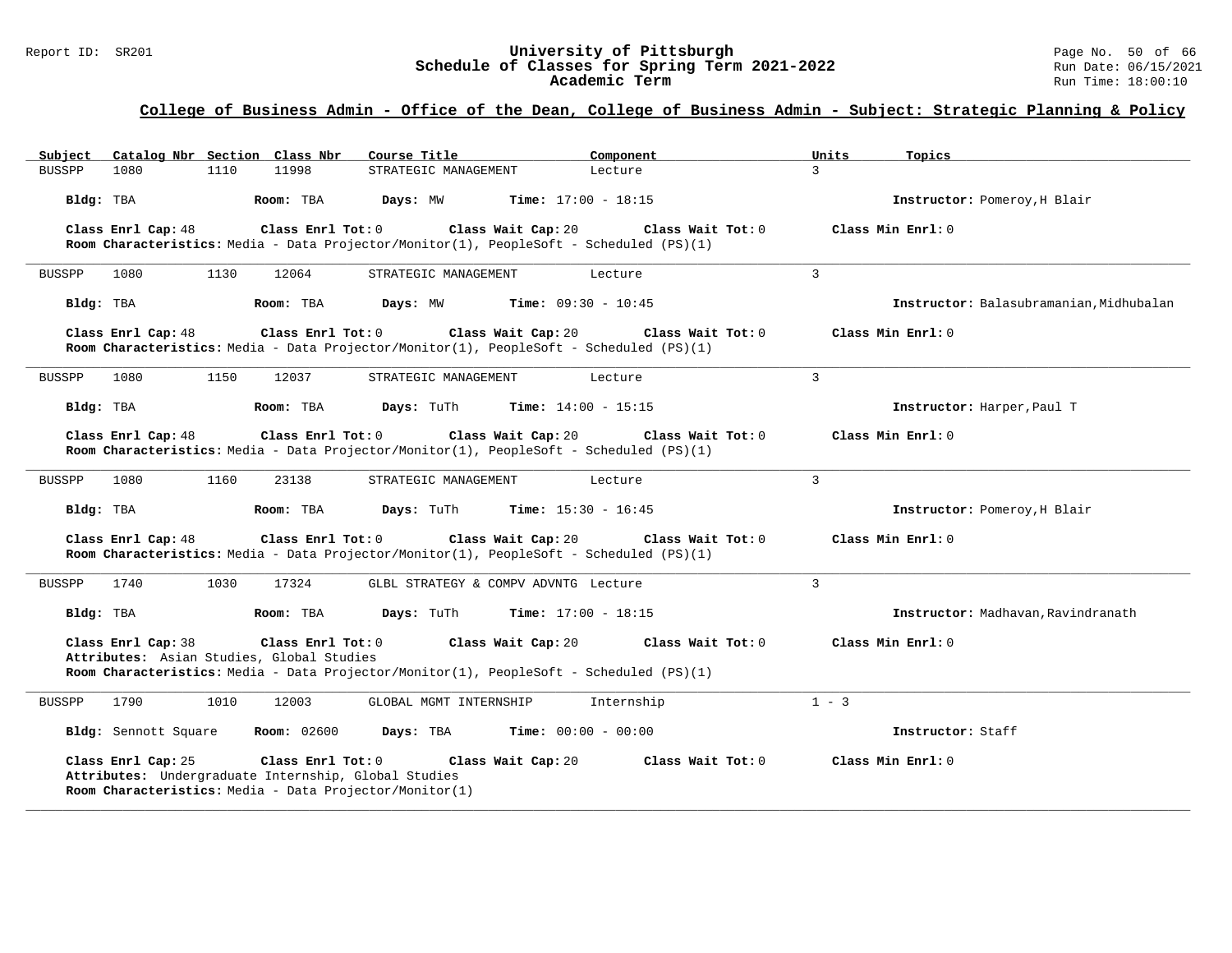## College of Business Admin - Office of the Dean, College of Business Admin - Subject: Strategic Planning & Policy

| Subject | Catalog Nbr | Section | Class Nbr | Course Title | Component | Units | Topics |
|---|---|---|---|---|---|---|---|
| BUSSPP | 1080 | 1110 | 11998 | STRATEGIC MANAGEMENT | Lecture | 3 | |

**Bldg:** TBA **Room:** TBA **Days:** MW **Time:** 17:00 - 18:15 **Instructor:** Pomeroy,H Blair

**Class Enrl Cap:** 48 **Class Enrl Tot:** 0 **Class Wait Cap:** 20 **Class Wait Tot:** 0 **Class Min Enrl:** 0
**Room Characteristics:** Media - Data Projector/Monitor(1), PeopleSoft - Scheduled (PS)(1)

---

| Subject | Catalog Nbr | Section | Class Nbr | Course Title | Component | Units | Topics |
|---|---|---|---|---|---|---|---|
| BUSSPP | 1080 | 1130 | 12064 | STRATEGIC MANAGEMENT | Lecture | 3 | |

**Bldg:** TBA **Room:** TBA **Days:** MW **Time:** 09:30 - 10:45 **Instructor:** Balasubramanian,Midhubalan

**Class Enrl Cap:** 48 **Class Enrl Tot:** 0 **Class Wait Cap:** 20 **Class Wait Tot:** 0 **Class Min Enrl:** 0
**Room Characteristics:** Media - Data Projector/Monitor(1), PeopleSoft - Scheduled (PS)(1)

---

| Subject | Catalog Nbr | Section | Class Nbr | Course Title | Component | Units | Topics |
|---|---|---|---|---|---|---|---|
| BUSSPP | 1080 | 1150 | 12037 | STRATEGIC MANAGEMENT | Lecture | 3 | |

**Bldg:** TBA **Room:** TBA **Days:** TuTh **Time:** 14:00 - 15:15 **Instructor:** Harper,Paul T

**Class Enrl Cap:** 48 **Class Enrl Tot:** 0 **Class Wait Cap:** 20 **Class Wait Tot:** 0 **Class Min Enrl:** 0
**Room Characteristics:** Media - Data Projector/Monitor(1), PeopleSoft - Scheduled (PS)(1)

---

| Subject | Catalog Nbr | Section | Class Nbr | Course Title | Component | Units | Topics |
|---|---|---|---|---|---|---|---|
| BUSSPP | 1080 | 1160 | 23138 | STRATEGIC MANAGEMENT | Lecture | 3 | |

**Bldg:** TBA **Room:** TBA **Days:** TuTh **Time:** 15:30 - 16:45 **Instructor:** Pomeroy,H Blair

**Class Enrl Cap:** 48 **Class Enrl Tot:** 0 **Class Wait Cap:** 20 **Class Wait Tot:** 0 **Class Min Enrl:** 0
**Room Characteristics:** Media - Data Projector/Monitor(1), PeopleSoft - Scheduled (PS)(1)

---

| Subject | Catalog Nbr | Section | Class Nbr | Course Title | Component | Units | Topics |
|---|---|---|---|---|---|---|---|
| BUSSPP | 1740 | 1030 | 17324 | GLBL STRATEGY & COMPV ADVNTG | Lecture | 3 | |

**Bldg:** TBA **Room:** TBA **Days:** TuTh **Time:** 17:00 - 18:15 **Instructor:** Madhavan,Ravindranath

**Class Enrl Cap:** 38 **Class Enrl Tot:** 0 **Class Wait Cap:** 20 **Class Wait Tot:** 0 **Class Min Enrl:** 0
**Attributes:** Asian Studies, Global Studies
**Room Characteristics:** Media - Data Projector/Monitor(1), PeopleSoft - Scheduled (PS)(1)

---

| Subject | Catalog Nbr | Section | Class Nbr | Course Title | Component | Units | Topics |
|---|---|---|---|---|---|---|---|
| BUSSPP | 1790 | 1010 | 12003 | GLOBAL MGMT INTERNSHIP | Internship | 1 - 3 | |

**Bldg:** Sennott Square **Room:** 02600 **Days:** TBA **Time:** 00:00 - 00:00 **Instructor:** Staff

**Class Enrl Cap:** 25 **Class Enrl Tot:** 0 **Class Wait Cap:** 20 **Class Wait Tot:** 0 **Class Min Enrl:** 0
**Attributes:** Undergraduate Internship, Global Studies
**Room Characteristics:** Media - Data Projector/Monitor(1)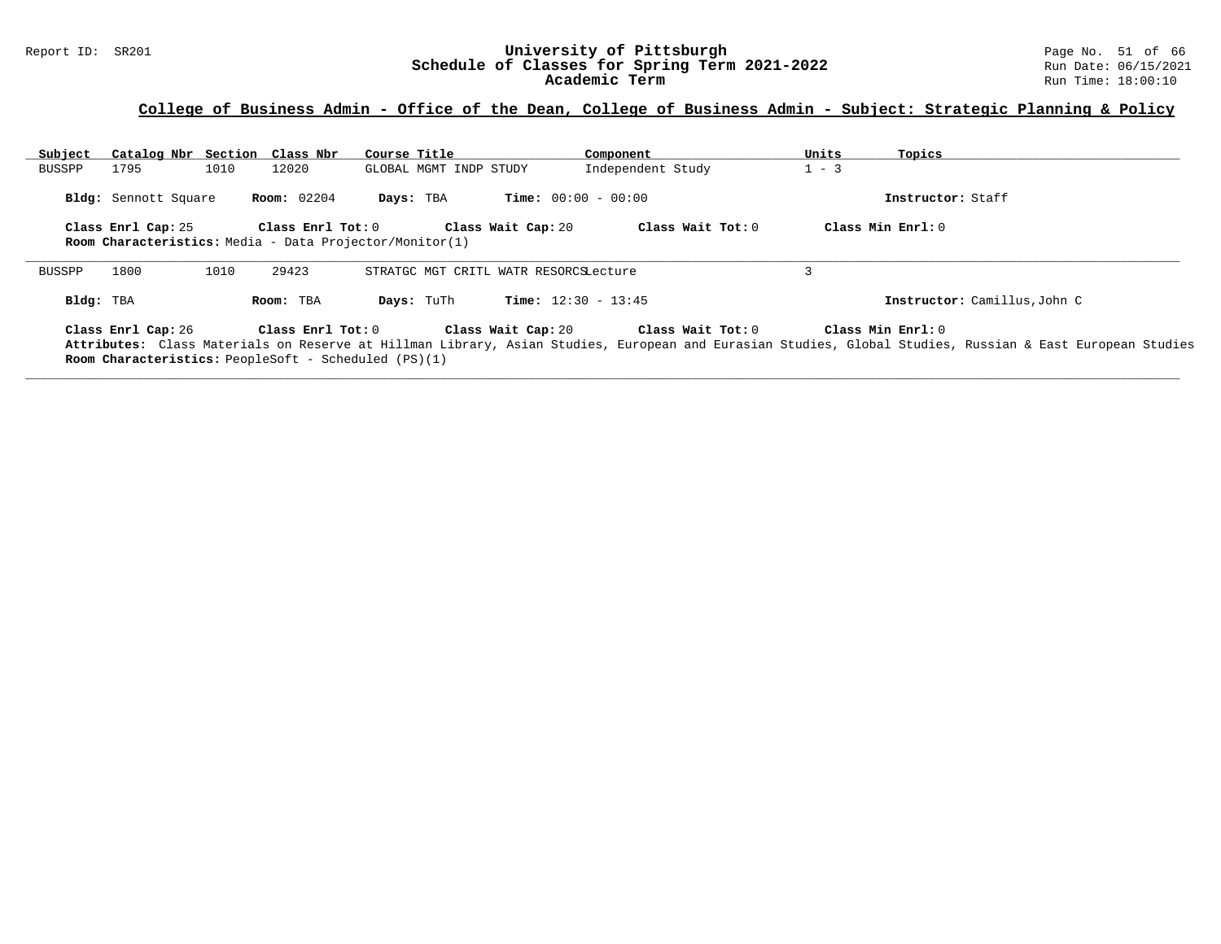## College of Business Admin - Office of the Dean, College of Business Admin - Subject: Strategic Planning & Policy

| Subject | Catalog Nbr | Section | Class Nbr | Course Title | Component | Units | Topics |
|---|---|---|---|---|---|---|---|
| BUSSPP | 1795 | 1010 | 12020 | GLOBAL MGMT INDP STUDY | Independent Study | 1 - 3 | |

**Bldg:** Sennott Square **Room:** 02204 **Days:** TBA **Time:** 00:00 - 00:00 **Instructor:** Staff

**Class Enrl Cap:** 25 **Class Enrl Tot:** 0 **Class Wait Cap:** 20 **Class Wait Tot:** 0 **Class Min Enrl:** 0

**Room Characteristics:** Media - Data Projector/Monitor(1)

---

| Subject | Catalog Nbr | Section | Class Nbr | Course Title | Component | Units | Topics |
|---|---|---|---|---|---|---|---|
| BUSSPP | 1800 | 1010 | 29423 | STRATGC MGT CRITL WATR RESORCS | Lecture | 3 | |

**Bldg:** TBA **Room:** TBA **Days:** TuTh **Time:** 12:30 - 13:45 **Instructor:** Camillus,John C

**Class Enrl Cap:** 26 **Class Enrl Tot:** 0 **Class Wait Cap:** 20 **Class Wait Tot:** 0 **Class Min Enrl:** 0

**Attributes:** Class Materials on Reserve at Hillman Library, Asian Studies, European and Eurasian Studies, Global Studies, Russian & East European Studies

**Room Characteristics:** PeopleSoft - Scheduled (PS)(1)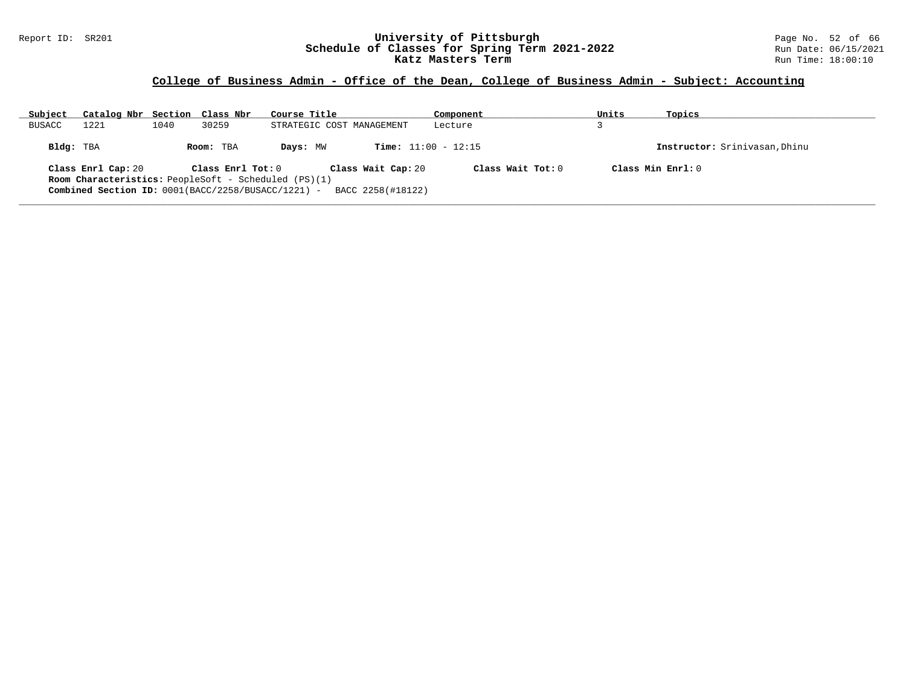## College of Business Admin - Office of the Dean, College of Business Admin - Subject: Accounting

| Subject | Catalog Nbr | Section | Class Nbr | Course Title | Component | Units | Topics |
|---|---|---|---|---|---|---|---|
| BUSACC | 1221 | 1040 | 30259 | STRATEGIC COST MANAGEMENT | Lecture | 3 | |

**Bldg:** TBA **Room:** TBA **Days:** MW **Time:** 11:00 - 12:15 **Instructor:** Srinivasan,Dhinu

**Class Enrl Cap:** 20 **Class Enrl Tot:** 0 **Class Wait Cap:** 20 **Class Wait Tot:** 0 **Class Min Enrl:** 0

**Room Characteristics:** PeopleSoft - Scheduled (PS)(1)

**Combined Section ID:** 0001(BACC/2258/BUSACC/1221) - BACC 2258(#18122)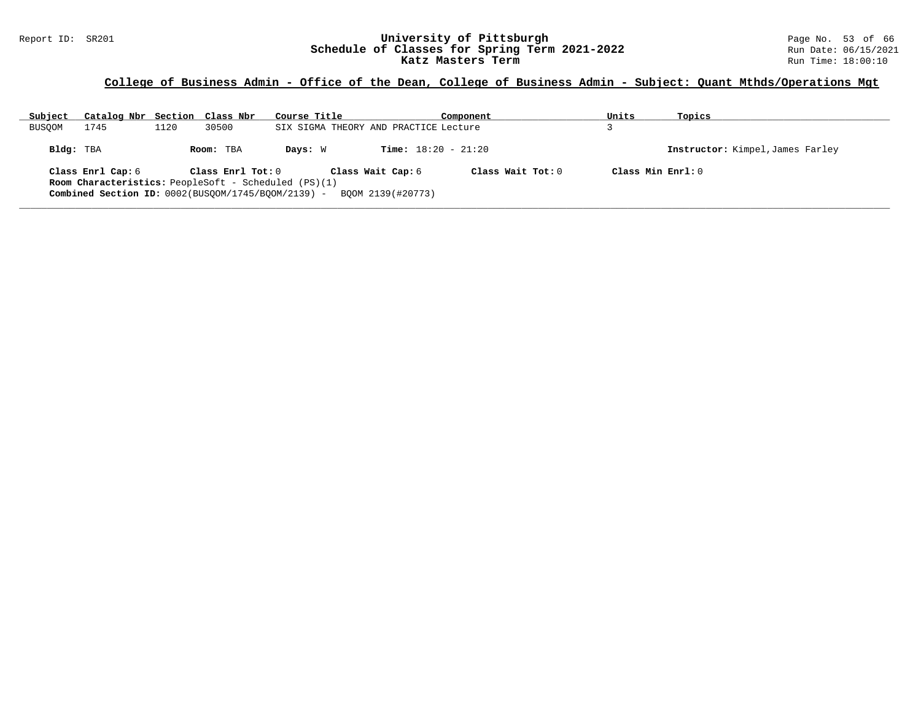## College of Business Admin - Office of the Dean, College of Business Admin - Subject: Quant Mthds/Operations Mgt

| Subject | Catalog Nbr | Section | Class Nbr | Course Title | Component | Units | Topics |
|---|---|---|---|---|---|---|---|
| BUSQOM | 1745 | 1120 | 30500 | SIX SIGMA THEORY AND PRACTICE | Lecture | 3 | |

**Bldg:** TBA **Room:** TBA **Days:** W **Time:** 18:20 - 21:20 **Instructor:** Kimpel,James Farley

**Class Enrl Cap:** 6 **Class Enrl Tot:** 0 **Class Wait Cap:** 6 **Class Wait Tot:** 0 **Class Min Enrl:** 0

**Room Characteristics:** PeopleSoft - Scheduled (PS)(1)

**Combined Section ID:** 0002(BUSQOM/1745/BQOM/2139) - BQOM 2139(#20773)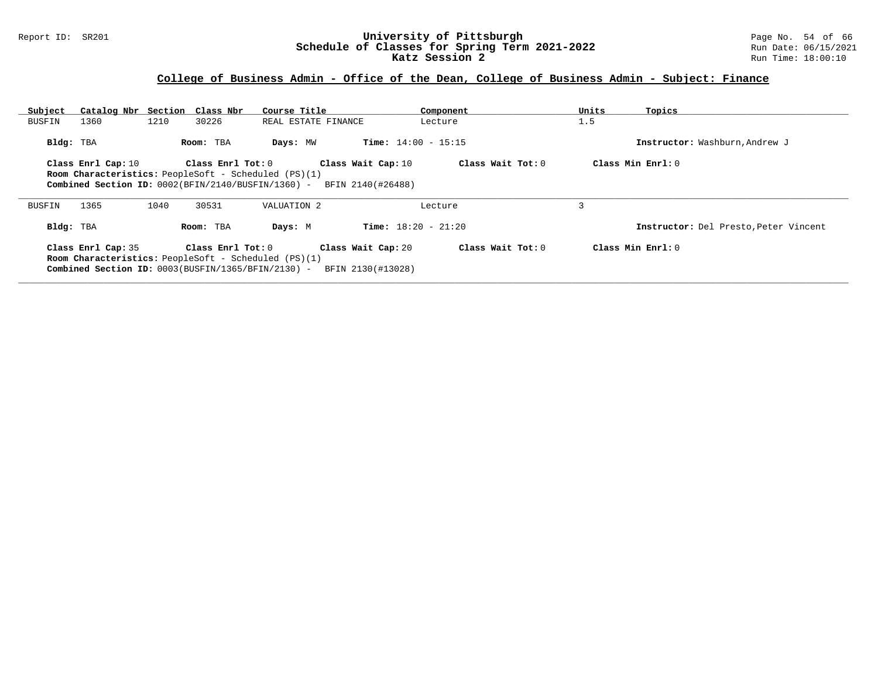University of Pittsburgh
Schedule of Classes for Spring Term 2021-2022
Katz Session 2

## College of Business Admin - Office of the Dean, College of Business Admin - Subject: Finance

| Subject | Catalog Nbr | Section | Class Nbr | Course Title | Component | Units | Topics |
|---|---|---|---|---|---|---|---|
| BUSFIN | 1360 | 1210 | 30226 | REAL ESTATE FINANCE | Lecture | 1.5 | |

**Bldg:** TBA **Room:** TBA **Days:** MW **Time:** 14:00 - 15:15 **Instructor:** Washburn,Andrew J

**Class Enrl Cap:** 10 **Class Enrl Tot:** 0 **Class Wait Cap:** 10 **Class Wait Tot:** 0 **Class Min Enrl:** 0

**Room Characteristics:** PeopleSoft - Scheduled (PS)(1)

**Combined Section ID:** 0002(BFIN/2140/BUSFIN/1360) - BFIN 2140(#26488)

---

| Subject | Catalog Nbr | Section | Class Nbr | Course Title | Component | Units | Topics |
|---|---|---|---|---|---|---|---|
| BUSFIN | 1365 | 1040 | 30531 | VALUATION 2 | Lecture | 3 | |

**Bldg:** TBA **Room:** TBA **Days:** M **Time:** 18:20 - 21:20 **Instructor:** Del Presto,Peter Vincent

**Class Enrl Cap:** 35 **Class Enrl Tot:** 0 **Class Wait Cap:** 20 **Class Wait Tot:** 0 **Class Min Enrl:** 0

**Room Characteristics:** PeopleSoft - Scheduled (PS)(1)

**Combined Section ID:** 0003(BUSFIN/1365/BFIN/2130) - BFIN 2130(#13028)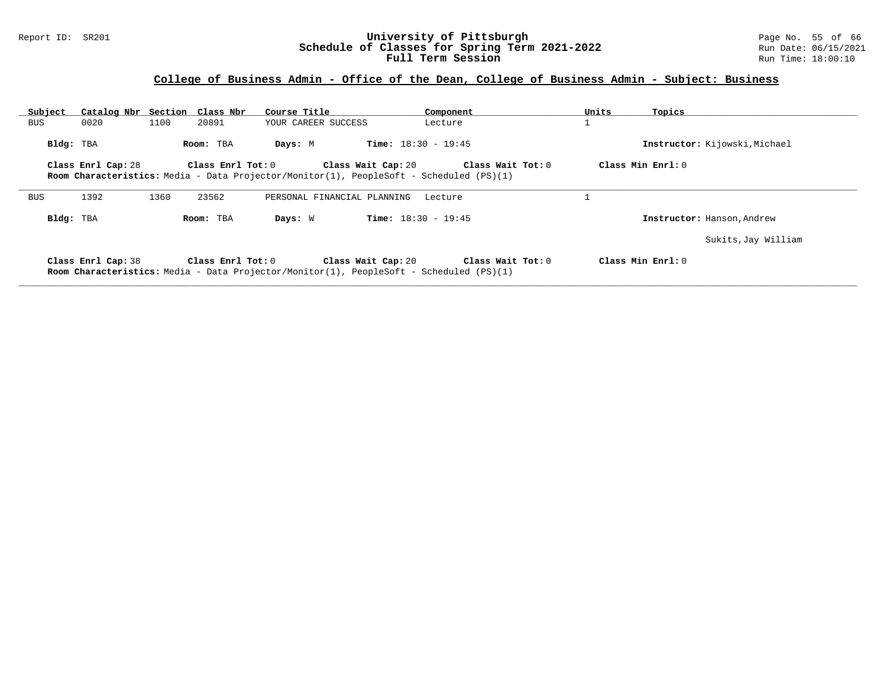## College of Business Admin - Office of the Dean, College of Business Admin - Subject: Business

| Subject | Catalog Nbr | Section | Class Nbr | Course Title | Component | Units | Topics |
|---|---|---|---|---|---|---|---|
| BUS | 0020 | 1100 | 20891 | YOUR CAREER SUCCESS | Lecture | 1 | |

**Bldg:** TBA **Room:** TBA **Days:** M **Time:** 18:30 - 19:45 **Instructor:** Kijowski,Michael

**Class Enrl Cap:** 28 **Class Enrl Tot:** 0 **Class Wait Cap:** 20 **Class Wait Tot:** 0 **Class Min Enrl:** 0

**Room Characteristics:** Media - Data Projector/Monitor(1), PeopleSoft - Scheduled (PS)(1)

---

| Subject | Catalog Nbr | Section | Class Nbr | Course Title | Component | Units | Topics |
|---|---|---|---|---|---|---|---|
| BUS | 1392 | 1360 | 23562 | PERSONAL FINANCIAL PLANNING | Lecture | 1 | |

**Bldg:** TBA **Room:** TBA **Days:** W **Time:** 18:30 - 19:45 **Instructor:** Hanson,Andrew

Sukits,Jay William

**Class Enrl Cap:** 38 **Class Enrl Tot:** 0 **Class Wait Cap:** 20 **Class Wait Tot:** 0 **Class Min Enrl:** 0

**Room Characteristics:** Media - Data Projector/Monitor(1), PeopleSoft - Scheduled (PS)(1)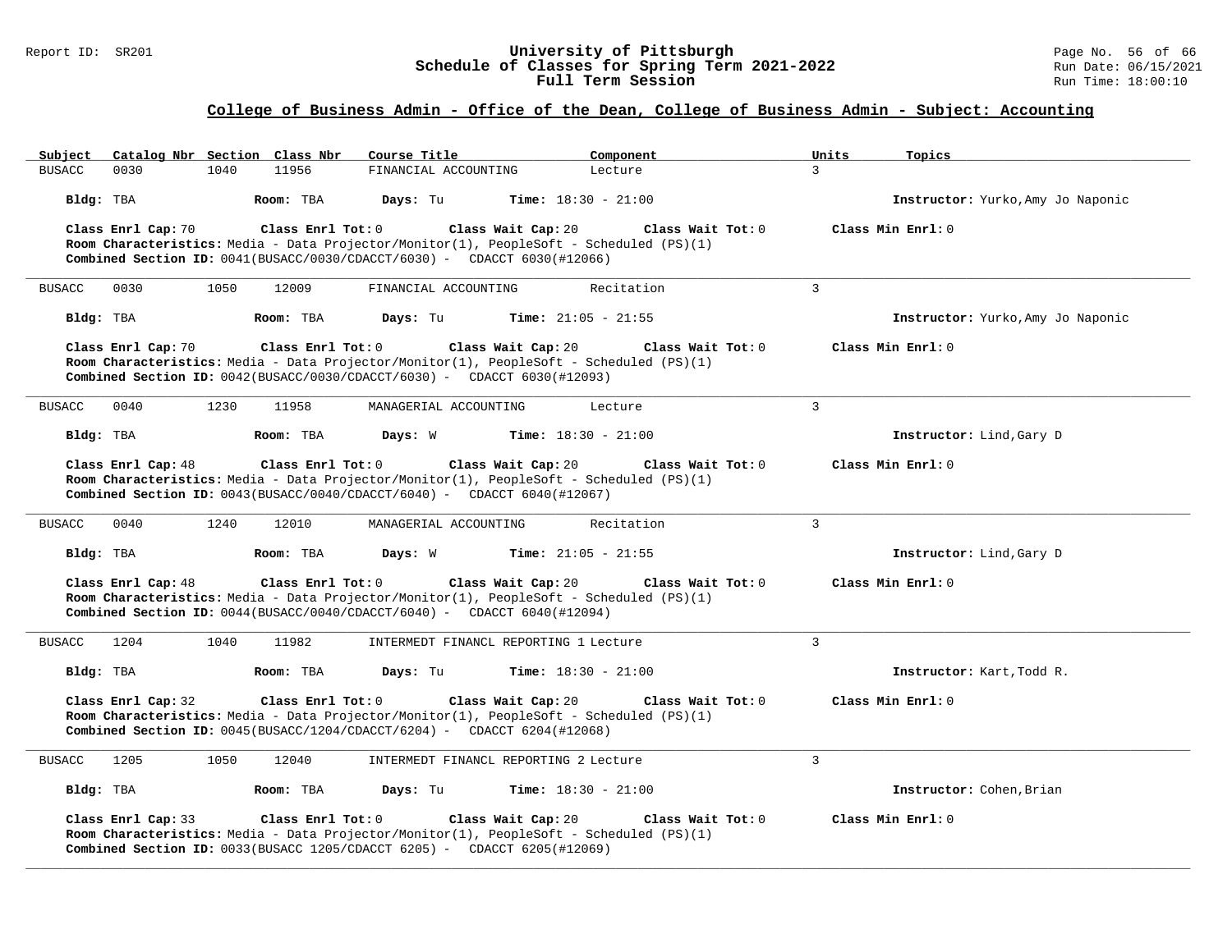## College of Business Admin - Office of the Dean, College of Business Admin - Subject: Accounting

| Subject | Catalog Nbr | Section | Class Nbr | Course Title | Component | Units | Topics |
|---|---|---|---|---|---|---|---|
| BUSACC | 0030 | 1040 | 11956 | FINANCIAL ACCOUNTING | Lecture | 3 | |

**Bldg:** TBA **Room:** TBA **Days:** Tu **Time:** 18:30 - 21:00 **Instructor:** Yurko,Amy Jo Naponic

**Class Enrl Cap:** 70 **Class Enrl Tot:** 0 **Class Wait Cap:** 20 **Class Wait Tot:** 0 **Class Min Enrl:** 0
**Room Characteristics:** Media - Data Projector/Monitor(1), PeopleSoft - Scheduled (PS)(1)
**Combined Section ID:** 0041(BUSACC/0030/CDACCT/6030) - CDACCT 6030(#12066)

---

| Subject | Catalog Nbr | Section | Class Nbr | Course Title | Component | Units | Topics |
|---|---|---|---|---|---|---|---|
| BUSACC | 0030 | 1050 | 12009 | FINANCIAL ACCOUNTING | Recitation | 3 | |

**Bldg:** TBA **Room:** TBA **Days:** Tu **Time:** 21:05 - 21:55 **Instructor:** Yurko,Amy Jo Naponic

**Class Enrl Cap:** 70 **Class Enrl Tot:** 0 **Class Wait Cap:** 20 **Class Wait Tot:** 0 **Class Min Enrl:** 0
**Room Characteristics:** Media - Data Projector/Monitor(1), PeopleSoft - Scheduled (PS)(1)
**Combined Section ID:** 0042(BUSACC/0030/CDACCT/6030) - CDACCT 6030(#12093)

---

| Subject | Catalog Nbr | Section | Class Nbr | Course Title | Component | Units | Topics |
|---|---|---|---|---|---|---|---|
| BUSACC | 0040 | 1230 | 11958 | MANAGERIAL ACCOUNTING | Lecture | 3 | |

**Bldg:** TBA **Room:** TBA **Days:** W **Time:** 18:30 - 21:00 **Instructor:** Lind,Gary D

**Class Enrl Cap:** 48 **Class Enrl Tot:** 0 **Class Wait Cap:** 20 **Class Wait Tot:** 0 **Class Min Enrl:** 0
**Room Characteristics:** Media - Data Projector/Monitor(1), PeopleSoft - Scheduled (PS)(1)
**Combined Section ID:** 0043(BUSACC/0040/CDACCT/6040) - CDACCT 6040(#12067)

---

| Subject | Catalog Nbr | Section | Class Nbr | Course Title | Component | Units | Topics |
|---|---|---|---|---|---|---|---|
| BUSACC | 0040 | 1240 | 12010 | MANAGERIAL ACCOUNTING | Recitation | 3 | |

**Bldg:** TBA **Room:** TBA **Days:** W **Time:** 21:05 - 21:55 **Instructor:** Lind,Gary D

**Class Enrl Cap:** 48 **Class Enrl Tot:** 0 **Class Wait Cap:** 20 **Class Wait Tot:** 0 **Class Min Enrl:** 0
**Room Characteristics:** Media - Data Projector/Monitor(1), PeopleSoft - Scheduled (PS)(1)
**Combined Section ID:** 0044(BUSACC/0040/CDACCT/6040) - CDACCT 6040(#12094)

---

| Subject | Catalog Nbr | Section | Class Nbr | Course Title | Component | Units | Topics |
|---|---|---|---|---|---|---|---|
| BUSACC | 1204 | 1040 | 11982 | INTERMEDT FINANCL REPORTING 1 | Lecture | 3 | |

**Bldg:** TBA **Room:** TBA **Days:** Tu **Time:** 18:30 - 21:00 **Instructor:** Kart,Todd R.

**Class Enrl Cap:** 32 **Class Enrl Tot:** 0 **Class Wait Cap:** 20 **Class Wait Tot:** 0 **Class Min Enrl:** 0
**Room Characteristics:** Media - Data Projector/Monitor(1), PeopleSoft - Scheduled (PS)(1)
**Combined Section ID:** 0045(BUSACC/1204/CDACCT/6204) - CDACCT 6204(#12068)

---

| Subject | Catalog Nbr | Section | Class Nbr | Course Title | Component | Units | Topics |
|---|---|---|---|---|---|---|---|
| BUSACC | 1205 | 1050 | 12040 | INTERMEDT FINANCL REPORTING 2 | Lecture | 3 | |

**Bldg:** TBA **Room:** TBA **Days:** Tu **Time:** 18:30 - 21:00 **Instructor:** Cohen,Brian

**Class Enrl Cap:** 33 **Class Enrl Tot:** 0 **Class Wait Cap:** 20 **Class Wait Tot:** 0 **Class Min Enrl:** 0
**Room Characteristics:** Media - Data Projector/Monitor(1), PeopleSoft - Scheduled (PS)(1)
**Combined Section ID:** 0033(BUSACC 1205/CDACCT 6205) - CDACCT 6205(#12069)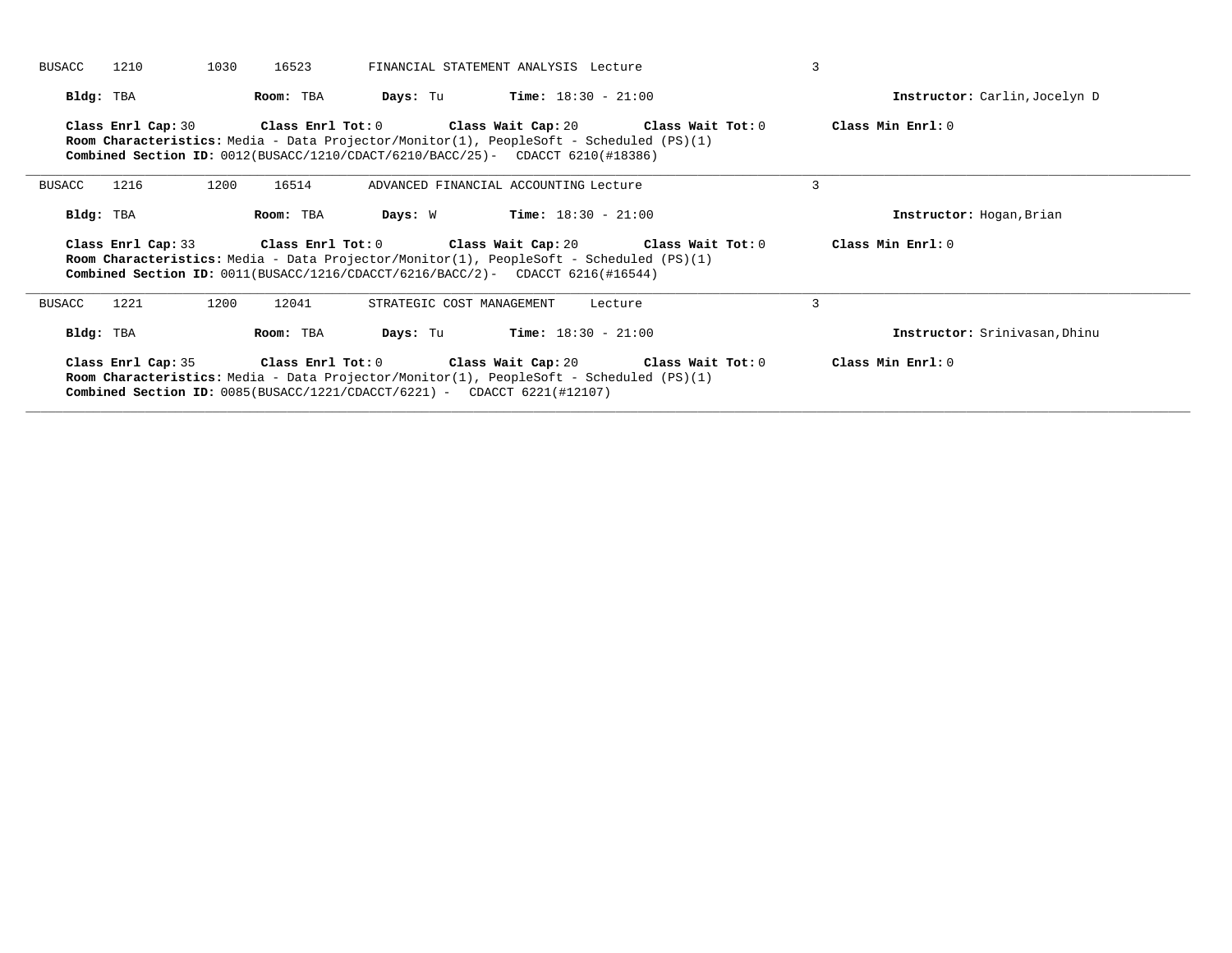BUSACC 1210 1030 16523 FINANCIAL STATEMENT ANALYSIS Lecture 3

**Bldg:** TBA **Room:** TBA **Days:** Tu **Time:** 18:30 - 21:00 **Instructor:** Carlin,Jocelyn D

**Class Enrl Cap:** 30 **Class Enrl Tot:** 0 **Class Wait Cap:** 20 **Class Wait Tot:** 0 **Class Min Enrl:** 0
**Room Characteristics:** Media - Data Projector/Monitor(1), PeopleSoft - Scheduled (PS)(1)
**Combined Section ID:** 0012(BUSACC/1210/CDACT/6210/BACC/25)- CDACCT 6210(#18386)

---

BUSACC 1216 1200 16514 ADVANCED FINANCIAL ACCOUNTING Lecture 3

**Bldg:** TBA **Room:** TBA **Days:** W **Time:** 18:30 - 21:00 **Instructor:** Hogan,Brian

**Class Enrl Cap:** 33 **Class Enrl Tot:** 0 **Class Wait Cap:** 20 **Class Wait Tot:** 0 **Class Min Enrl:** 0
**Room Characteristics:** Media - Data Projector/Monitor(1), PeopleSoft - Scheduled (PS)(1)
**Combined Section ID:** 0011(BUSACC/1216/CDACCT/6216/BACC/2)- CDACCT 6216(#16544)

---

BUSACC 1221 1200 12041 STRATEGIC COST MANAGEMENT Lecture 3

**Bldg:** TBA **Room:** TBA **Days:** Tu **Time:** 18:30 - 21:00 **Instructor:** Srinivasan,Dhinu

**Class Enrl Cap:** 35 **Class Enrl Tot:** 0 **Class Wait Cap:** 20 **Class Wait Tot:** 0 **Class Min Enrl:** 0
**Room Characteristics:** Media - Data Projector/Monitor(1), PeopleSoft - Scheduled (PS)(1)
**Combined Section ID:** 0085(BUSACC/1221/CDACCT/6221) - CDACCT 6221(#12107)

---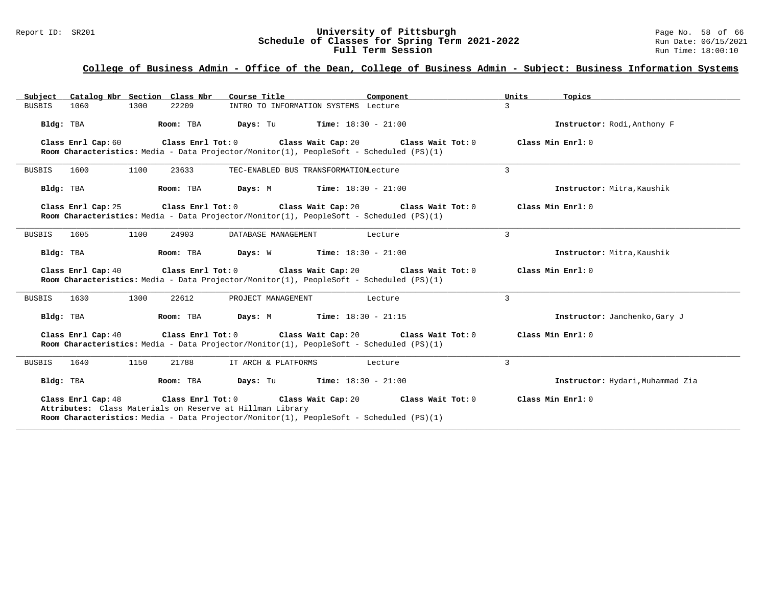## College of Business Admin - Office of the Dean, College of Business Admin - Subject: Business Information Systems

| Subject | Catalog Nbr | Section | Class Nbr | Course Title | Component | Units | Topics |
|---|---|---|---|---|---|---|---|
| BUSBIS | 1060 | 1300 | 22209 | INTRO TO INFORMATION SYSTEMS | Lecture | 3 | |

**Bldg:** TBA **Room:** TBA **Days:** Tu **Time:** 18:30 - 21:00 **Instructor:** Rodi,Anthony F

**Class Enrl Cap:** 60 **Class Enrl Tot:** 0 **Class Wait Cap:** 20 **Class Wait Tot:** 0 **Class Min Enrl:** 0

**Room Characteristics:** Media - Data Projector/Monitor(1), PeopleSoft - Scheduled (PS)(1)

---

| Subject | Catalog Nbr | Section | Class Nbr | Course Title | Component | Units | Topics |
|---|---|---|---|---|---|---|---|
| BUSBIS | 1600 | 1100 | 23633 | TEC-ENABLED BUS TRANSFORMATION | Lecture | 3 | |

**Bldg:** TBA **Room:** TBA **Days:** M **Time:** 18:30 - 21:00 **Instructor:** Mitra,Kaushik

**Class Enrl Cap:** 25 **Class Enrl Tot:** 0 **Class Wait Cap:** 20 **Class Wait Tot:** 0 **Class Min Enrl:** 0

**Room Characteristics:** Media - Data Projector/Monitor(1), PeopleSoft - Scheduled (PS)(1)

---

| Subject | Catalog Nbr | Section | Class Nbr | Course Title | Component | Units | Topics |
|---|---|---|---|---|---|---|---|
| BUSBIS | 1605 | 1100 | 24903 | DATABASE MANAGEMENT | Lecture | 3 | |

**Bldg:** TBA **Room:** TBA **Days:** W **Time:** 18:30 - 21:00 **Instructor:** Mitra,Kaushik

**Class Enrl Cap:** 40 **Class Enrl Tot:** 0 **Class Wait Cap:** 20 **Class Wait Tot:** 0 **Class Min Enrl:** 0

**Room Characteristics:** Media - Data Projector/Monitor(1), PeopleSoft - Scheduled (PS)(1)

---

| Subject | Catalog Nbr | Section | Class Nbr | Course Title | Component | Units | Topics |
|---|---|---|---|---|---|---|---|
| BUSBIS | 1630 | 1300 | 22612 | PROJECT MANAGEMENT | Lecture | 3 | |

**Bldg:** TBA **Room:** TBA **Days:** M **Time:** 18:30 - 21:15 **Instructor:** Janchenko,Gary J

**Class Enrl Cap:** 40 **Class Enrl Tot:** 0 **Class Wait Cap:** 20 **Class Wait Tot:** 0 **Class Min Enrl:** 0

**Room Characteristics:** Media - Data Projector/Monitor(1), PeopleSoft - Scheduled (PS)(1)

---

| Subject | Catalog Nbr | Section | Class Nbr | Course Title | Component | Units | Topics |
|---|---|---|---|---|---|---|---|
| BUSBIS | 1640 | 1150 | 21788 | IT ARCH & PLATFORMS | Lecture | 3 | |

**Bldg:** TBA **Room:** TBA **Days:** Tu **Time:** 18:30 - 21:00 **Instructor:** Hydari,Muhammad Zia

**Class Enrl Cap:** 48 **Class Enrl Tot:** 0 **Class Wait Cap:** 20 **Class Wait Tot:** 0 **Class Min Enrl:** 0

**Attributes:** Class Materials on Reserve at Hillman Library

**Room Characteristics:** Media - Data Projector/Monitor(1), PeopleSoft - Scheduled (PS)(1)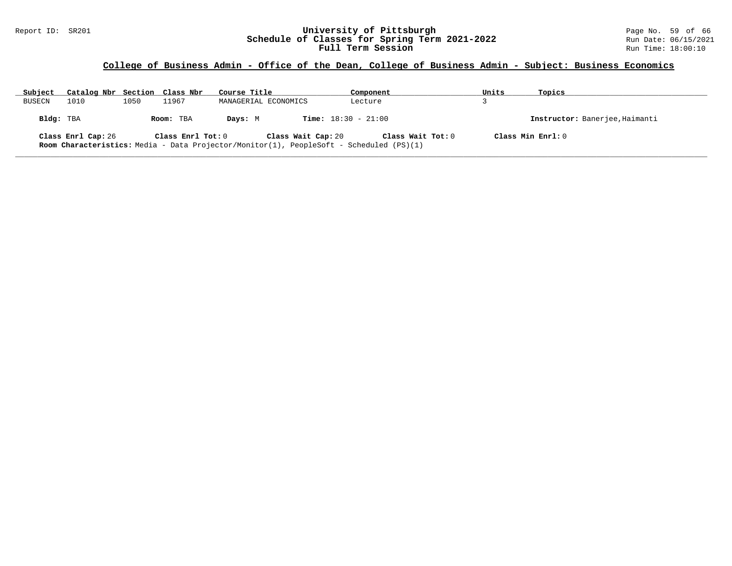## College of Business Admin - Office of the Dean, College of Business Admin - Subject: Business Economics

| Subject | Catalog Nbr | Section | Class Nbr | Course Title | Component | Units | Topics |
|---|---|---|---|---|---|---|---|
| BUSECN | 1010 | 1050 | 11967 | MANAGERIAL ECONOMICS | Lecture | 3 | |

**Bldg:** TBA **Room:** TBA **Days:** M **Time:** 18:30 - 21:00 **Instructor:** Banerjee,Haimanti

**Class Enrl Cap:** 26 **Class Enrl Tot:** 0 **Class Wait Cap:** 20 **Class Wait Tot:** 0 **Class Min Enrl:** 0

**Room Characteristics:** Media - Data Projector/Monitor(1), PeopleSoft - Scheduled (PS)(1)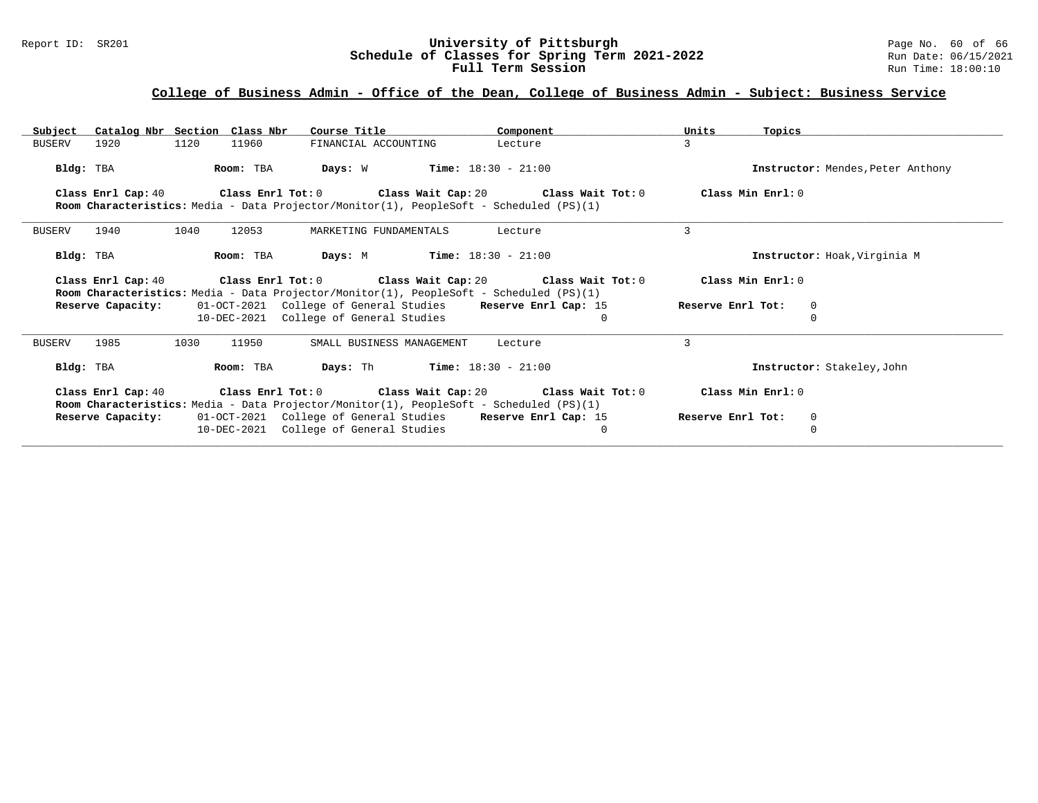## College of Business Admin - Office of the Dean, College of Business Admin - Subject: Business Service

| Subject | Catalog Nbr | Section | Class Nbr | Course Title | Component | Units | Topics |
|---|---|---|---|---|---|---|---|
| BUSERV | 1920 | 1120 | 11960 | FINANCIAL ACCOUNTING | Lecture | 3 | |

**Bldg:** TBA **Room:** TBA **Days:** W **Time:** 18:30 - 21:00 **Instructor:** Mendes,Peter Anthony

**Class Enrl Cap:** 40 **Class Enrl Tot:** 0 **Class Wait Cap:** 20 **Class Wait Tot:** 0 **Class Min Enrl:** 0

**Room Characteristics:** Media - Data Projector/Monitor(1), PeopleSoft - Scheduled (PS)(1)

---

| Subject | Catalog Nbr | Section | Class Nbr | Course Title | Component | Units | Topics |
|---|---|---|---|---|---|---|---|
| BUSERV | 1940 | 1040 | 12053 | MARKETING FUNDAMENTALS | Lecture | 3 | |

**Bldg:** TBA **Room:** TBA **Days:** M **Time:** 18:30 - 21:00 **Instructor:** Hoak,Virginia M

**Class Enrl Cap:** 40 **Class Enrl Tot:** 0 **Class Wait Cap:** 20 **Class Wait Tot:** 0 **Class Min Enrl:** 0

**Room Characteristics:** Media - Data Projector/Monitor(1), PeopleSoft - Scheduled (PS)(1)

| Reserve Capacity: | Date | Group | Reserve Enrl Cap | Reserve Enrl Tot |
|---|---|---|---|---|
| | 01-OCT-2021 | College of General Studies | 15 | 0 |
| | 10-DEC-2021 | College of General Studies | 0 | 0 |

---

| Subject | Catalog Nbr | Section | Class Nbr | Course Title | Component | Units | Topics |
|---|---|---|---|---|---|---|---|
| BUSERV | 1985 | 1030 | 11950 | SMALL BUSINESS MANAGEMENT | Lecture | 3 | |

**Bldg:** TBA **Room:** TBA **Days:** Th **Time:** 18:30 - 21:00 **Instructor:** Stakeley,John

**Class Enrl Cap:** 40 **Class Enrl Tot:** 0 **Class Wait Cap:** 20 **Class Wait Tot:** 0 **Class Min Enrl:** 0

**Room Characteristics:** Media - Data Projector/Monitor(1), PeopleSoft - Scheduled (PS)(1)

| Reserve Capacity: | Date | Group | Reserve Enrl Cap | Reserve Enrl Tot |
|---|---|---|---|---|
| | 01-OCT-2021 | College of General Studies | 15 | 0 |
| | 10-DEC-2021 | College of General Studies | 0 | 0 |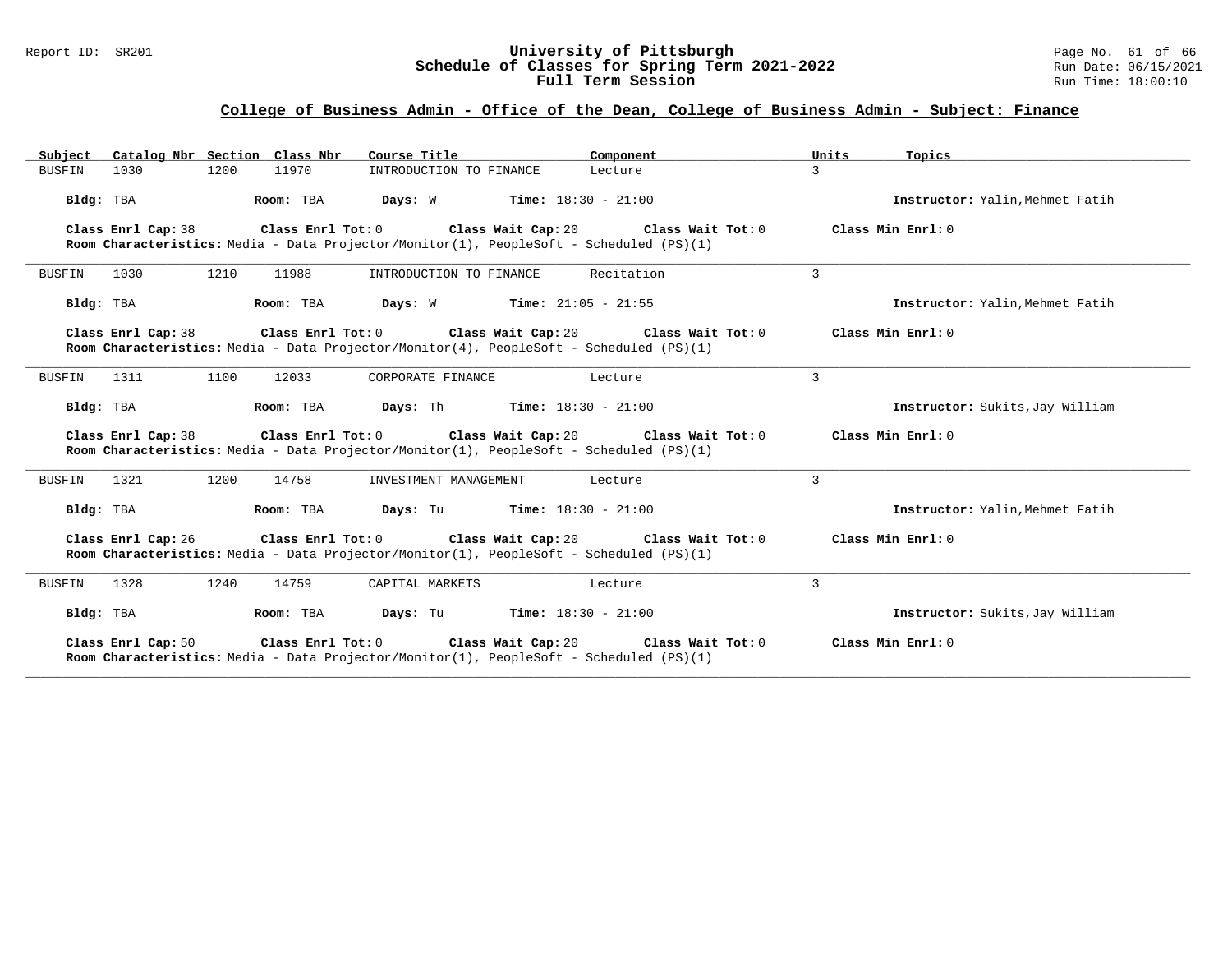## College of Business Admin - Office of the Dean, College of Business Admin - Subject: Finance

| Subject | Catalog Nbr | Section | Class Nbr | Course Title | Component | Units | Topics |
|---|---|---|---|---|---|---|---|
| BUSFIN | 1030 | 1200 | 11970 | INTRODUCTION TO FINANCE | Lecture | 3 | |

**Bldg:** TBA **Room:** TBA **Days:** W **Time:** 18:30 - 21:00 **Instructor:** Yalin,Mehmet Fatih

**Class Enrl Cap:** 38 **Class Enrl Tot:** 0 **Class Wait Cap:** 20 **Class Wait Tot:** 0 **Class Min Enrl:** 0
**Room Characteristics:** Media - Data Projector/Monitor(1), PeopleSoft - Scheduled (PS)(1)

---

| Subject | Catalog Nbr | Section | Class Nbr | Course Title | Component | Units | Topics |
|---|---|---|---|---|---|---|---|
| BUSFIN | 1030 | 1210 | 11988 | INTRODUCTION TO FINANCE | Recitation | 3 | |

**Bldg:** TBA **Room:** TBA **Days:** W **Time:** 21:05 - 21:55 **Instructor:** Yalin,Mehmet Fatih

**Class Enrl Cap:** 38 **Class Enrl Tot:** 0 **Class Wait Cap:** 20 **Class Wait Tot:** 0 **Class Min Enrl:** 0
**Room Characteristics:** Media - Data Projector/Monitor(4), PeopleSoft - Scheduled (PS)(1)

---

| Subject | Catalog Nbr | Section | Class Nbr | Course Title | Component | Units | Topics |
|---|---|---|---|---|---|---|---|
| BUSFIN | 1311 | 1100 | 12033 | CORPORATE FINANCE | Lecture | 3 | |

**Bldg:** TBA **Room:** TBA **Days:** Th **Time:** 18:30 - 21:00 **Instructor:** Sukits,Jay William

**Class Enrl Cap:** 38 **Class Enrl Tot:** 0 **Class Wait Cap:** 20 **Class Wait Tot:** 0 **Class Min Enrl:** 0
**Room Characteristics:** Media - Data Projector/Monitor(1), PeopleSoft - Scheduled (PS)(1)

---

| Subject | Catalog Nbr | Section | Class Nbr | Course Title | Component | Units | Topics |
|---|---|---|---|---|---|---|---|
| BUSFIN | 1321 | 1200 | 14758 | INVESTMENT MANAGEMENT | Lecture | 3 | |

**Bldg:** TBA **Room:** TBA **Days:** Tu **Time:** 18:30 - 21:00 **Instructor:** Yalin,Mehmet Fatih

**Class Enrl Cap:** 26 **Class Enrl Tot:** 0 **Class Wait Cap:** 20 **Class Wait Tot:** 0 **Class Min Enrl:** 0
**Room Characteristics:** Media - Data Projector/Monitor(1), PeopleSoft - Scheduled (PS)(1)

---

| Subject | Catalog Nbr | Section | Class Nbr | Course Title | Component | Units | Topics |
|---|---|---|---|---|---|---|---|
| BUSFIN | 1328 | 1240 | 14759 | CAPITAL MARKETS | Lecture | 3 | |

**Bldg:** TBA **Room:** TBA **Days:** Tu **Time:** 18:30 - 21:00 **Instructor:** Sukits,Jay William

**Class Enrl Cap:** 50 **Class Enrl Tot:** 0 **Class Wait Cap:** 20 **Class Wait Tot:** 0 **Class Min Enrl:** 0
**Room Characteristics:** Media - Data Projector/Monitor(1), PeopleSoft - Scheduled (PS)(1)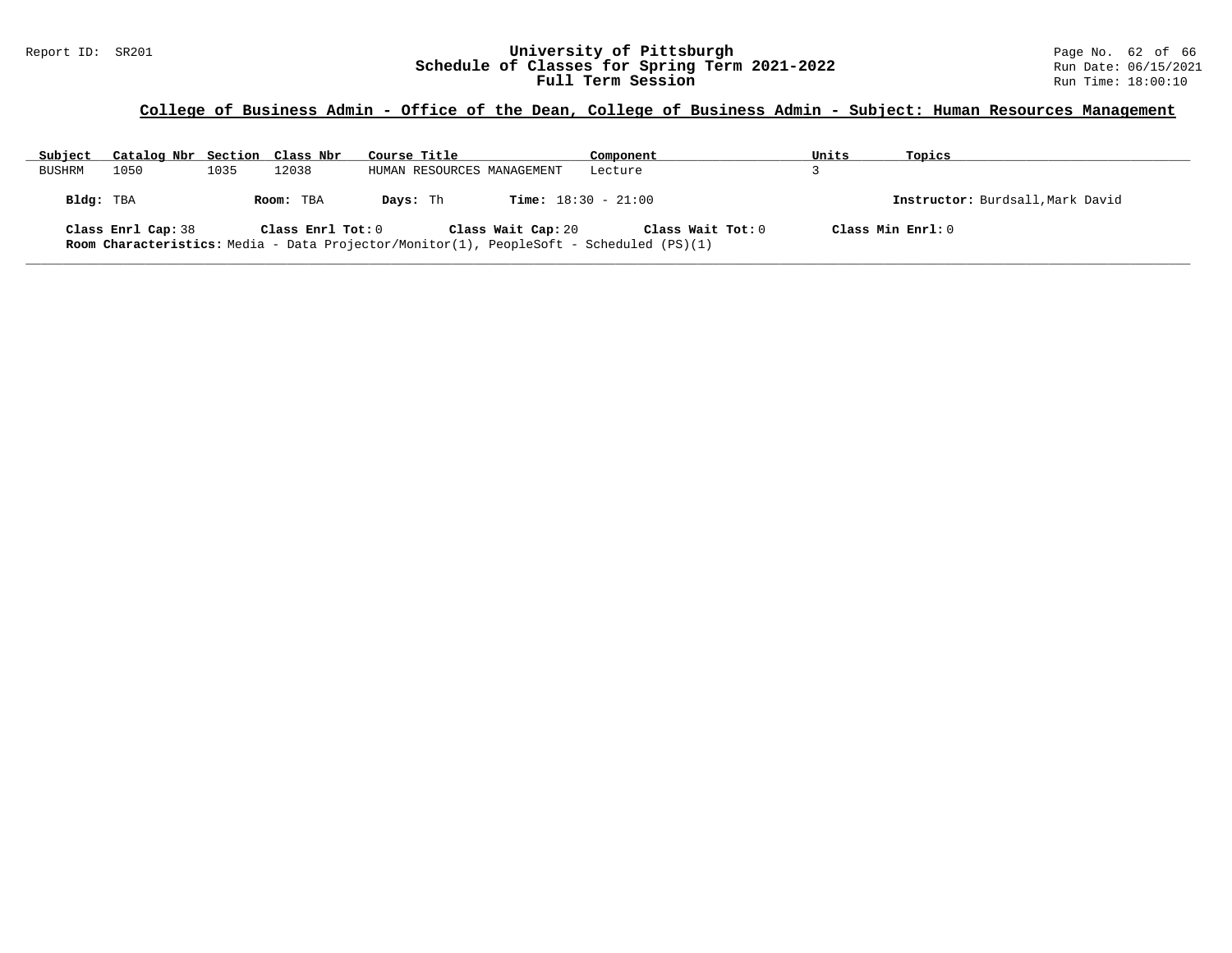## College of Business Admin - Office of the Dean, College of Business Admin - Subject: Human Resources Management

| Subject | Catalog Nbr | Section | Class Nbr | Course Title | Component | Units | Topics |
|---|---|---|---|---|---|---|---|
| BUSHRM | 1050 | 1035 | 12038 | HUMAN RESOURCES MANAGEMENT | Lecture | 3 | |

**Bldg:** TBA **Room:** TBA **Days:** Th **Time:** 18:30 - 21:00 **Instructor:** Burdsall,Mark David

**Class Enrl Cap:** 38 **Class Enrl Tot:** 0 **Class Wait Cap:** 20 **Class Wait Tot:** 0 **Class Min Enrl:** 0

**Room Characteristics:** Media - Data Projector/Monitor(1), PeopleSoft - Scheduled (PS)(1)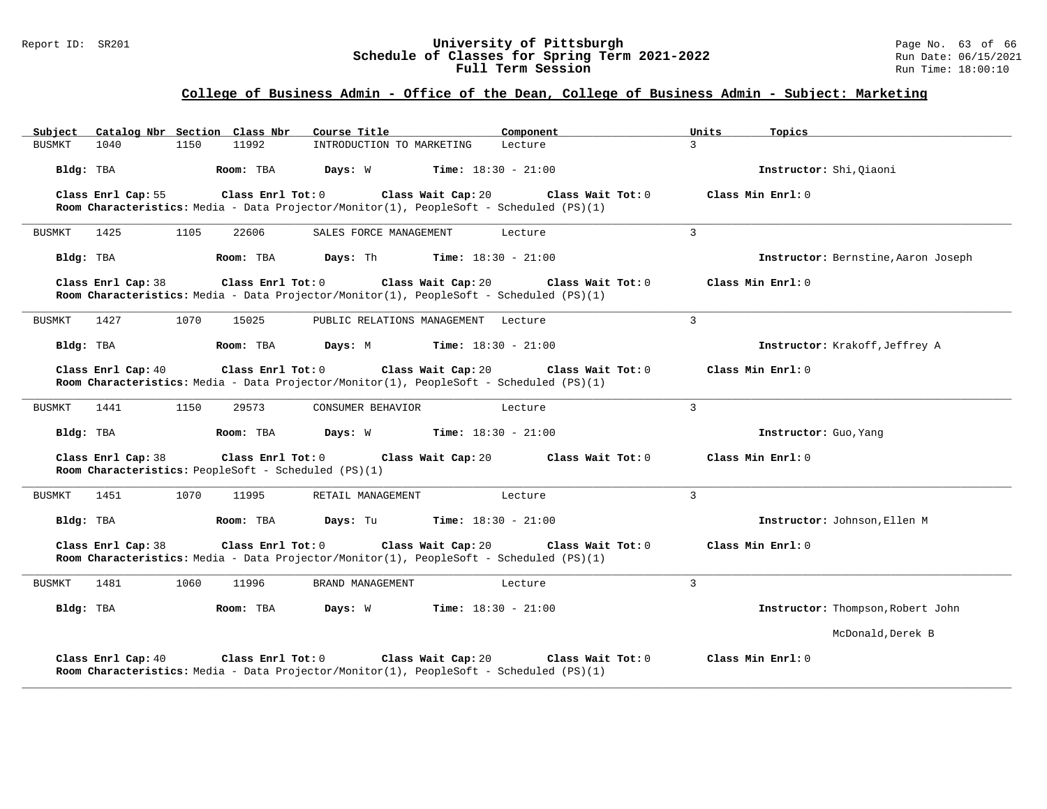## College of Business Admin - Office of the Dean, College of Business Admin - Subject: Marketing

| Subject | Catalog Nbr | Section | Class Nbr | Course Title | Component | Units | Topics |
|---|---|---|---|---|---|---|---|
| BUSMKT | 1040 | 1150 | 11992 | INTRODUCTION TO MARKETING | Lecture | 3 | |

**Bldg:** TBA **Room:** TBA **Days:** W **Time:** 18:30 - 21:00 **Instructor:** Shi,Qiaoni

**Class Enrl Cap:** 55 **Class Enrl Tot:** 0 **Class Wait Cap:** 20 **Class Wait Tot:** 0 **Class Min Enrl:** 0
**Room Characteristics:** Media - Data Projector/Monitor(1), PeopleSoft - Scheduled (PS)(1)

---

| Subject | Catalog Nbr | Section | Class Nbr | Course Title | Component | Units | Topics |
|---|---|---|---|---|---|---|---|
| BUSMKT | 1425 | 1105 | 22606 | SALES FORCE MANAGEMENT | Lecture | 3 | |

**Bldg:** TBA **Room:** TBA **Days:** Th **Time:** 18:30 - 21:00 **Instructor:** Bernstine,Aaron Joseph

**Class Enrl Cap:** 38 **Class Enrl Tot:** 0 **Class Wait Cap:** 20 **Class Wait Tot:** 0 **Class Min Enrl:** 0
**Room Characteristics:** Media - Data Projector/Monitor(1), PeopleSoft - Scheduled (PS)(1)

---

| Subject | Catalog Nbr | Section | Class Nbr | Course Title | Component | Units | Topics |
|---|---|---|---|---|---|---|---|
| BUSMKT | 1427 | 1070 | 15025 | PUBLIC RELATIONS MANAGEMENT | Lecture | 3 | |

**Bldg:** TBA **Room:** TBA **Days:** M **Time:** 18:30 - 21:00 **Instructor:** Krakoff,Jeffrey A

**Class Enrl Cap:** 40 **Class Enrl Tot:** 0 **Class Wait Cap:** 20 **Class Wait Tot:** 0 **Class Min Enrl:** 0
**Room Characteristics:** Media - Data Projector/Monitor(1), PeopleSoft - Scheduled (PS)(1)

---

| Subject | Catalog Nbr | Section | Class Nbr | Course Title | Component | Units | Topics |
|---|---|---|---|---|---|---|---|
| BUSMKT | 1441 | 1150 | 29573 | CONSUMER BEHAVIOR | Lecture | 3 | |

**Bldg:** TBA **Room:** TBA **Days:** W **Time:** 18:30 - 21:00 **Instructor:** Guo,Yang

**Class Enrl Cap:** 38 **Class Enrl Tot:** 0 **Class Wait Cap:** 20 **Class Wait Tot:** 0 **Class Min Enrl:** 0
**Room Characteristics:** PeopleSoft - Scheduled (PS)(1)

---

| Subject | Catalog Nbr | Section | Class Nbr | Course Title | Component | Units | Topics |
|---|---|---|---|---|---|---|---|
| BUSMKT | 1451 | 1070 | 11995 | RETAIL MANAGEMENT | Lecture | 3 | |

**Bldg:** TBA **Room:** TBA **Days:** Tu **Time:** 18:30 - 21:00 **Instructor:** Johnson,Ellen M

**Class Enrl Cap:** 38 **Class Enrl Tot:** 0 **Class Wait Cap:** 20 **Class Wait Tot:** 0 **Class Min Enrl:** 0
**Room Characteristics:** Media - Data Projector/Monitor(1), PeopleSoft - Scheduled (PS)(1)

---

| Subject | Catalog Nbr | Section | Class Nbr | Course Title | Component | Units | Topics |
|---|---|---|---|---|---|---|---|
| BUSMKT | 1481 | 1060 | 11996 | BRAND MANAGEMENT | Lecture | 3 | |

**Bldg:** TBA **Room:** TBA **Days:** W **Time:** 18:30 - 21:00 **Instructor:** Thompson,Robert John
McDonald,Derek B

**Class Enrl Cap:** 40 **Class Enrl Tot:** 0 **Class Wait Cap:** 20 **Class Wait Tot:** 0 **Class Min Enrl:** 0
**Room Characteristics:** Media - Data Projector/Monitor(1), PeopleSoft - Scheduled (PS)(1)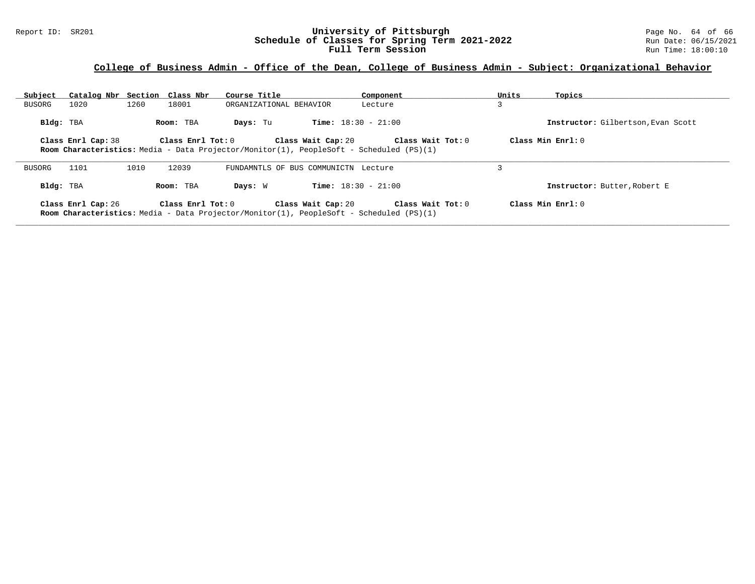# University of Pittsburgh
## Schedule of Classes for Spring Term 2021-2022
### Full Term Session

Report ID: SR201

Run Date: 06/15/2021
Run Time: 18:00:10

**College of Business Admin - Office of the Dean, College of Business Admin - Subject: Organizational Behavior**

| Subject | Catalog Nbr | Section | Class Nbr | Course Title | Component | Units | Topics |
|---|---|---|---|---|---|---|---|
| BUSORG | 1020 | 1260 | 18001 | ORGANIZATIONAL BEHAVIOR | Lecture | 3 | |

**Bldg:** TBA **Room:** TBA **Days:** Tu **Time:** 18:30 - 21:00 **Instructor:** Gilbertson,Evan Scott

**Class Enrl Cap:** 38 **Class Enrl Tot:** 0 **Class Wait Cap:** 20 **Class Wait Tot:** 0 **Class Min Enrl:** 0
**Room Characteristics:** Media - Data Projector/Monitor(1), PeopleSoft - Scheduled (PS)(1)

| Subject | Catalog Nbr | Section | Class Nbr | Course Title | Component | Units | Topics |
|---|---|---|---|---|---|---|---|
| BUSORG | 1101 | 1010 | 12039 | FUNDAMNTLS OF BUS COMMUNICTN | Lecture | 3 | |

**Bldg:** TBA **Room:** TBA **Days:** W **Time:** 18:30 - 21:00 **Instructor:** Butter,Robert E

**Class Enrl Cap:** 26 **Class Enrl Tot:** 0 **Class Wait Cap:** 20 **Class Wait Tot:** 0 **Class Min Enrl:** 0
**Room Characteristics:** Media - Data Projector/Monitor(1), PeopleSoft - Scheduled (PS)(1)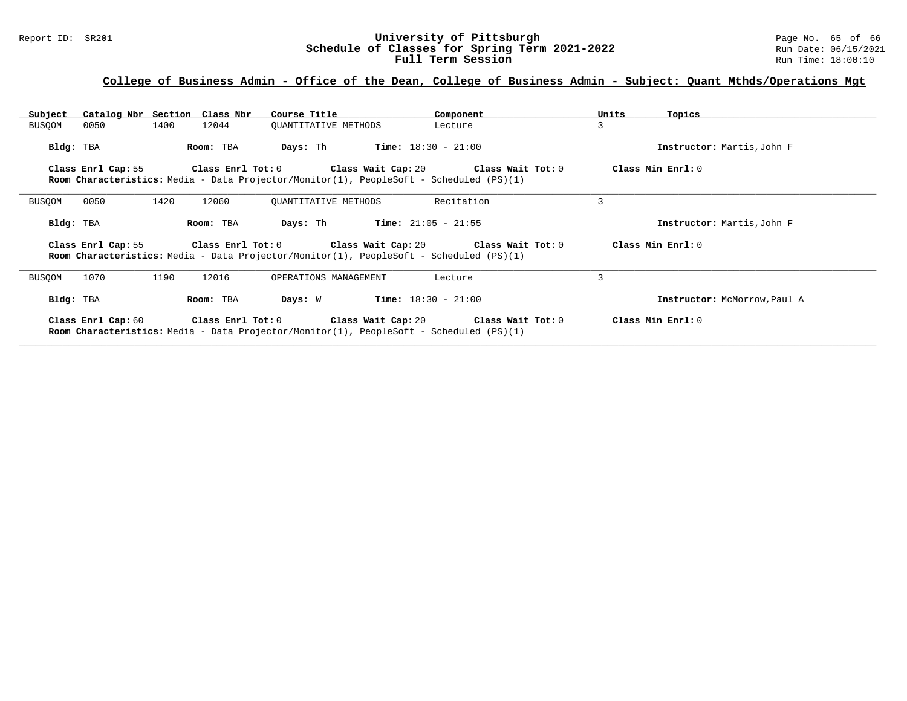## College of Business Admin - Office of the Dean, College of Business Admin - Subject: Quant Mthds/Operations Mgt

| Subject | Catalog Nbr | Section | Class Nbr | Course Title | Component | Units | Topics |
|---|---|---|---|---|---|---|---|
| BUSQOM | 0050 | 1400 | 12044 | QUANTITATIVE METHODS | Lecture | 3 | |

**Bldg:** TBA **Room:** TBA **Days:** Th **Time:** 18:30 - 21:00 **Instructor:** Martis,John F

**Class Enrl Cap:** 55 **Class Enrl Tot:** 0 **Class Wait Cap:** 20 **Class Wait Tot:** 0 **Class Min Enrl:** 0
**Room Characteristics:** Media - Data Projector/Monitor(1), PeopleSoft - Scheduled (PS)(1)

---

| Subject | Catalog Nbr | Section | Class Nbr | Course Title | Component | Units | Topics |
|---|---|---|---|---|---|---|---|
| BUSQOM | 0050 | 1420 | 12060 | QUANTITATIVE METHODS | Recitation | 3 | |

**Bldg:** TBA **Room:** TBA **Days:** Th **Time:** 21:05 - 21:55 **Instructor:** Martis,John F

**Class Enrl Cap:** 55 **Class Enrl Tot:** 0 **Class Wait Cap:** 20 **Class Wait Tot:** 0 **Class Min Enrl:** 0
**Room Characteristics:** Media - Data Projector/Monitor(1), PeopleSoft - Scheduled (PS)(1)

---

| Subject | Catalog Nbr | Section | Class Nbr | Course Title | Component | Units | Topics |
|---|---|---|---|---|---|---|---|
| BUSQOM | 1070 | 1190 | 12016 | OPERATIONS MANAGEMENT | Lecture | 3 | |

**Bldg:** TBA **Room:** TBA **Days:** W **Time:** 18:30 - 21:00 **Instructor:** McMorrow,Paul A

**Class Enrl Cap:** 60 **Class Enrl Tot:** 0 **Class Wait Cap:** 20 **Class Wait Tot:** 0 **Class Min Enrl:** 0
**Room Characteristics:** Media - Data Projector/Monitor(1), PeopleSoft - Scheduled (PS)(1)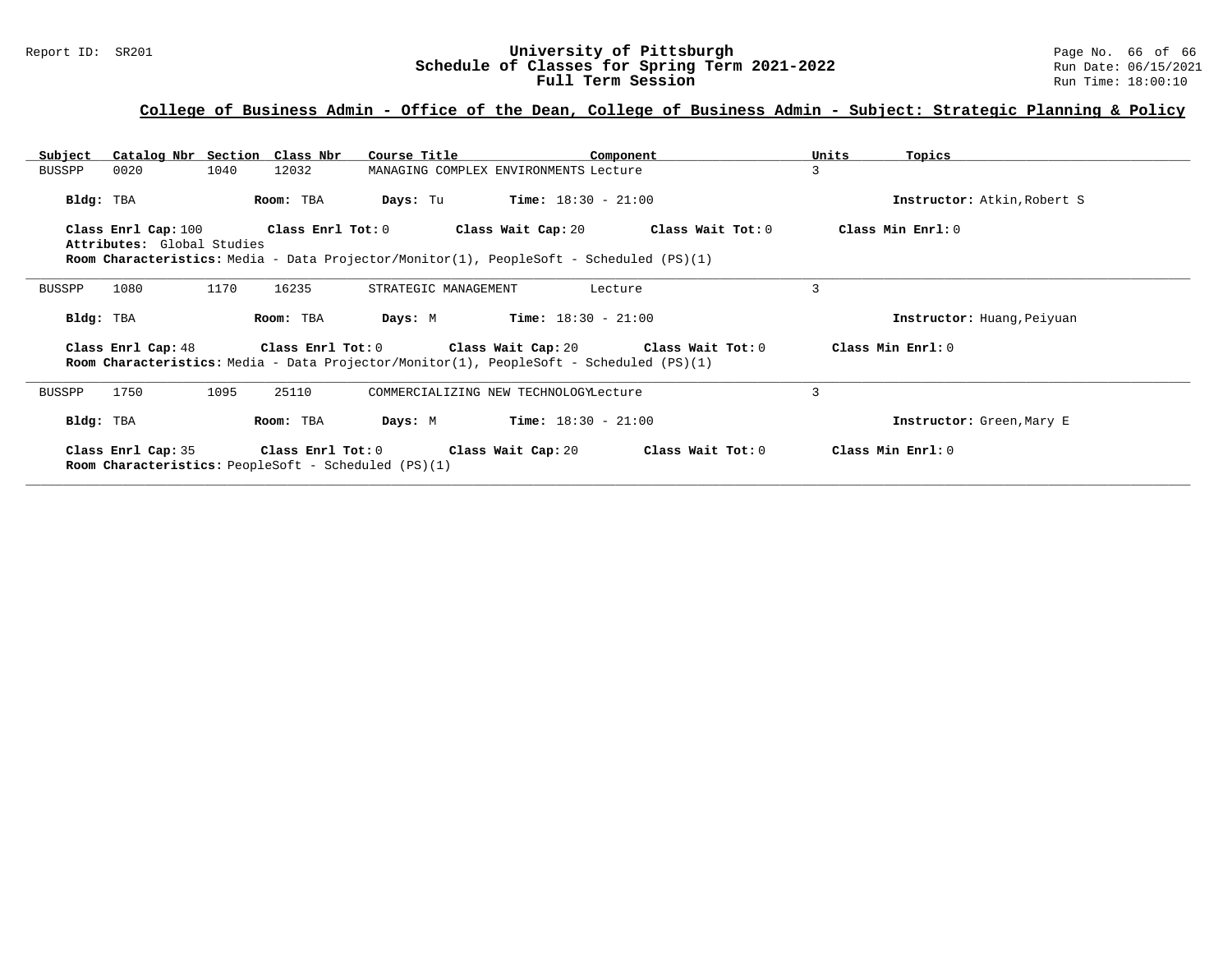## College of Business Admin - Office of the Dean, College of Business Admin - Subject: Strategic Planning & Policy

| Subject | Catalog Nbr | Section | Class Nbr | Course Title | Component | Units | Topics |
|---|---|---|---|---|---|---|---|
| BUSSPP | 0020 | 1040 | 12032 | MANAGING COMPLEX ENVIRONMENTS | Lecture | 3 | |

**Bldg:** TBA **Room:** TBA **Days:** Tu **Time:** 18:30 - 21:00 **Instructor:** Atkin,Robert S

**Class Enrl Cap:** 100 **Class Enrl Tot:** 0 **Class Wait Cap:** 20 **Class Wait Tot:** 0 **Class Min Enrl:** 0
**Attributes:** Global Studies
**Room Characteristics:** Media - Data Projector/Monitor(1), PeopleSoft - Scheduled (PS)(1)

---

| Subject | Catalog Nbr | Section | Class Nbr | Course Title | Component | Units | Topics |
|---|---|---|---|---|---|---|---|
| BUSSPP | 1080 | 1170 | 16235 | STRATEGIC MANAGEMENT | Lecture | 3 | |

**Bldg:** TBA **Room:** TBA **Days:** M **Time:** 18:30 - 21:00 **Instructor:** Huang,Peiyuan

**Class Enrl Cap:** 48 **Class Enrl Tot:** 0 **Class Wait Cap:** 20 **Class Wait Tot:** 0 **Class Min Enrl:** 0
**Room Characteristics:** Media - Data Projector/Monitor(1), PeopleSoft - Scheduled (PS)(1)

---

| Subject | Catalog Nbr | Section | Class Nbr | Course Title | Component | Units | Topics |
|---|---|---|---|---|---|---|---|
| BUSSPP | 1750 | 1095 | 25110 | COMMERCIALIZING NEW TECHNOLOGY | Lecture | 3 | |

**Bldg:** TBA **Room:** TBA **Days:** M **Time:** 18:30 - 21:00 **Instructor:** Green,Mary E

**Class Enrl Cap:** 35 **Class Enrl Tot:** 0 **Class Wait Cap:** 20 **Class Wait Tot:** 0 **Class Min Enrl:** 0
**Room Characteristics:** PeopleSoft - Scheduled (PS)(1)